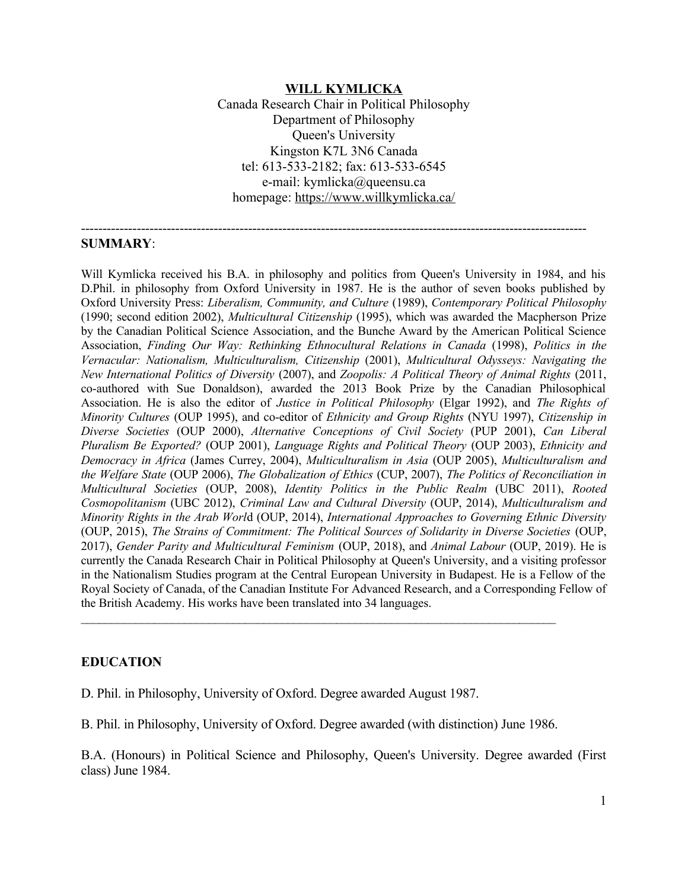**WILL KYMLICKA**

Canada Research Chair in Political Philosophy
Department of Philosophy
Queen's University
Kingston K7L 3N6 Canada
tel: 613-533-2182; fax: 613-533-6545
e-mail: kymlicka@queensu.ca
homepage: https://www.willkymlicka.ca/

---

**SUMMARY**:

Will Kymlicka received his B.A. in philosophy and politics from Queen's University in 1984, and his D.Phil. in philosophy from Oxford University in 1987. He is the author of seven books published by Oxford University Press: *Liberalism, Community, and Culture* (1989), *Contemporary Political Philosophy* (1990; second edition 2002), *Multicultural Citizenship* (1995), which was awarded the Macpherson Prize by the Canadian Political Science Association, and the Bunche Award by the American Political Science Association, *Finding Our Way: Rethinking Ethnocultural Relations in Canada* (1998), *Politics in the Vernacular: Nationalism, Multiculturalism, Citizenship* (2001), *Multicultural Odysseys: Navigating the New International Politics of Diversity* (2007), and *Zoopolis: A Political Theory of Animal Rights* (2011, co-authored with Sue Donaldson), awarded the 2013 Book Prize by the Canadian Philosophical Association. He is also the editor of *Justice in Political Philosophy* (Elgar 1992), and *The Rights of Minority Cultures* (OUP 1995), and co-editor of *Ethnicity and Group Rights* (NYU 1997), *Citizenship in Diverse Societies* (OUP 2000), *Alternative Conceptions of Civil Society* (PUP 2001), *Can Liberal Pluralism Be Exported?* (OUP 2001), *Language Rights and Political Theory* (OUP 2003), *Ethnicity and Democracy in Africa* (James Currey, 2004), *Multiculturalism in Asia* (OUP 2005), *Multiculturalism and the Welfare State* (OUP 2006), *The Globalization of Ethics* (CUP, 2007), *The Politics of Reconciliation in Multicultural Societies* (OUP, 2008), *Identity Politics in the Public Realm* (UBC 2011), *Rooted Cosmopolitanism* (UBC 2012), *Criminal Law and Cultural Diversity* (OUP, 2014), *Multiculturalism and Minority Rights in the Arab Worl*d (OUP, 2014), *International Approaches to Governing Ethnic Diversity* (OUP, 2015), *The Strains of Commitment: The Political Sources of Solidarity in Diverse Societies* (OUP, 2017), *Gender Parity and Multicultural Feminism* (OUP, 2018), and *Animal Labour* (OUP, 2019). He is currently the Canada Research Chair in Political Philosophy at Queen's University, and a visiting professor in the Nationalism Studies program at the Central European University in Budapest. He is a Fellow of the Royal Society of Canada, of the Canadian Institute For Advanced Research, and a Corresponding Fellow of the British Academy. His works have been translated into 34 languages.

---

**EDUCATION**

D. Phil. in Philosophy, University of Oxford. Degree awarded August 1987.

B. Phil. in Philosophy, University of Oxford. Degree awarded (with distinction) June 1986.

B.A. (Honours) in Political Science and Philosophy, Queen's University. Degree awarded (First class) June 1984.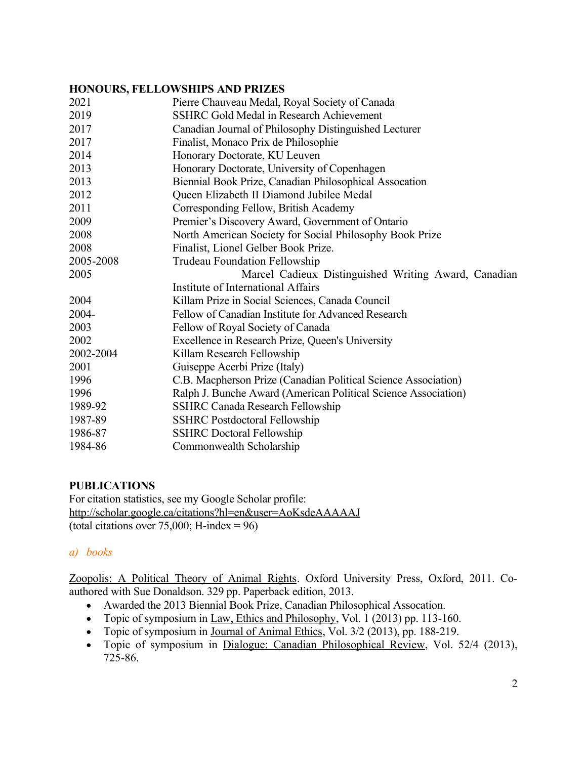## HONOURS, FELLOWSHIPS AND PRIZES

| | |
|---|---|
| 2021 | Pierre Chauveau Medal, Royal Society of Canada |
| 2019 | SSHRC Gold Medal in Research Achievement |
| 2017 | Canadian Journal of Philosophy Distinguished Lecturer |
| 2017 | Finalist, Monaco Prix de Philosophie |
| 2014 | Honorary Doctorate, KU Leuven |
| 2013 | Honorary Doctorate, University of Copenhagen |
| 2013 | Biennial Book Prize, Canadian Philosophical Assocation |
| 2012 | Queen Elizabeth II Diamond Jubilee Medal |
| 2011 | Corresponding Fellow, British Academy |
| 2009 | Premier's Discovery Award, Government of Ontario |
| 2008 | North American Society for Social Philosophy Book Prize |
| 2008 | Finalist, Lionel Gelber Book Prize. |
| 2005-2008 | Trudeau Foundation Fellowship |
| 2005 | Marcel Cadieux Distinguished Writing Award, Canadian Institute of International Affairs |
| 2004 | Killam Prize in Social Sciences, Canada Council |
| 2004- | Fellow of Canadian Institute for Advanced Research |
| 2003 | Fellow of Royal Society of Canada |
| 2002 | Excellence in Research Prize, Queen's University |
| 2002-2004 | Killam Research Fellowship |
| 2001 | Guiseppe Acerbi Prize (Italy) |
| 1996 | C.B. Macpherson Prize (Canadian Political Science Association) |
| 1996 | Ralph J. Bunche Award (American Political Science Association) |
| 1989-92 | SSHRC Canada Research Fellowship |
| 1987-89 | SSHRC Postdoctoral Fellowship |
| 1986-87 | SSHRC Doctoral Fellowship |
| 1984-86 | Commonwealth Scholarship |

## PUBLICATIONS

For citation statistics, see my Google Scholar profile:
http://scholar.google.ca/citations?hl=en&user=AoKsdeAAAAAJ
(total citations over 75,000; H-index = 96)

### *a) books*

Zoopolis: A Political Theory of Animal Rights. Oxford University Press, Oxford, 2011. Co-authored with Sue Donaldson. 329 pp. Paperback edition, 2013.

- Awarded the 2013 Biennial Book Prize, Canadian Philosophical Assocation.
- Topic of symposium in Law, Ethics and Philosophy, Vol. 1 (2013) pp. 113-160.
- Topic of symposium in Journal of Animal Ethics, Vol. 3/2 (2013), pp. 188-219.
- Topic of symposium in Dialogue: Canadian Philosophical Review, Vol. 52/4 (2013), 725-86.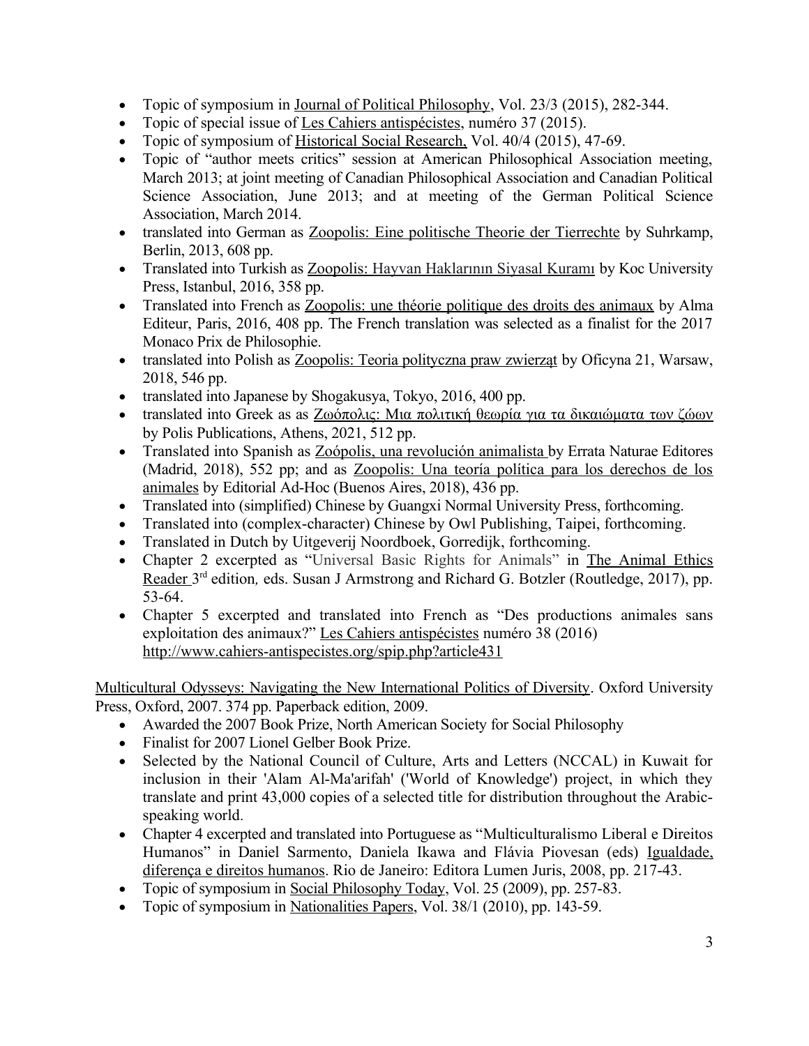- Topic of symposium in Journal of Political Philosophy, Vol. 23/3 (2015), 282-344.
- Topic of special issue of Les Cahiers antispécistes, numéro 37 (2015).
- Topic of symposium of Historical Social Research, Vol. 40/4 (2015), 47-69.
- Topic of "author meets critics" session at American Philosophical Association meeting, March 2013; at joint meeting of Canadian Philosophical Association and Canadian Political Science Association, June 2013; and at meeting of the German Political Science Association, March 2014.
- translated into German as Zoopolis: Eine politische Theorie der Tierrechte by Suhrkamp, Berlin, 2013, 608 pp.
- Translated into Turkish as Zoopolis: Hayvan Haklarının Siyasal Kuramı by Koc University Press, Istanbul, 2016, 358 pp.
- Translated into French as Zoopolis: une théorie politique des droits des animaux by Alma Editeur, Paris, 2016, 408 pp. The French translation was selected as a finalist for the 2017 Monaco Prix de Philosophie.
- translated into Polish as Zoopolis: Teoria polityczna praw zwierząt by Oficyna 21, Warsaw, 2018, 546 pp.
- translated into Japanese by Shogakusya, Tokyo, 2016, 400 pp.
- translated into Greek as as Ζωόπολις: Μια πολιτική θεωρία για τα δικαιώματα των ζώων by Polis Publications, Athens, 2021, 512 pp.
- Translated into Spanish as Zoópolis, una revolución animalista by Errata Naturae Editores (Madrid, 2018), 552 pp; and as Zoopolis: Una teoría política para los derechos de los animales by Editorial Ad-Hoc (Buenos Aires, 2018), 436 pp.
- Translated into (simplified) Chinese by Guangxi Normal University Press, forthcoming.
- Translated into (complex-character) Chinese by Owl Publishing, Taipei, forthcoming.
- Translated in Dutch by Uitgeverij Noordboek, Gorredijk, forthcoming.
- Chapter 2 excerpted as "Universal Basic Rights for Animals" in The Animal Ethics Reader 3rd edition, eds. Susan J Armstrong and Richard G. Botzler (Routledge, 2017), pp. 53-64.
- Chapter 5 excerpted and translated into French as "Des productions animales sans exploitation des animaux?" Les Cahiers antispécistes numéro 38 (2016) http://www.cahiers-antispecistes.org/spip.php?article431

Multicultural Odysseys: Navigating the New International Politics of Diversity. Oxford University Press, Oxford, 2007. 374 pp. Paperback edition, 2009.

- Awarded the 2007 Book Prize, North American Society for Social Philosophy
- Finalist for 2007 Lionel Gelber Book Prize.
- Selected by the National Council of Culture, Arts and Letters (NCCAL) in Kuwait for inclusion in their 'Alam Al-Ma'arifah' ('World of Knowledge') project, in which they translate and print 43,000 copies of a selected title for distribution throughout the Arabic-speaking world.
- Chapter 4 excerpted and translated into Portuguese as "Multiculturalismo Liberal e Direitos Humanos" in Daniel Sarmento, Daniela Ikawa and Flávia Piovesan (eds) Igualdade, diferença e direitos humanos. Rio de Janeiro: Editora Lumen Juris, 2008, pp. 217-43.
- Topic of symposium in Social Philosophy Today, Vol. 25 (2009), pp. 257-83.
- Topic of symposium in Nationalities Papers, Vol. 38/1 (2010), pp. 143-59.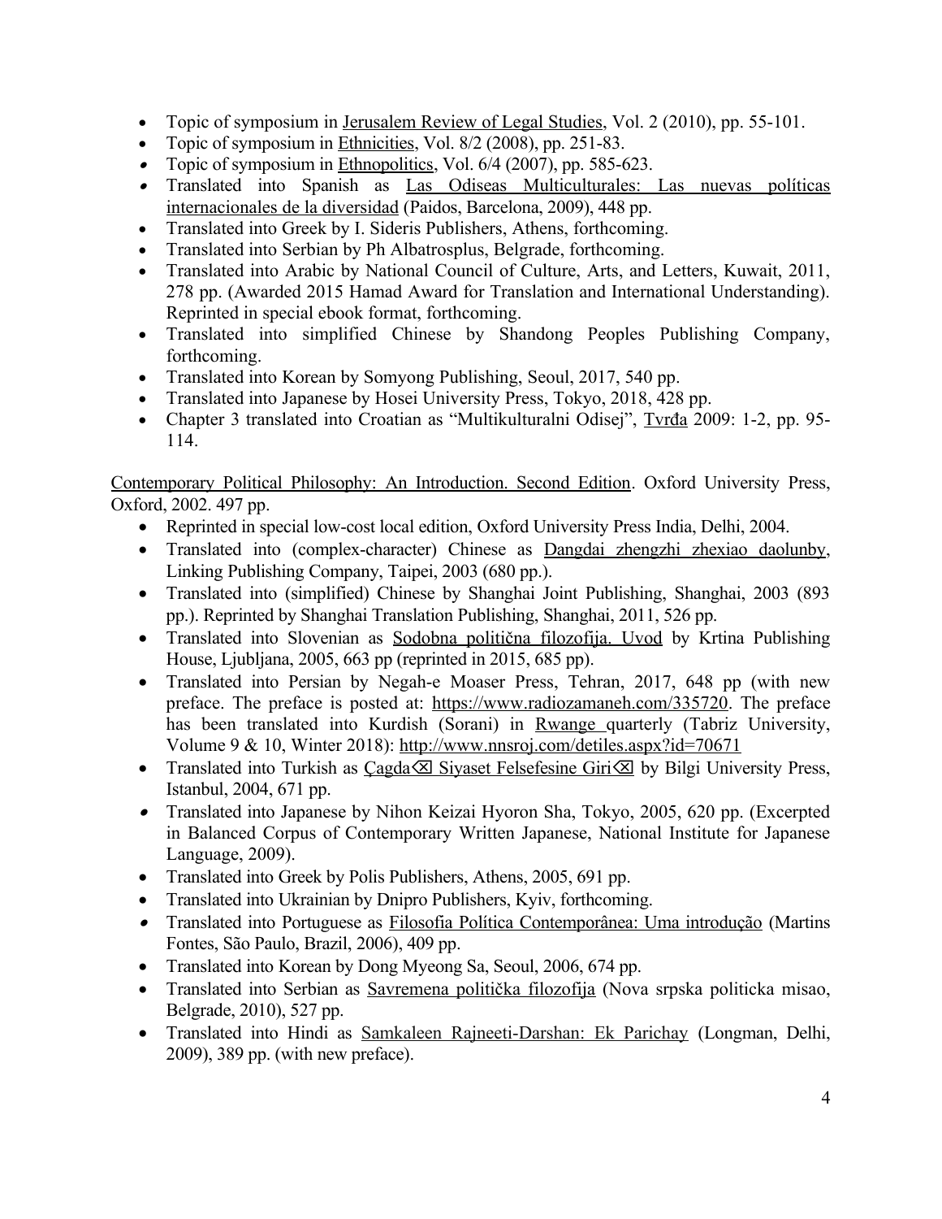- Topic of symposium in Jerusalem Review of Legal Studies, Vol. 2 (2010), pp. 55-101.
- Topic of symposium in Ethnicities, Vol. 8/2 (2008), pp. 251-83.
- Topic of symposium in Ethnopolitics, Vol. 6/4 (2007), pp. 585-623.
- Translated into Spanish as Las Odiseas Multiculturales: Las nuevas políticas internacionales de la diversidad (Paidos, Barcelona, 2009), 448 pp.
- Translated into Greek by I. Sideris Publishers, Athens, forthcoming.
- Translated into Serbian by Ph Albatrosplus, Belgrade, forthcoming.
- Translated into Arabic by National Council of Culture, Arts, and Letters, Kuwait, 2011, 278 pp. (Awarded 2015 Hamad Award for Translation and International Understanding). Reprinted in special ebook format, forthcoming.
- Translated into simplified Chinese by Shandong Peoples Publishing Company, forthcoming.
- Translated into Korean by Somyong Publishing, Seoul, 2017, 540 pp.
- Translated into Japanese by Hosei University Press, Tokyo, 2018, 428 pp.
- Chapter 3 translated into Croatian as "Multikulturalni Odisej", Tvrđa 2009: 1-2, pp. 95-114.

Contemporary Political Philosophy: An Introduction. Second Edition. Oxford University Press, Oxford, 2002. 497 pp.

- Reprinted in special low-cost local edition, Oxford University Press India, Delhi, 2004.
- Translated into (complex-character) Chinese as Dangdai zhengzhi zhexiao daolunby, Linking Publishing Company, Taipei, 2003 (680 pp.).
- Translated into (simplified) Chinese by Shanghai Joint Publishing, Shanghai, 2003 (893 pp.). Reprinted by Shanghai Translation Publishing, Shanghai, 2011, 526 pp.
- Translated into Slovenian as Sodobna politična filozofija. Uvod by Krtina Publishing House, Ljubljana, 2005, 663 pp (reprinted in 2015, 685 pp).
- Translated into Persian by Negah-e Moaser Press, Tehran, 2017, 648 pp (with new preface. The preface is posted at: https://www.radiozamaneh.com/335720. The preface has been translated into Kurdish (Sorani) in Rwange quarterly (Tabriz University, Volume 9 & 10, Winter 2018): http://www.nnsroj.com/detiles.aspx?id=70671
- Translated into Turkish as Çagda⌫ Siyaset Felsefesine Giri⌫ by Bilgi University Press, Istanbul, 2004, 671 pp.
- Translated into Japanese by Nihon Keizai Hyoron Sha, Tokyo, 2005, 620 pp. (Excerpted in Balanced Corpus of Contemporary Written Japanese, National Institute for Japanese Language, 2009).
- Translated into Greek by Polis Publishers, Athens, 2005, 691 pp.
- Translated into Ukrainian by Dnipro Publishers, Kyiv, forthcoming.
- Translated into Portuguese as Filosofia Política Contemporânea: Uma introdução (Martins Fontes, São Paulo, Brazil, 2006), 409 pp.
- Translated into Korean by Dong Myeong Sa, Seoul, 2006, 674 pp.
- Translated into Serbian as Savremena politička filozofija (Nova srpska politicka misao, Belgrade, 2010), 527 pp.
- Translated into Hindi as Samkaleen Rajneeti-Darshan: Ek Parichay (Longman, Delhi, 2009), 389 pp. (with new preface).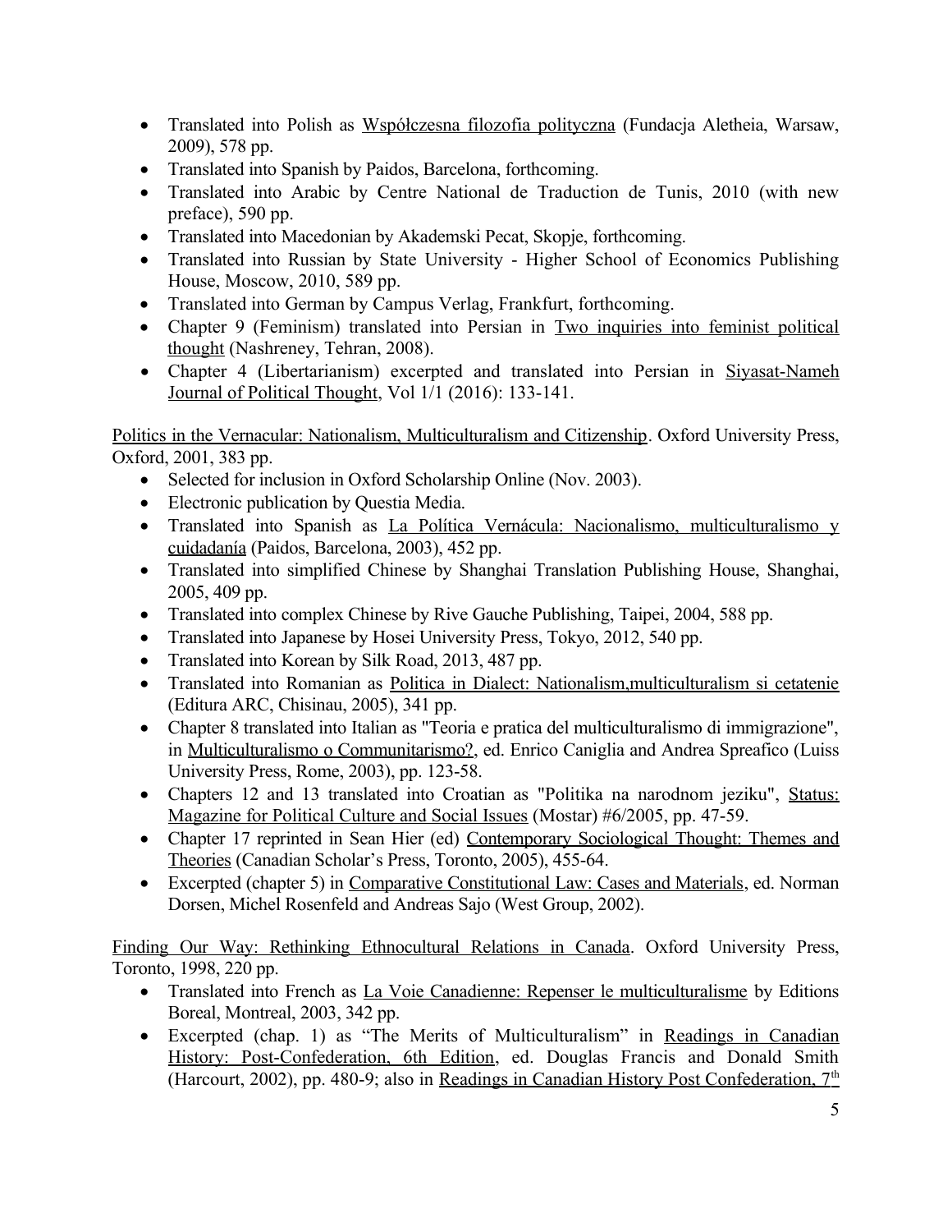- Translated into Polish as Współczesna filozofia polityczna (Fundacja Aletheia, Warsaw, 2009), 578 pp.
- Translated into Spanish by Paidos, Barcelona, forthcoming.
- Translated into Arabic by Centre National de Traduction de Tunis, 2010 (with new preface), 590 pp.
- Translated into Macedonian by Akademski Pecat, Skopje, forthcoming.
- Translated into Russian by State University - Higher School of Economics Publishing House, Moscow, 2010, 589 pp.
- Translated into German by Campus Verlag, Frankfurt, forthcoming.
- Chapter 9 (Feminism) translated into Persian in Two inquiries into feminist political thought (Nashreney, Tehran, 2008).
- Chapter 4 (Libertarianism) excerpted and translated into Persian in Siyasat-Nameh Journal of Political Thought, Vol 1/1 (2016): 133-141.

Politics in the Vernacular: Nationalism, Multiculturalism and Citizenship. Oxford University Press, Oxford, 2001, 383 pp.

- Selected for inclusion in Oxford Scholarship Online (Nov. 2003).
- Electronic publication by Questia Media.
- Translated into Spanish as La Política Vernácula: Nacionalismo, multiculturalismo y cuidadanía (Paidos, Barcelona, 2003), 452 pp.
- Translated into simplified Chinese by Shanghai Translation Publishing House, Shanghai, 2005, 409 pp.
- Translated into complex Chinese by Rive Gauche Publishing, Taipei, 2004, 588 pp.
- Translated into Japanese by Hosei University Press, Tokyo, 2012, 540 pp.
- Translated into Korean by Silk Road, 2013, 487 pp.
- Translated into Romanian as Politica in Dialect: Nationalism,multiculturalism si cetatenie (Editura ARC, Chisinau, 2005), 341 pp.
- Chapter 8 translated into Italian as "Teoria e pratica del multiculturalismo di immigrazione", in Multiculturalismo o Communitarismo?, ed. Enrico Caniglia and Andrea Spreafico (Luiss University Press, Rome, 2003), pp. 123-58.
- Chapters 12 and 13 translated into Croatian as "Politika na narodnom jeziku", Status: Magazine for Political Culture and Social Issues (Mostar) #6/2005, pp. 47-59.
- Chapter 17 reprinted in Sean Hier (ed) Contemporary Sociological Thought: Themes and Theories (Canadian Scholar's Press, Toronto, 2005), 455-64.
- Excerpted (chapter 5) in Comparative Constitutional Law: Cases and Materials, ed. Norman Dorsen, Michel Rosenfeld and Andreas Sajo (West Group, 2002).

Finding Our Way: Rethinking Ethnocultural Relations in Canada. Oxford University Press, Toronto, 1998, 220 pp.

- Translated into French as La Voie Canadienne: Repenser le multiculturalisme by Editions Boreal, Montreal, 2003, 342 pp.
- Excerpted (chap. 1) as "The Merits of Multiculturalism" in Readings in Canadian History: Post-Confederation, 6th Edition, ed. Douglas Francis and Donald Smith (Harcourt, 2002), pp. 480-9; also in Readings in Canadian History Post Confederation, 7th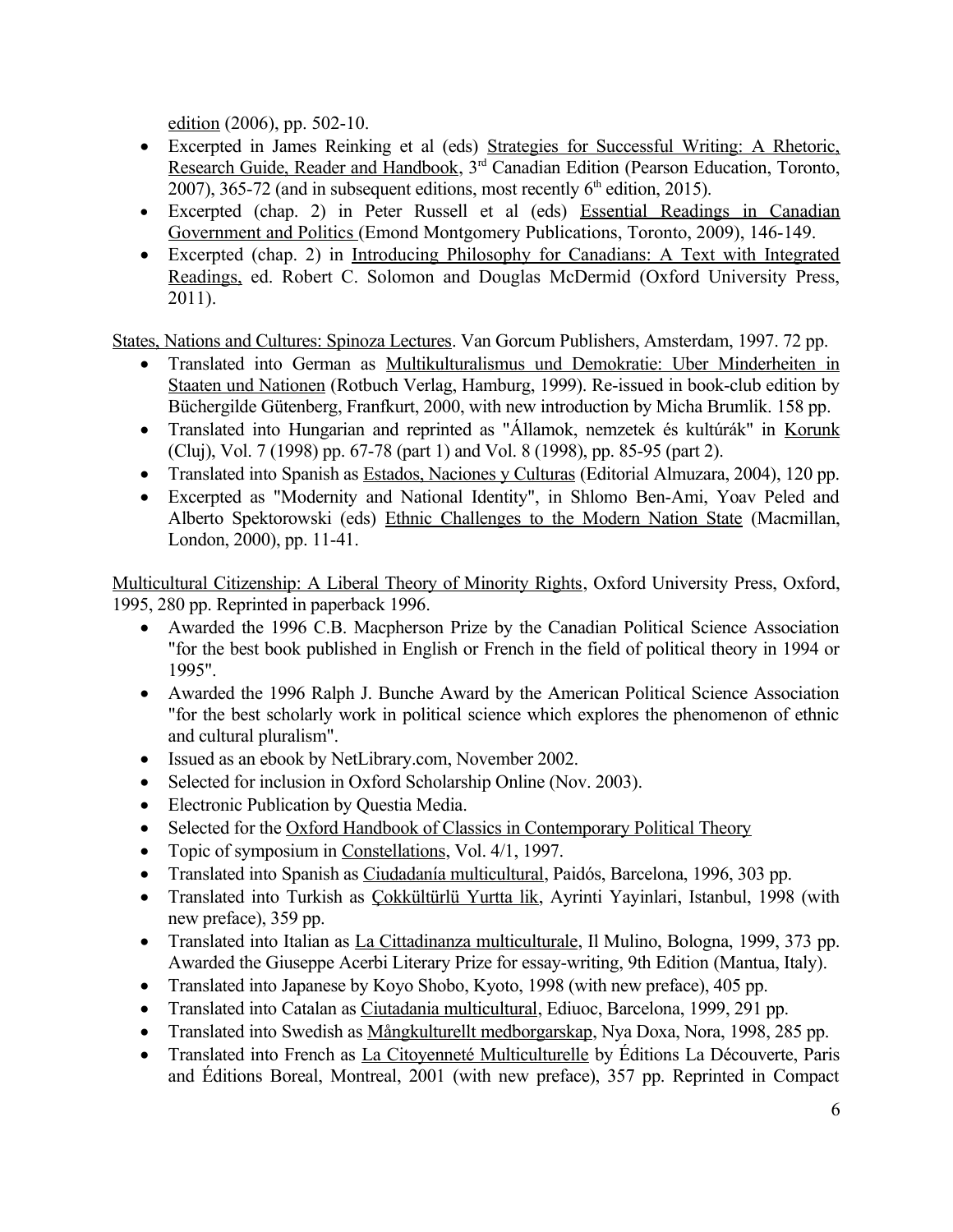edition (2006), pp. 502-10.

- Excerpted in James Reinking et al (eds) Strategies for Successful Writing: A Rhetoric, Research Guide, Reader and Handbook, 3rd Canadian Edition (Pearson Education, Toronto, 2007), 365-72 (and in subsequent editions, most recently 6th edition, 2015).
- Excerpted (chap. 2) in Peter Russell et al (eds) Essential Readings in Canadian Government and Politics (Emond Montgomery Publications, Toronto, 2009), 146-149.
- Excerpted (chap. 2) in Introducing Philosophy for Canadians: A Text with Integrated Readings, ed. Robert C. Solomon and Douglas McDermid (Oxford University Press, 2011).

States, Nations and Cultures: Spinoza Lectures. Van Gorcum Publishers, Amsterdam, 1997. 72 pp.

- Translated into German as Multikulturalismus und Demokratie: Uber Minderheiten in Staaten und Nationen (Rotbuch Verlag, Hamburg, 1999). Re-issued in book-club edition by Büchergilde Gütenberg, Franfkurt, 2000, with new introduction by Micha Brumlik. 158 pp.
- Translated into Hungarian and reprinted as "Államok, nemzetek és kultúrák" in Korunk (Cluj), Vol. 7 (1998) pp. 67-78 (part 1) and Vol. 8 (1998), pp. 85-95 (part 2).
- Translated into Spanish as Estados, Naciones y Culturas (Editorial Almuzara, 2004), 120 pp.
- Excerpted as "Modernity and National Identity", in Shlomo Ben-Ami, Yoav Peled and Alberto Spektorowski (eds) Ethnic Challenges to the Modern Nation State (Macmillan, London, 2000), pp. 11-41.

Multicultural Citizenship: A Liberal Theory of Minority Rights, Oxford University Press, Oxford, 1995, 280 pp. Reprinted in paperback 1996.

- Awarded the 1996 C.B. Macpherson Prize by the Canadian Political Science Association "for the best book published in English or French in the field of political theory in 1994 or 1995".
- Awarded the 1996 Ralph J. Bunche Award by the American Political Science Association "for the best scholarly work in political science which explores the phenomenon of ethnic and cultural pluralism".
- Issued as an ebook by NetLibrary.com, November 2002.
- Selected for inclusion in Oxford Scholarship Online (Nov. 2003).
- Electronic Publication by Questia Media.
- Selected for the Oxford Handbook of Classics in Contemporary Political Theory
- Topic of symposium in Constellations, Vol. 4/1, 1997.
- Translated into Spanish as Ciudadanía multicultural, Paidós, Barcelona, 1996, 303 pp.
- Translated into Turkish as Çokkültürlü Yurtta lik, Ayrinti Yayinlari, Istanbul, 1998 (with new preface), 359 pp.
- Translated into Italian as La Cittadinanza multiculturale, Il Mulino, Bologna, 1999, 373 pp. Awarded the Giuseppe Acerbi Literary Prize for essay-writing, 9th Edition (Mantua, Italy).
- Translated into Japanese by Koyo Shobo, Kyoto, 1998 (with new preface), 405 pp.
- Translated into Catalan as Ciutadania multicultural, Ediuoc, Barcelona, 1999, 291 pp.
- Translated into Swedish as Mångkulturellt medborgarskap, Nya Doxa, Nora, 1998, 285 pp.
- Translated into French as La Citoyenneté Multiculturelle by Éditions La Découverte, Paris and Éditions Boreal, Montreal, 2001 (with new preface), 357 pp. Reprinted in Compact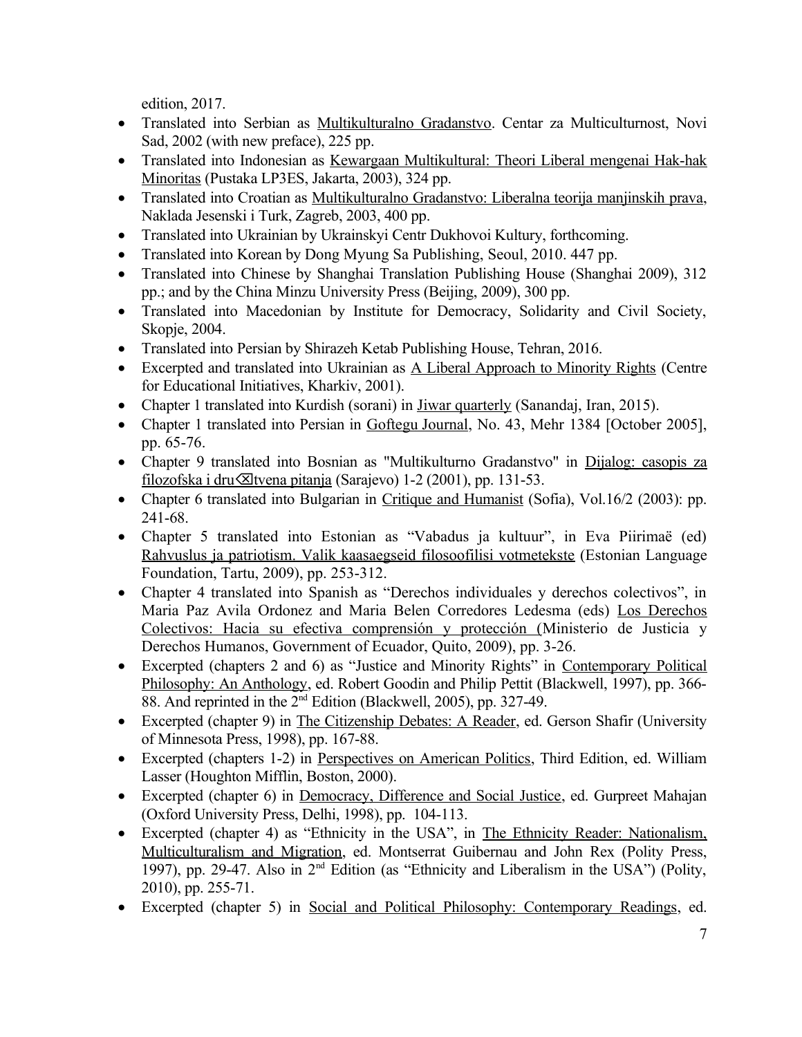edition, 2017.

- Translated into Serbian as Multikulturalno Gradanstvo. Centar za Multiculturnost, Novi Sad, 2002 (with new preface), 225 pp.
- Translated into Indonesian as Kewargaan Multikultural: Theori Liberal mengenai Hak-hak Minoritas (Pustaka LP3ES, Jakarta, 2003), 324 pp.
- Translated into Croatian as Multikulturalno Gradanstvo: Liberalna teorija manjinskih prava, Naklada Jesenski i Turk, Zagreb, 2003, 400 pp.
- Translated into Ukrainian by Ukrainskyi Centr Dukhovoi Kultury, forthcoming.
- Translated into Korean by Dong Myung Sa Publishing, Seoul, 2010. 447 pp.
- Translated into Chinese by Shanghai Translation Publishing House (Shanghai 2009), 312 pp.; and by the China Minzu University Press (Beijing, 2009), 300 pp.
- Translated into Macedonian by Institute for Democracy, Solidarity and Civil Society, Skopje, 2004.
- Translated into Persian by Shirazeh Ketab Publishing House, Tehran, 2016.
- Excerpted and translated into Ukrainian as A Liberal Approach to Minority Rights (Centre for Educational Initiatives, Kharkiv, 2001).
- Chapter 1 translated into Kurdish (sorani) in Jiwar quarterly (Sanandaj, Iran, 2015).
- Chapter 1 translated into Persian in Goftegu Journal, No. 43, Mehr 1384 [October 2005], pp. 65-76.
- Chapter 9 translated into Bosnian as "Multikulturno Gradanstvo" in Dijalog: casopis za filozofska i dru⌫tvena pitanja (Sarajevo) 1-2 (2001), pp. 131-53.
- Chapter 6 translated into Bulgarian in Critique and Humanist (Sofia), Vol.16/2 (2003): pp. 241-68.
- Chapter 5 translated into Estonian as "Vabadus ja kultuur", in Eva Piirimaë (ed) Rahvuslus ja patriotism. Valik kaasaegseid filosoofilisi votmetekste (Estonian Language Foundation, Tartu, 2009), pp. 253-312.
- Chapter 4 translated into Spanish as "Derechos individuales y derechos colectivos", in Maria Paz Avila Ordonez and Maria Belen Corredores Ledesma (eds) Los Derechos Colectivos: Hacia su efectiva comprensión y protección (Ministerio de Justicia y Derechos Humanos, Government of Ecuador, Quito, 2009), pp. 3-26.
- Excerpted (chapters 2 and 6) as "Justice and Minority Rights" in Contemporary Political Philosophy: An Anthology, ed. Robert Goodin and Philip Pettit (Blackwell, 1997), pp. 366-88. And reprinted in the 2nd Edition (Blackwell, 2005), pp. 327-49.
- Excerpted (chapter 9) in The Citizenship Debates: A Reader, ed. Gerson Shafir (University of Minnesota Press, 1998), pp. 167-88.
- Excerpted (chapters 1-2) in Perspectives on American Politics, Third Edition, ed. William Lasser (Houghton Mifflin, Boston, 2000).
- Excerpted (chapter 6) in Democracy, Difference and Social Justice, ed. Gurpreet Mahajan (Oxford University Press, Delhi, 1998), pp. 104-113.
- Excerpted (chapter 4) as "Ethnicity in the USA", in The Ethnicity Reader: Nationalism, Multiculturalism and Migration, ed. Montserrat Guibernau and John Rex (Polity Press, 1997), pp. 29-47. Also in 2nd Edition (as "Ethnicity and Liberalism in the USA") (Polity, 2010), pp. 255-71.
- Excerpted (chapter 5) in Social and Political Philosophy: Contemporary Readings, ed.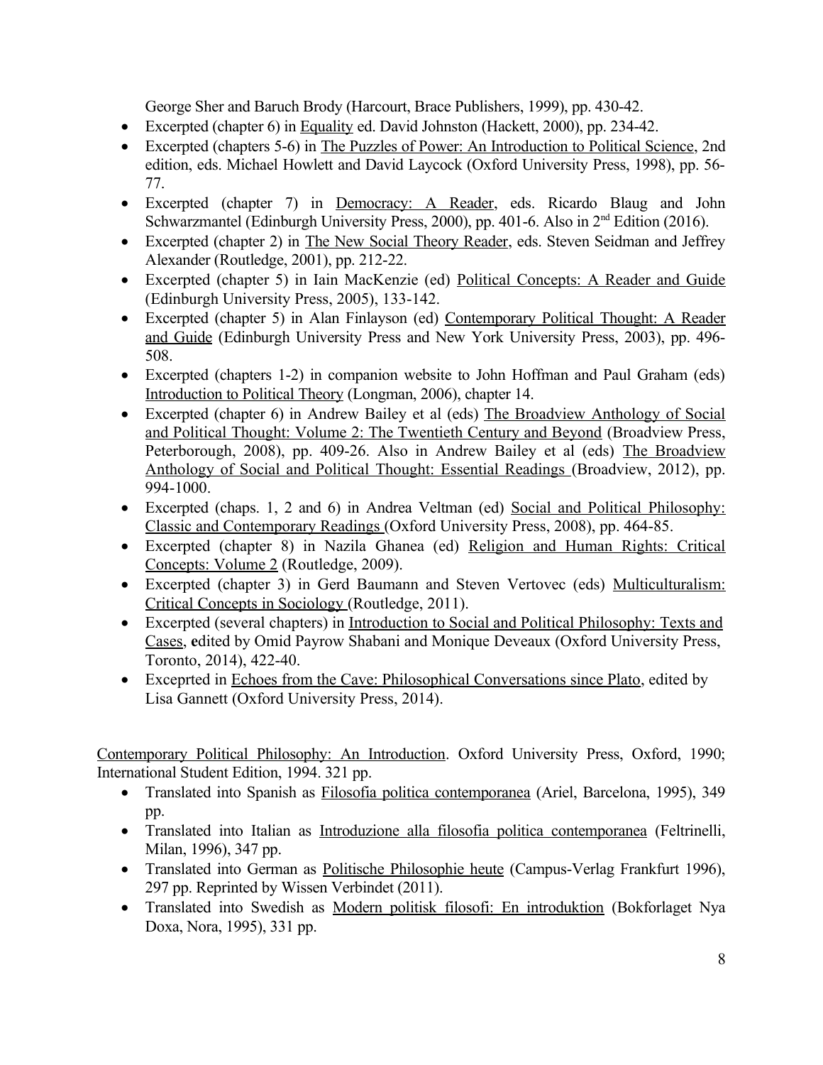George Sher and Baruch Brody (Harcourt, Brace Publishers, 1999), pp. 430-42.

- Excerpted (chapter 6) in Equality ed. David Johnston (Hackett, 2000), pp. 234-42.
- Excerpted (chapters 5-6) in The Puzzles of Power: An Introduction to Political Science, 2nd edition, eds. Michael Howlett and David Laycock (Oxford University Press, 1998), pp. 56-77.
- Excerpted (chapter 7) in Democracy: A Reader, eds. Ricardo Blaug and John Schwarzmantel (Edinburgh University Press, 2000), pp. 401-6. Also in 2nd Edition (2016).
- Excerpted (chapter 2) in The New Social Theory Reader, eds. Steven Seidman and Jeffrey Alexander (Routledge, 2001), pp. 212-22.
- Excerpted (chapter 5) in Iain MacKenzie (ed) Political Concepts: A Reader and Guide (Edinburgh University Press, 2005), 133-142.
- Excerpted (chapter 5) in Alan Finlayson (ed) Contemporary Political Thought: A Reader and Guide (Edinburgh University Press and New York University Press, 2003), pp. 496-508.
- Excerpted (chapters 1-2) in companion website to John Hoffman and Paul Graham (eds) Introduction to Political Theory (Longman, 2006), chapter 14.
- Excerpted (chapter 6) in Andrew Bailey et al (eds) The Broadview Anthology of Social and Political Thought: Volume 2: The Twentieth Century and Beyond (Broadview Press, Peterborough, 2008), pp. 409-26. Also in Andrew Bailey et al (eds) The Broadview Anthology of Social and Political Thought: Essential Readings (Broadview, 2012), pp. 994-1000.
- Excerpted (chaps. 1, 2 and 6) in Andrea Veltman (ed) Social and Political Philosophy: Classic and Contemporary Readings (Oxford University Press, 2008), pp. 464-85.
- Excerpted (chapter 8) in Nazila Ghanea (ed) Religion and Human Rights: Critical Concepts: Volume 2 (Routledge, 2009).
- Excerpted (chapter 3) in Gerd Baumann and Steven Vertovec (eds) Multiculturalism: Critical Concepts in Sociology (Routledge, 2011).
- Excerpted (several chapters) in Introduction to Social and Political Philosophy: Texts and Cases, edited by Omid Payrow Shabani and Monique Deveaux (Oxford University Press, Toronto, 2014), 422-40.
- Exceprted in Echoes from the Cave: Philosophical Conversations since Plato, edited by Lisa Gannett (Oxford University Press, 2014).

Contemporary Political Philosophy: An Introduction. Oxford University Press, Oxford, 1990; International Student Edition, 1994. 321 pp.

- Translated into Spanish as Filosofia politica contemporanea (Ariel, Barcelona, 1995), 349 pp.
- Translated into Italian as Introduzione alla filosofia politica contemporanea (Feltrinelli, Milan, 1996), 347 pp.
- Translated into German as Politische Philosophie heute (Campus-Verlag Frankfurt 1996), 297 pp. Reprinted by Wissen Verbindet (2011).
- Translated into Swedish as Modern politisk filosofi: En introduktion (Bokforlaget Nya Doxa, Nora, 1995), 331 pp.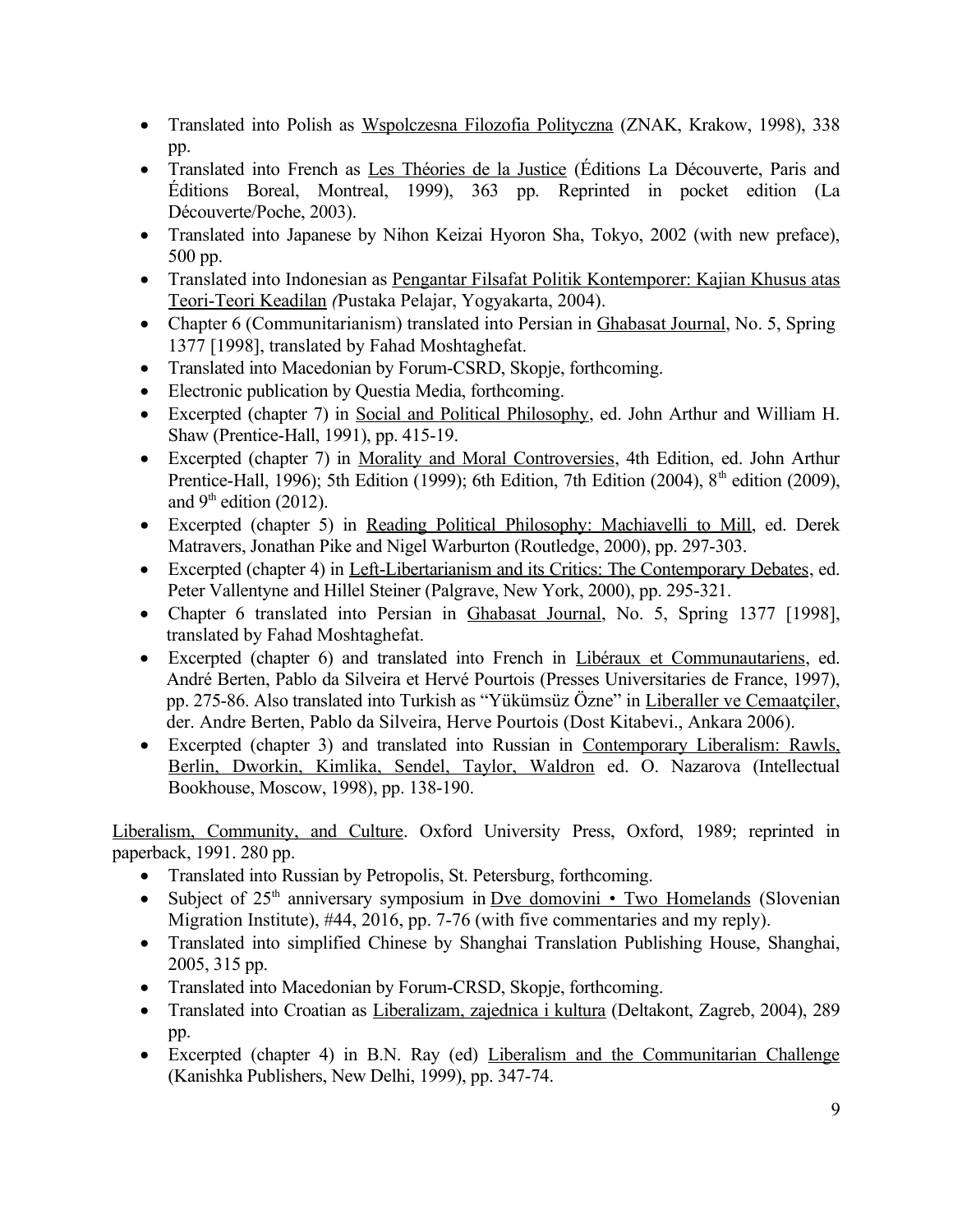- Translated into Polish as Wspolczesna Filozofia Polityczna (ZNAK, Krakow, 1998), 338 pp.
- Translated into French as Les Théories de la Justice (Éditions La Découverte, Paris and Éditions Boreal, Montreal, 1999), 363 pp. Reprinted in pocket edition (La Découverte/Poche, 2003).
- Translated into Japanese by Nihon Keizai Hyoron Sha, Tokyo, 2002 (with new preface), 500 pp.
- Translated into Indonesian as Pengantar Filsafat Politik Kontemporer: Kajian Khusus atas Teori-Teori Keadilan (Pustaka Pelajar, Yogyakarta, 2004).
- Chapter 6 (Communitarianism) translated into Persian in Ghabasat Journal, No. 5, Spring 1377 [1998], translated by Fahad Moshtaghefat.
- Translated into Macedonian by Forum-CSRD, Skopje, forthcoming.
- Electronic publication by Questia Media, forthcoming.
- Excerpted (chapter 7) in Social and Political Philosophy, ed. John Arthur and William H. Shaw (Prentice-Hall, 1991), pp. 415-19.
- Excerpted (chapter 7) in Morality and Moral Controversies, 4th Edition, ed. John Arthur Prentice-Hall, 1996); 5th Edition (1999); 6th Edition, 7th Edition (2004), 8th edition (2009), and 9th edition (2012).
- Excerpted (chapter 5) in Reading Political Philosophy: Machiavelli to Mill, ed. Derek Matravers, Jonathan Pike and Nigel Warburton (Routledge, 2000), pp. 297-303.
- Excerpted (chapter 4) in Left-Libertarianism and its Critics: The Contemporary Debates, ed. Peter Vallentyne and Hillel Steiner (Palgrave, New York, 2000), pp. 295-321.
- Chapter 6 translated into Persian in Ghabasat Journal, No. 5, Spring 1377 [1998], translated by Fahad Moshtaghefat.
- Excerpted (chapter 6) and translated into French in Libéraux et Communautariens, ed. André Berten, Pablo da Silveira et Hervé Pourtois (Presses Universitaries de France, 1997), pp. 275-86. Also translated into Turkish as "Yükümsüz Özne" in Liberaller ve Cemaatçiler, der. Andre Berten, Pablo da Silveira, Herve Pourtois (Dost Kitabevi., Ankara 2006).
- Excerpted (chapter 3) and translated into Russian in Contemporary Liberalism: Rawls, Berlin, Dworkin, Kimlika, Sendel, Taylor, Waldron ed. O. Nazarova (Intellectual Bookhouse, Moscow, 1998), pp. 138-190.

Liberalism, Community, and Culture. Oxford University Press, Oxford, 1989; reprinted in paperback, 1991. 280 pp.

- Translated into Russian by Petropolis, St. Petersburg, forthcoming.
- Subject of 25th anniversary symposium in Dve domovini • Two Homelands (Slovenian Migration Institute), #44, 2016, pp. 7-76 (with five commentaries and my reply).
- Translated into simplified Chinese by Shanghai Translation Publishing House, Shanghai, 2005, 315 pp.
- Translated into Macedonian by Forum-CRSD, Skopje, forthcoming.
- Translated into Croatian as Liberalizam, zajednica i kultura (Deltakont, Zagreb, 2004), 289 pp.
- Excerpted (chapter 4) in B.N. Ray (ed) Liberalism and the Communitarian Challenge (Kanishka Publishers, New Delhi, 1999), pp. 347-74.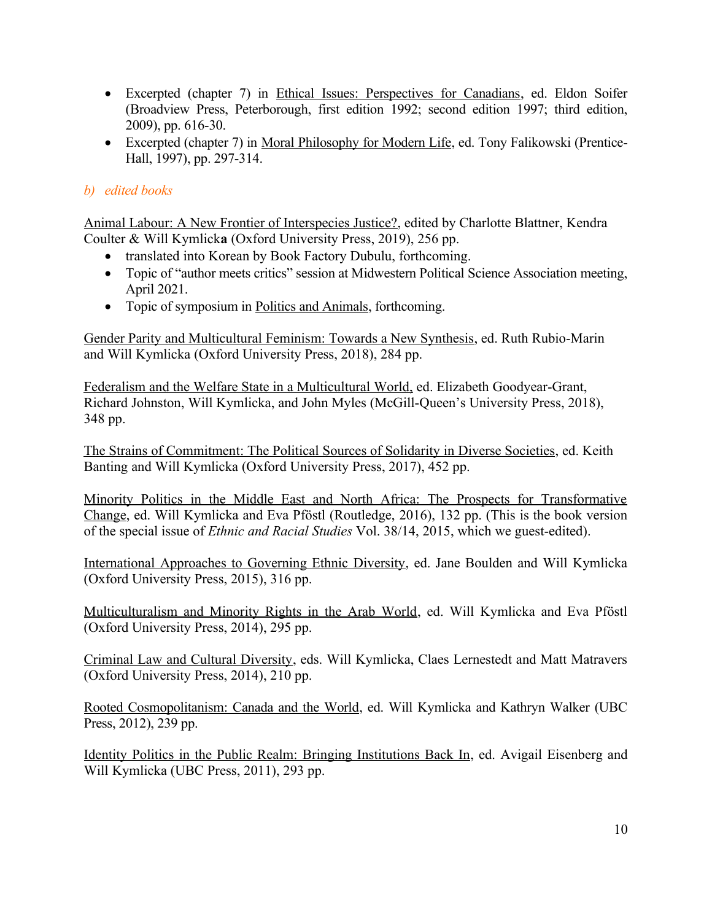- Excerpted (chapter 7) in Ethical Issues: Perspectives for Canadians, ed. Eldon Soifer (Broadview Press, Peterborough, first edition 1992; second edition 1997; third edition, 2009), pp. 616-30.
- Excerpted (chapter 7) in Moral Philosophy for Modern Life, ed. Tony Falikowski (Prentice-Hall, 1997), pp. 297-314.

*b) edited books*

Animal Labour: A New Frontier of Interspecies Justice?, edited by Charlotte Blattner, Kendra Coulter & Will Kymlick**a** (Oxford University Press, 2019), 256 pp.

- translated into Korean by Book Factory Dubulu, forthcoming.
- Topic of "author meets critics" session at Midwestern Political Science Association meeting, April 2021.
- Topic of symposium in Politics and Animals, forthcoming.

Gender Parity and Multicultural Feminism: Towards a New Synthesis, ed. Ruth Rubio-Marin and Will Kymlicka (Oxford University Press, 2018), 284 pp.

Federalism and the Welfare State in a Multicultural World, ed. Elizabeth Goodyear-Grant, Richard Johnston, Will Kymlicka, and John Myles (McGill-Queen's University Press, 2018), 348 pp.

The Strains of Commitment: The Political Sources of Solidarity in Diverse Societies, ed. Keith Banting and Will Kymlicka (Oxford University Press, 2017), 452 pp.

Minority Politics in the Middle East and North Africa: The Prospects for Transformative Change, ed. Will Kymlicka and Eva Pföstl (Routledge, 2016), 132 pp. (This is the book version of the special issue of *Ethnic and Racial Studies* Vol. 38/14, 2015, which we guest-edited).

International Approaches to Governing Ethnic Diversity, ed. Jane Boulden and Will Kymlicka (Oxford University Press, 2015), 316 pp.

Multiculturalism and Minority Rights in the Arab World, ed. Will Kymlicka and Eva Pföstl (Oxford University Press, 2014), 295 pp.

Criminal Law and Cultural Diversity, eds. Will Kymlicka, Claes Lernestedt and Matt Matravers (Oxford University Press, 2014), 210 pp.

Rooted Cosmopolitanism: Canada and the World, ed. Will Kymlicka and Kathryn Walker (UBC Press, 2012), 239 pp.

Identity Politics in the Public Realm: Bringing Institutions Back In, ed. Avigail Eisenberg and Will Kymlicka (UBC Press, 2011), 293 pp.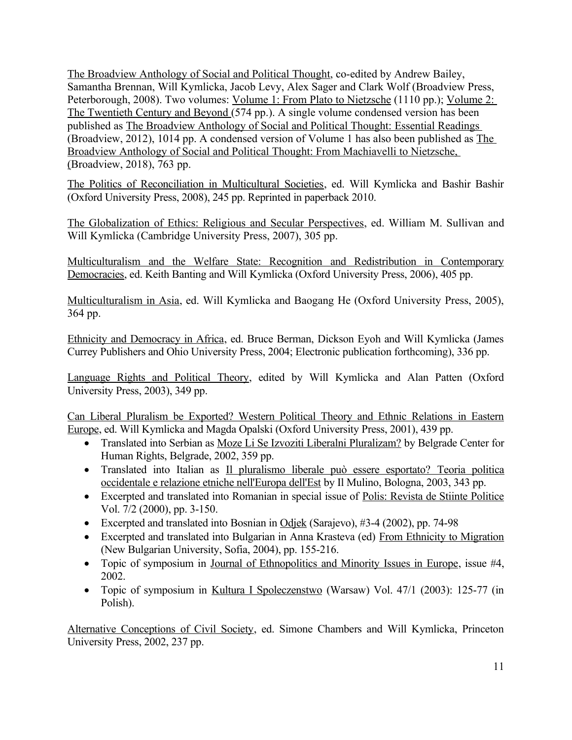The Broadview Anthology of Social and Political Thought, co-edited by Andrew Bailey, Samantha Brennan, Will Kymlicka, Jacob Levy, Alex Sager and Clark Wolf (Broadview Press, Peterborough, 2008). Two volumes: Volume 1: From Plato to Nietzsche (1110 pp.); Volume 2: The Twentieth Century and Beyond (574 pp.). A single volume condensed version has been published as The Broadview Anthology of Social and Political Thought: Essential Readings (Broadview, 2012), 1014 pp. A condensed version of Volume 1 has also been published as The Broadview Anthology of Social and Political Thought: From Machiavelli to Nietzsche, (Broadview, 2018), 763 pp.

The Politics of Reconciliation in Multicultural Societies, ed. Will Kymlicka and Bashir Bashir (Oxford University Press, 2008), 245 pp. Reprinted in paperback 2010.

The Globalization of Ethics: Religious and Secular Perspectives, ed. William M. Sullivan and Will Kymlicka (Cambridge University Press, 2007), 305 pp.

Multiculturalism and the Welfare State: Recognition and Redistribution in Contemporary Democracies, ed. Keith Banting and Will Kymlicka (Oxford University Press, 2006), 405 pp.

Multiculturalism in Asia, ed. Will Kymlicka and Baogang He (Oxford University Press, 2005), 364 pp.

Ethnicity and Democracy in Africa, ed. Bruce Berman, Dickson Eyoh and Will Kymlicka (James Currey Publishers and Ohio University Press, 2004; Electronic publication forthcoming), 336 pp.

Language Rights and Political Theory, edited by Will Kymlicka and Alan Patten (Oxford University Press, 2003), 349 pp.

Can Liberal Pluralism be Exported? Western Political Theory and Ethnic Relations in Eastern Europe, ed. Will Kymlicka and Magda Opalski (Oxford University Press, 2001), 439 pp.

- Translated into Serbian as Moze Li Se Izvoziti Liberalni Pluralizam? by Belgrade Center for Human Rights, Belgrade, 2002, 359 pp.
- Translated into Italian as Il pluralismo liberale può essere esportato? Teoria politica occidentale e relazione etniche nell'Europa dell'Est by Il Mulino, Bologna, 2003, 343 pp.
- Excerpted and translated into Romanian in special issue of Polis: Revista de Stiinte Politice Vol. 7/2 (2000), pp. 3-150.
- Excerpted and translated into Bosnian in Odjek (Sarajevo), #3-4 (2002), pp. 74-98
- Excerpted and translated into Bulgarian in Anna Krasteva (ed) From Ethnicity to Migration (New Bulgarian University, Sofia, 2004), pp. 155-216.
- Topic of symposium in Journal of Ethnopolitics and Minority Issues in Europe, issue #4, 2002.
- Topic of symposium in Kultura I Spoleczenstwo (Warsaw) Vol. 47/1 (2003): 125-77 (in Polish).

Alternative Conceptions of Civil Society, ed. Simone Chambers and Will Kymlicka, Princeton University Press, 2002, 237 pp.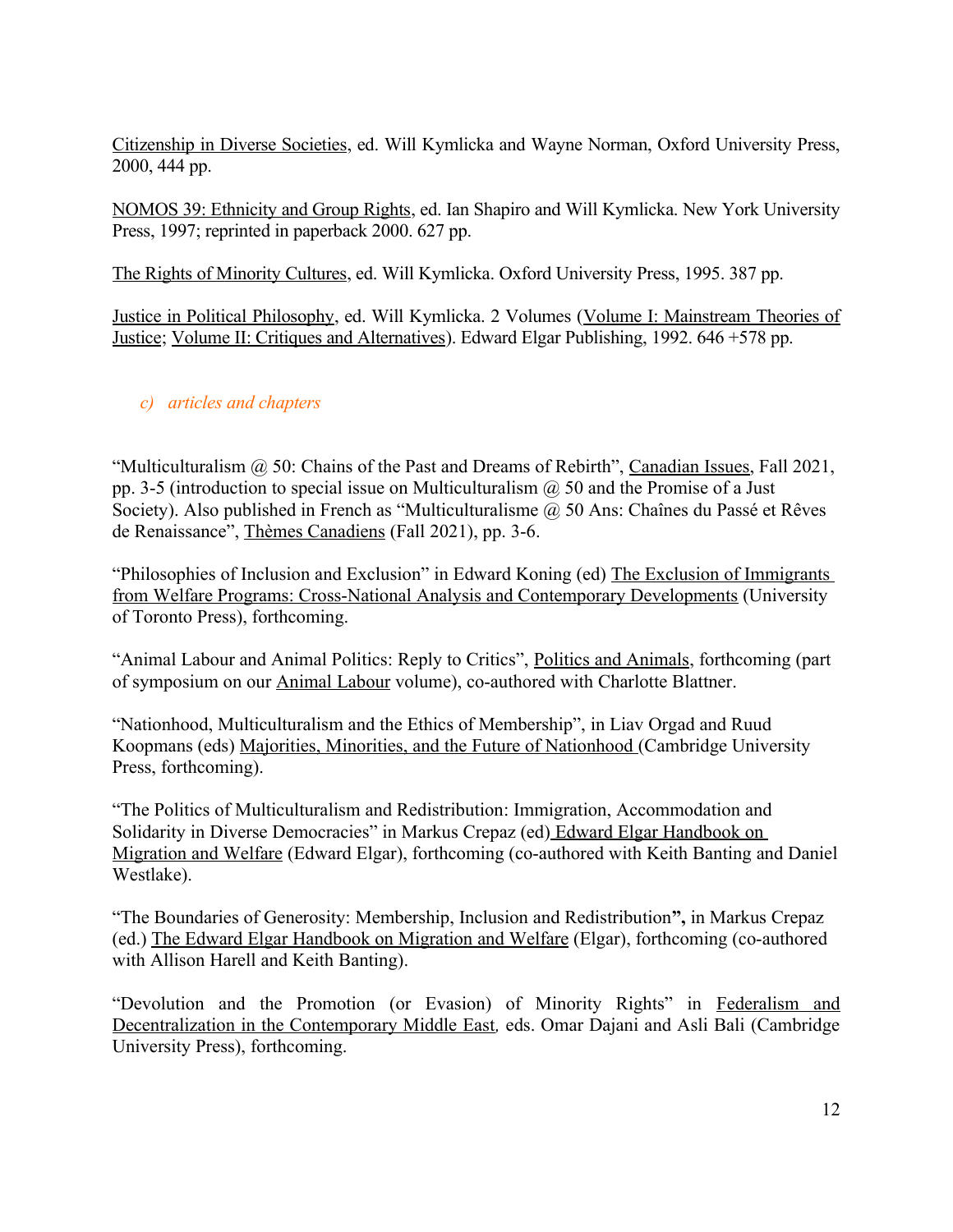Citizenship in Diverse Societies, ed. Will Kymlicka and Wayne Norman, Oxford University Press, 2000, 444 pp.

NOMOS 39: Ethnicity and Group Rights, ed. Ian Shapiro and Will Kymlicka. New York University Press, 1997; reprinted in paperback 2000. 627 pp.

The Rights of Minority Cultures, ed. Will Kymlicka. Oxford University Press, 1995. 387 pp.

Justice in Political Philosophy, ed. Will Kymlicka. 2 Volumes (Volume I: Mainstream Theories of Justice; Volume II: Critiques and Alternatives). Edward Elgar Publishing, 1992. 646 +578 pp.

### *c) articles and chapters*

"Multiculturalism @ 50: Chains of the Past and Dreams of Rebirth", Canadian Issues, Fall 2021, pp. 3-5 (introduction to special issue on Multiculturalism @ 50 and the Promise of a Just Society). Also published in French as "Multiculturalisme @ 50 Ans: Chaînes du Passé et Rêves de Renaissance", Thèmes Canadiens (Fall 2021), pp. 3-6.

"Philosophies of Inclusion and Exclusion" in Edward Koning (ed) The Exclusion of Immigrants from Welfare Programs: Cross-National Analysis and Contemporary Developments (University of Toronto Press), forthcoming.

"Animal Labour and Animal Politics: Reply to Critics", Politics and Animals, forthcoming (part of symposium on our Animal Labour volume), co-authored with Charlotte Blattner.

"Nationhood, Multiculturalism and the Ethics of Membership", in Liav Orgad and Ruud Koopmans (eds) Majorities, Minorities, and the Future of Nationhood (Cambridge University Press, forthcoming).

"The Politics of Multiculturalism and Redistribution: Immigration, Accommodation and Solidarity in Diverse Democracies" in Markus Crepaz (ed) Edward Elgar Handbook on Migration and Welfare (Edward Elgar), forthcoming (co-authored with Keith Banting and Daniel Westlake).

"The Boundaries of Generosity: Membership, Inclusion and Redistribution**",** in Markus Crepaz (ed.) The Edward Elgar Handbook on Migration and Welfare (Elgar), forthcoming (co-authored with Allison Harell and Keith Banting).

"Devolution and the Promotion (or Evasion) of Minority Rights" in Federalism and Decentralization in the Contemporary Middle East*,* eds. Omar Dajani and Asli Bali (Cambridge University Press), forthcoming.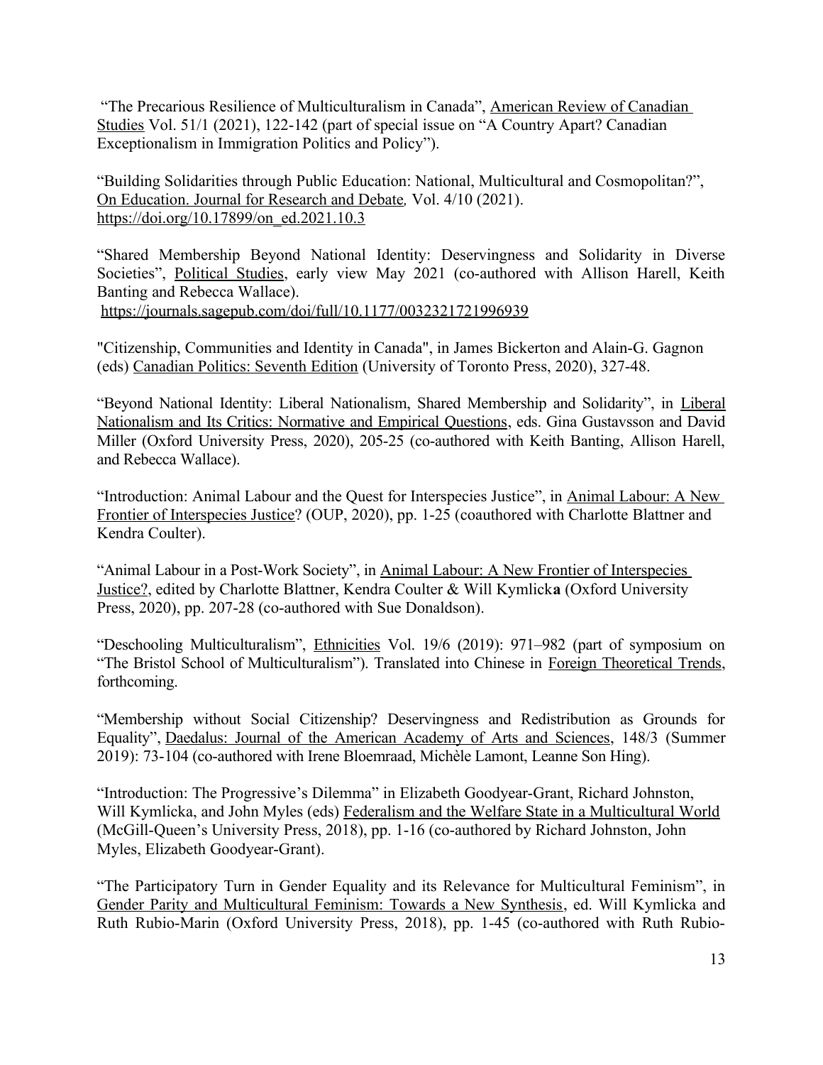"The Precarious Resilience of Multiculturalism in Canada", American Review of Canadian Studies Vol. 51/1 (2021), 122-142 (part of special issue on "A Country Apart? Canadian Exceptionalism in Immigration Politics and Policy").

"Building Solidarities through Public Education: National, Multicultural and Cosmopolitan?", On Education. Journal for Research and Debate, Vol. 4/10 (2021). https://doi.org/10.17899/on_ed.2021.10.3

"Shared Membership Beyond National Identity: Deservingness and Solidarity in Diverse Societies", Political Studies, early view May 2021 (co-authored with Allison Harell, Keith Banting and Rebecca Wallace). https://journals.sagepub.com/doi/full/10.1177/0032321721996939

"Citizenship, Communities and Identity in Canada", in James Bickerton and Alain-G. Gagnon (eds) Canadian Politics: Seventh Edition (University of Toronto Press, 2020), 327-48.

"Beyond National Identity: Liberal Nationalism, Shared Membership and Solidarity", in Liberal Nationalism and Its Critics: Normative and Empirical Questions, eds. Gina Gustavsson and David Miller (Oxford University Press, 2020), 205-25 (co-authored with Keith Banting, Allison Harell, and Rebecca Wallace).

"Introduction: Animal Labour and the Quest for Interspecies Justice", in Animal Labour: A New Frontier of Interspecies Justice? (OUP, 2020), pp. 1-25 (coauthored with Charlotte Blattner and Kendra Coulter).

"Animal Labour in a Post-Work Society", in Animal Labour: A New Frontier of Interspecies Justice?, edited by Charlotte Blattner, Kendra Coulter & Will Kymlick**a** (Oxford University Press, 2020), pp. 207-28 (co-authored with Sue Donaldson).

"Deschooling Multiculturalism", Ethnicities Vol. 19/6 (2019): 971–982 (part of symposium on "The Bristol School of Multiculturalism"). Translated into Chinese in Foreign Theoretical Trends, forthcoming.

"Membership without Social Citizenship? Deservingness and Redistribution as Grounds for Equality", Daedalus: Journal of the American Academy of Arts and Sciences, 148/3 (Summer 2019): 73-104 (co-authored with Irene Bloemraad, Michèle Lamont, Leanne Son Hing).

"Introduction: The Progressive's Dilemma" in Elizabeth Goodyear-Grant, Richard Johnston, Will Kymlicka, and John Myles (eds) Federalism and the Welfare State in a Multicultural World (McGill-Queen's University Press, 2018), pp. 1-16 (co-authored by Richard Johnston, John Myles, Elizabeth Goodyear-Grant).

"The Participatory Turn in Gender Equality and its Relevance for Multicultural Feminism", in Gender Parity and Multicultural Feminism: Towards a New Synthesis, ed. Will Kymlicka and Ruth Rubio-Marin (Oxford University Press, 2018), pp. 1-45 (co-authored with Ruth Rubio-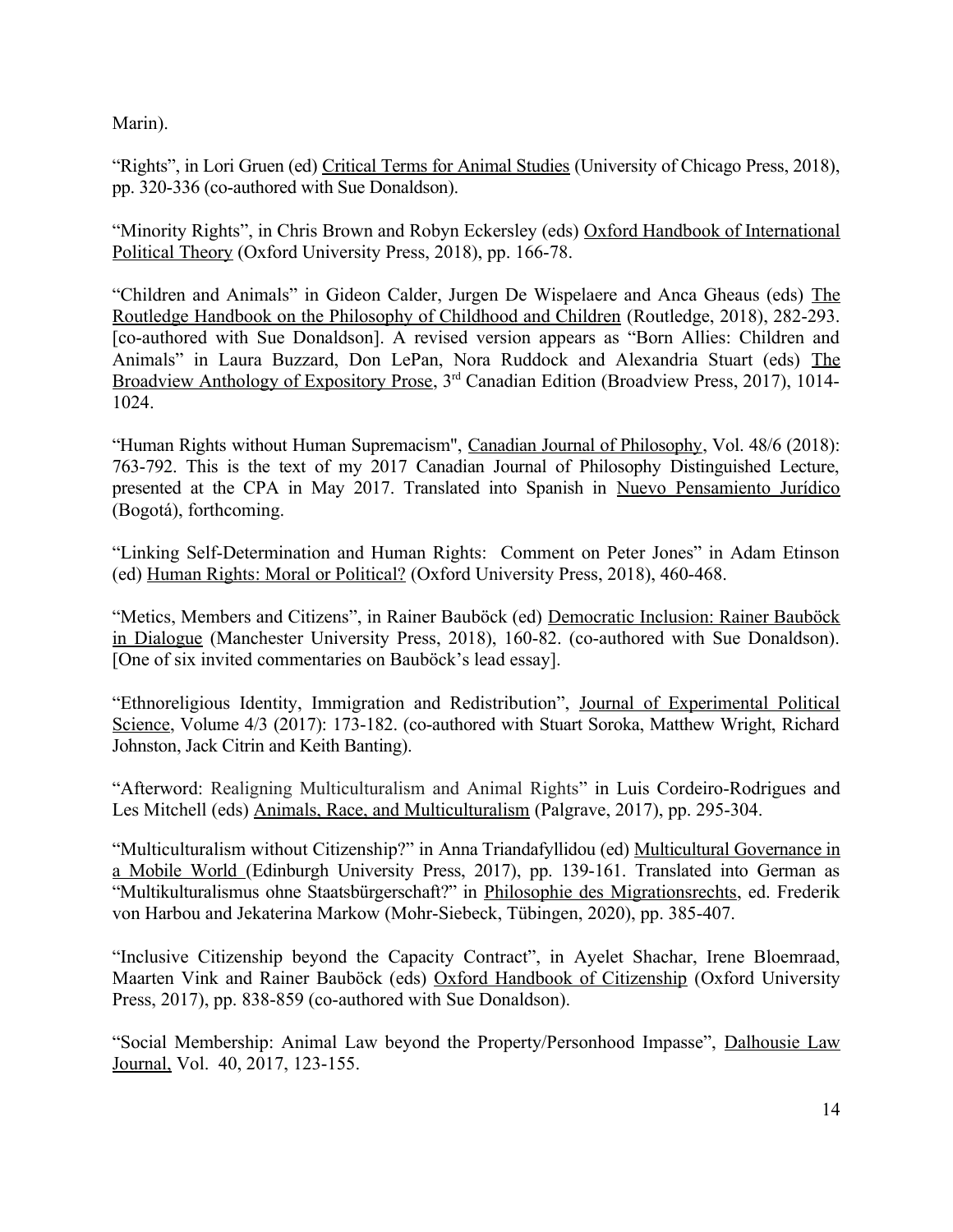Marin).

“Rights”, in Lori Gruen (ed) Critical Terms for Animal Studies (University of Chicago Press, 2018), pp. 320-336 (co-authored with Sue Donaldson).

“Minority Rights”, in Chris Brown and Robyn Eckersley (eds) Oxford Handbook of International Political Theory (Oxford University Press, 2018), pp. 166-78.

“Children and Animals” in Gideon Calder, Jurgen De Wispelaere and Anca Gheaus (eds) The Routledge Handbook on the Philosophy of Childhood and Children (Routledge, 2018), 282-293. [co-authored with Sue Donaldson]. A revised version appears as “Born Allies: Children and Animals” in Laura Buzzard, Don LePan, Nora Ruddock and Alexandria Stuart (eds) The Broadview Anthology of Expository Prose, 3rd Canadian Edition (Broadview Press, 2017), 1014-1024.

“Human Rights without Human Supremacism", Canadian Journal of Philosophy, Vol. 48/6 (2018): 763-792. This is the text of my 2017 Canadian Journal of Philosophy Distinguished Lecture, presented at the CPA in May 2017. Translated into Spanish in Nuevo Pensamiento Jurídico (Bogotá), forthcoming.

“Linking Self-Determination and Human Rights: Comment on Peter Jones” in Adam Etinson (ed) Human Rights: Moral or Political? (Oxford University Press, 2018), 460-468.

“Metics, Members and Citizens”, in Rainer Bauböck (ed) Democratic Inclusion: Rainer Bauböck in Dialogue (Manchester University Press, 2018), 160-82. (co-authored with Sue Donaldson). [One of six invited commentaries on Bauböck’s lead essay].

“Ethnoreligious Identity, Immigration and Redistribution”, Journal of Experimental Political Science, Volume 4/3 (2017): 173-182. (co-authored with Stuart Soroka, Matthew Wright, Richard Johnston, Jack Citrin and Keith Banting).

“Afterword: Realigning Multiculturalism and Animal Rights” in Luis Cordeiro-Rodrigues and Les Mitchell (eds) Animals, Race, and Multiculturalism (Palgrave, 2017), pp. 295-304.

“Multiculturalism without Citizenship?” in Anna Triandafyllidou (ed) Multicultural Governance in a Mobile World (Edinburgh University Press, 2017), pp. 139-161. Translated into German as “Multikulturalismus ohne Staatsbürgerschaft?” in Philosophie des Migrationsrechts, ed. Frederik von Harbou and Jekaterina Markow (Mohr-Siebeck, Tübingen, 2020), pp. 385-407.

“Inclusive Citizenship beyond the Capacity Contract”, in Ayelet Shachar, Irene Bloemraad, Maarten Vink and Rainer Bauböck (eds) Oxford Handbook of Citizenship (Oxford University Press, 2017), pp. 838-859 (co-authored with Sue Donaldson).

“Social Membership: Animal Law beyond the Property/Personhood Impasse”, Dalhousie Law Journal, Vol. 40, 2017, 123-155.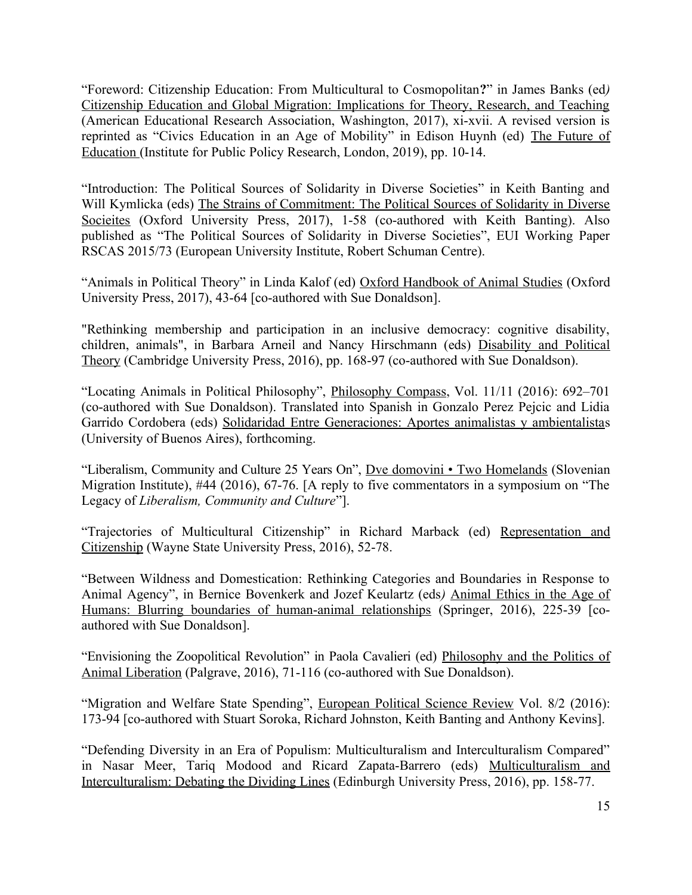"Foreword: Citizenship Education: From Multicultural to Cosmopolitan**?**" in James Banks (ed*)* Citizenship Education and Global Migration: Implications for Theory, Research, and Teaching (American Educational Research Association, Washington, 2017), xi-xvii. A revised version is reprinted as "Civics Education in an Age of Mobility" in Edison Huynh (ed) The Future of Education (Institute for Public Policy Research, London, 2019), pp. 10-14.

"Introduction: The Political Sources of Solidarity in Diverse Societies" in Keith Banting and Will Kymlicka (eds) The Strains of Commitment: The Political Sources of Solidarity in Diverse Socieites (Oxford University Press, 2017), 1-58 (co-authored with Keith Banting). Also published as "The Political Sources of Solidarity in Diverse Societies", EUI Working Paper RSCAS 2015/73 (European University Institute, Robert Schuman Centre).

"Animals in Political Theory" in Linda Kalof (ed) Oxford Handbook of Animal Studies (Oxford University Press, 2017), 43-64 [co-authored with Sue Donaldson].

"Rethinking membership and participation in an inclusive democracy: cognitive disability, children, animals", in Barbara Arneil and Nancy Hirschmann (eds) Disability and Political Theory (Cambridge University Press, 2016), pp. 168-97 (co-authored with Sue Donaldson).

"Locating Animals in Political Philosophy", Philosophy Compass, Vol. 11/11 (2016): 692–701 (co-authored with Sue Donaldson). Translated into Spanish in Gonzalo Perez Pejcic and Lidia Garrido Cordobera (eds) Solidaridad Entre Generaciones: Aportes animalistas y ambientalistas (University of Buenos Aires), forthcoming.

"Liberalism, Community and Culture 25 Years On", Dve domovini • Two Homelands (Slovenian Migration Institute), #44 (2016), 67-76. [A reply to five commentators in a symposium on "The Legacy of *Liberalism, Community and Culture*"].

"Trajectories of Multicultural Citizenship" in Richard Marback (ed) Representation and Citizenship (Wayne State University Press, 2016), 52-78.

"Between Wildness and Domestication: Rethinking Categories and Boundaries in Response to Animal Agency", in Bernice Bovenkerk and Jozef Keulartz (eds*)* Animal Ethics in the Age of Humans: Blurring boundaries of human-animal relationships (Springer, 2016), 225-39 [co-authored with Sue Donaldson].

"Envisioning the Zoopolitical Revolution" in Paola Cavalieri (ed) Philosophy and the Politics of Animal Liberation (Palgrave, 2016), 71-116 (co-authored with Sue Donaldson).

"Migration and Welfare State Spending", European Political Science Review Vol. 8/2 (2016): 173-94 [co-authored with Stuart Soroka, Richard Johnston, Keith Banting and Anthony Kevins].

"Defending Diversity in an Era of Populism: Multiculturalism and Interculturalism Compared" in Nasar Meer, Tariq Modood and Ricard Zapata-Barrero (eds) Multiculturalism and Interculturalism: Debating the Dividing Lines (Edinburgh University Press, 2016), pp. 158-77.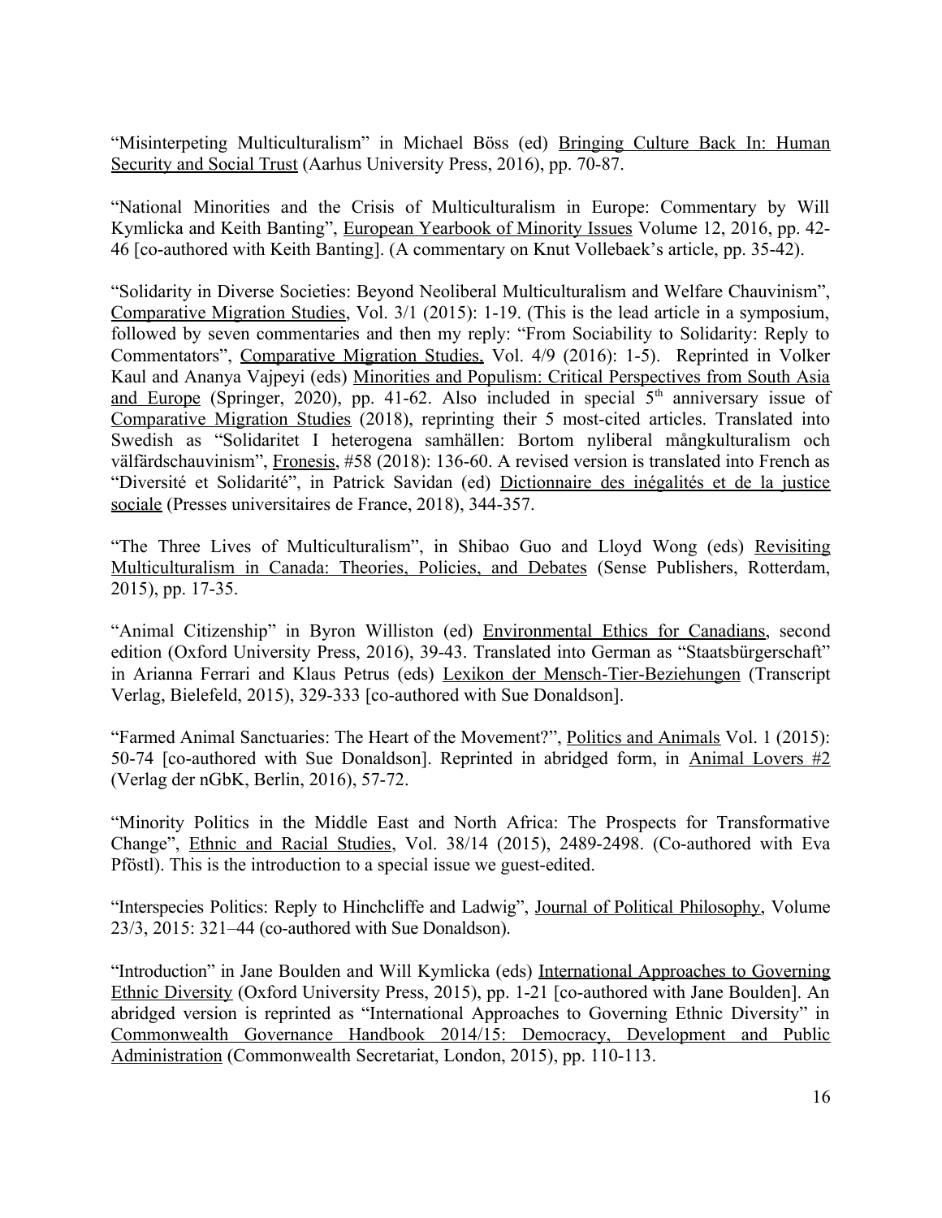"Misinterpeting Multiculturalism" in Michael Böss (ed) Bringing Culture Back In: Human Security and Social Trust (Aarhus University Press, 2016), pp. 70-87.

"National Minorities and the Crisis of Multiculturalism in Europe: Commentary by Will Kymlicka and Keith Banting", European Yearbook of Minority Issues Volume 12, 2016, pp. 42-46 [co-authored with Keith Banting]. (A commentary on Knut Vollebaek's article, pp. 35-42).

"Solidarity in Diverse Societies: Beyond Neoliberal Multiculturalism and Welfare Chauvinism", Comparative Migration Studies, Vol. 3/1 (2015): 1-19. (This is the lead article in a symposium, followed by seven commentaries and then my reply: "From Sociability to Solidarity: Reply to Commentators", Comparative Migration Studies, Vol. 4/9 (2016): 1-5). Reprinted in Volker Kaul and Ananya Vajpeyi (eds) Minorities and Populism: Critical Perspectives from South Asia and Europe (Springer, 2020), pp. 41-62. Also included in special 5th anniversary issue of Comparative Migration Studies (2018), reprinting their 5 most-cited articles. Translated into Swedish as "Solidaritet I heterogena samhällen: Bortom nyliberal mångkulturalism och välfärdschauvinism", Fronesis, #58 (2018): 136-60. A revised version is translated into French as "Diversité et Solidarité", in Patrick Savidan (ed) Dictionnaire des inégalités et de la justice sociale (Presses universitaires de France, 2018), 344-357.

"The Three Lives of Multiculturalism", in Shibao Guo and Lloyd Wong (eds) Revisiting Multiculturalism in Canada: Theories, Policies, and Debates (Sense Publishers, Rotterdam, 2015), pp. 17-35.

"Animal Citizenship" in Byron Williston (ed) Environmental Ethics for Canadians, second edition (Oxford University Press, 2016), 39-43. Translated into German as "Staatsbürgerschaft" in Arianna Ferrari and Klaus Petrus (eds) Lexikon der Mensch-Tier-Beziehungen (Transcript Verlag, Bielefeld, 2015), 329-333 [co-authored with Sue Donaldson].

"Farmed Animal Sanctuaries: The Heart of the Movement?", Politics and Animals Vol. 1 (2015): 50-74 [co-authored with Sue Donaldson]. Reprinted in abridged form, in Animal Lovers #2 (Verlag der nGbK, Berlin, 2016), 57-72.

"Minority Politics in the Middle East and North Africa: The Prospects for Transformative Change", Ethnic and Racial Studies, Vol. 38/14 (2015), 2489-2498. (Co-authored with Eva Pföstl). This is the introduction to a special issue we guest-edited.

"Interspecies Politics: Reply to Hinchcliffe and Ladwig", Journal of Political Philosophy, Volume 23/3, 2015: 321–44 (co-authored with Sue Donaldson).

"Introduction" in Jane Boulden and Will Kymlicka (eds) International Approaches to Governing Ethnic Diversity (Oxford University Press, 2015), pp. 1-21 [co-authored with Jane Boulden]. An abridged version is reprinted as "International Approaches to Governing Ethnic Diversity" in Commonwealth Governance Handbook 2014/15: Democracy, Development and Public Administration (Commonwealth Secretariat, London, 2015), pp. 110-113.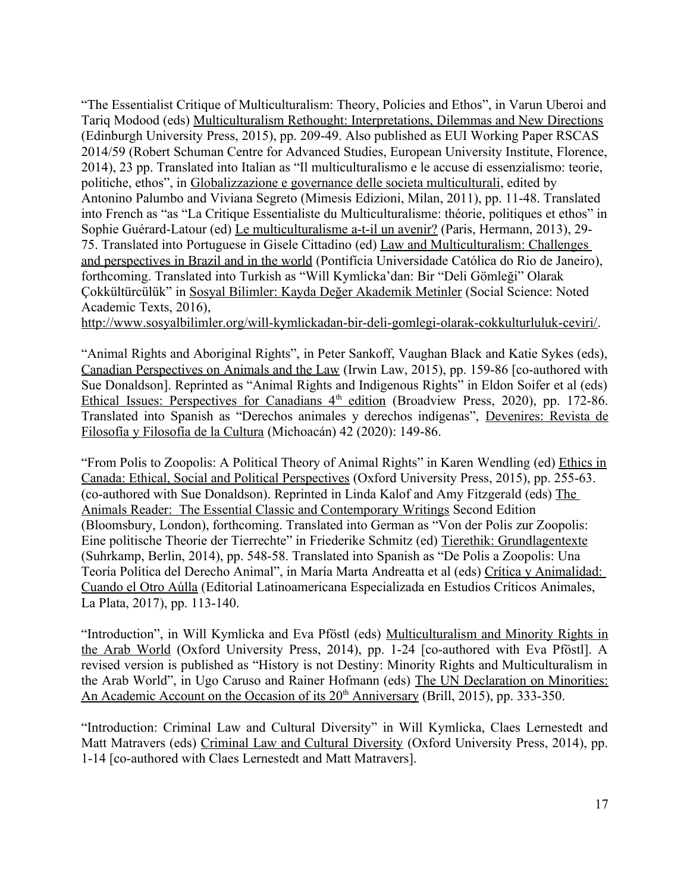"The Essentialist Critique of Multiculturalism: Theory, Policies and Ethos", in Varun Uberoi and Tariq Modood (eds) Multiculturalism Rethought: Interpretations, Dilemmas and New Directions (Edinburgh University Press, 2015), pp. 209-49. Also published as EUI Working Paper RSCAS 2014/59 (Robert Schuman Centre for Advanced Studies, European University Institute, Florence, 2014), 23 pp. Translated into Italian as "Il multiculturalismo e le accuse di essenzialismo: teorie, politiche, ethos", in Globalizzazione e governance delle societa multiculturali, edited by Antonino Palumbo and Viviana Segreto (Mimesis Edizioni, Milan, 2011), pp. 11-48. Translated into French as "as "La Critique Essentialiste du Multiculturalisme: théorie, politiques et ethos" in Sophie Guérard-Latour (ed) Le multiculturalisme a-t-il un avenir? (Paris, Hermann, 2013), 29-75. Translated into Portuguese in Gisele Cittadino (ed) Law and Multiculturalism: Challenges and perspectives in Brazil and in the world (Pontifícia Universidade Católica do Rio de Janeiro), forthcoming. Translated into Turkish as "Will Kymlicka'dan: Bir "Deli Gömleği" Olarak Çokkültürcülük" in Sosyal Bilimler: Kayda Değer Akademik Metinler (Social Science: Noted Academic Texts, 2016), http://www.sosyalbilimler.org/will-kymlickadan-bir-deli-gomlegi-olarak-cokkulturluluk-ceviri/.

"Animal Rights and Aboriginal Rights", in Peter Sankoff, Vaughan Black and Katie Sykes (eds), Canadian Perspectives on Animals and the Law (Irwin Law, 2015), pp. 159-86 [co-authored with Sue Donaldson]. Reprinted as "Animal Rights and Indigenous Rights" in Eldon Soifer et al (eds) Ethical Issues: Perspectives for Canadians 4th edition (Broadview Press, 2020), pp. 172-86. Translated into Spanish as "Derechos animales y derechos indígenas", Devenires: Revista de Filosofía y Filosofía de la Cultura (Michoacán) 42 (2020): 149-86.

"From Polis to Zoopolis: A Political Theory of Animal Rights" in Karen Wendling (ed) Ethics in Canada: Ethical, Social and Political Perspectives (Oxford University Press, 2015), pp. 255-63. (co-authored with Sue Donaldson). Reprinted in Linda Kalof and Amy Fitzgerald (eds) The Animals Reader: The Essential Classic and Contemporary Writings Second Edition (Bloomsbury, London), forthcoming. Translated into German as "Von der Polis zur Zoopolis: Eine politische Theorie der Tierrechte" in Friederike Schmitz (ed) Tierethik: Grundlagentexte (Suhrkamp, Berlin, 2014), pp. 548-58. Translated into Spanish as "De Polis a Zoopolis: Una Teoría Política del Derecho Animal", in María Marta Andreatta et al (eds) Crítica y Animalidad: Cuando el Otro Aúlla (Editorial Latinoamericana Especializada en Estudios Críticos Animales, La Plata, 2017), pp. 113-140.

"Introduction", in Will Kymlicka and Eva Pföstl (eds) Multiculturalism and Minority Rights in the Arab World (Oxford University Press, 2014), pp. 1-24 [co-authored with Eva Pföstl]. A revised version is published as "History is not Destiny: Minority Rights and Multiculturalism in the Arab World", in Ugo Caruso and Rainer Hofmann (eds) The UN Declaration on Minorities: An Academic Account on the Occasion of its 20th Anniversary (Brill, 2015), pp. 333-350.

"Introduction: Criminal Law and Cultural Diversity" in Will Kymlicka, Claes Lernestedt and Matt Matravers (eds) Criminal Law and Cultural Diversity (Oxford University Press, 2014), pp. 1-14 [co-authored with Claes Lernestedt and Matt Matravers].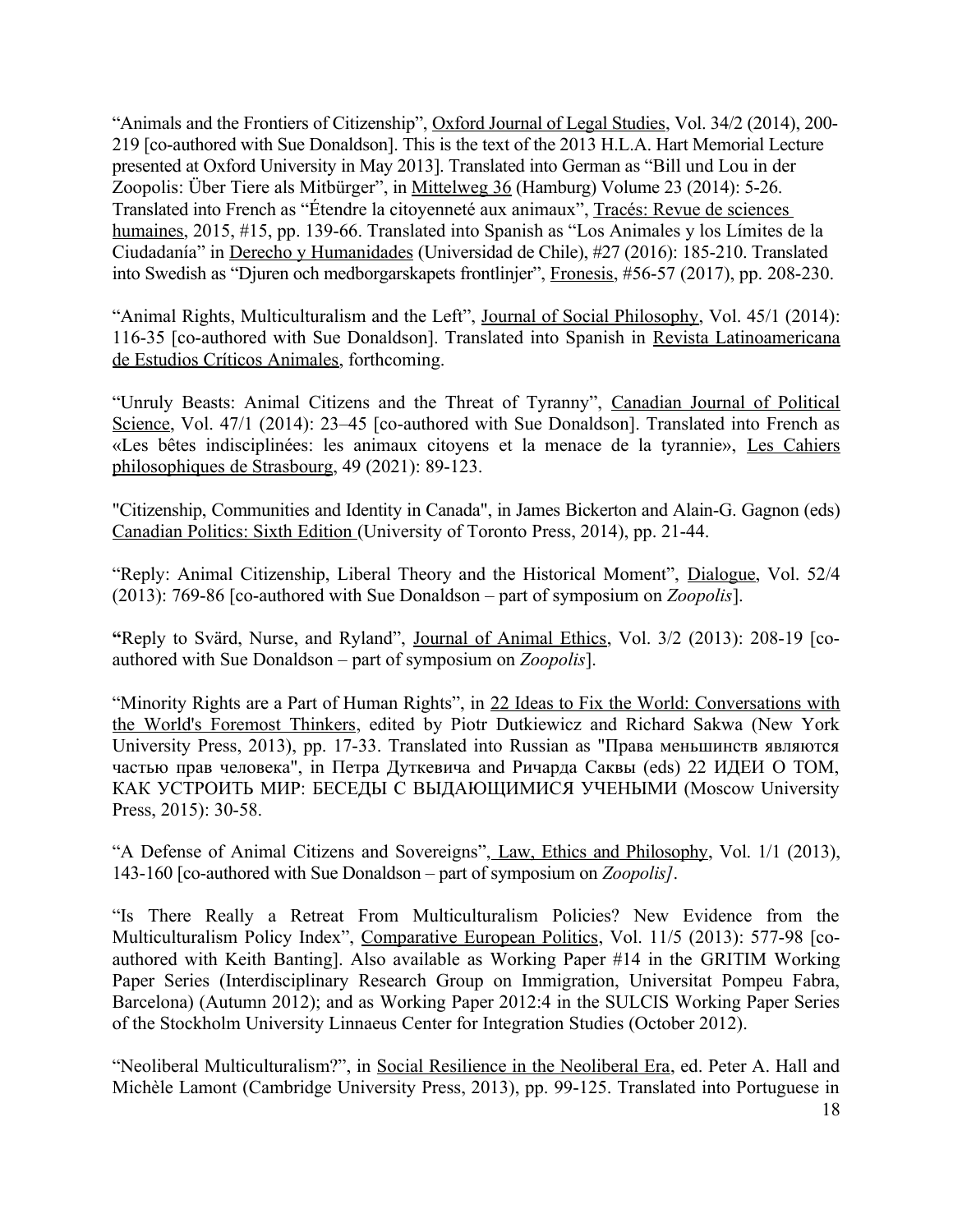"Animals and the Frontiers of Citizenship", Oxford Journal of Legal Studies, Vol. 34/2 (2014), 200-219 [co-authored with Sue Donaldson]. This is the text of the 2013 H.L.A. Hart Memorial Lecture presented at Oxford University in May 2013]. Translated into German as "Bill und Lou in der Zoopolis: Über Tiere als Mitbürger", in Mittelweg 36 (Hamburg) Volume 23 (2014): 5-26. Translated into French as "Étendre la citoyenneté aux animaux", Tracés: Revue de sciences humaines, 2015, #15, pp. 139-66. Translated into Spanish as "Los Animales y los Límites de la Ciudadanía" in Derecho y Humanidades (Universidad de Chile), #27 (2016): 185-210. Translated into Swedish as "Djuren och medborgarskapets frontlinjer", Fronesis, #56-57 (2017), pp. 208-230.

"Animal Rights, Multiculturalism and the Left", Journal of Social Philosophy, Vol. 45/1 (2014): 116-35 [co-authored with Sue Donaldson]. Translated into Spanish in Revista Latinoamericana de Estudios Críticos Animales, forthcoming.

"Unruly Beasts: Animal Citizens and the Threat of Tyranny", Canadian Journal of Political Science, Vol. 47/1 (2014): 23–45 [co-authored with Sue Donaldson]. Translated into French as «Les bêtes indisciplinées: les animaux citoyens et la menace de la tyrannie», Les Cahiers philosophiques de Strasbourg, 49 (2021): 89-123.

"Citizenship, Communities and Identity in Canada", in James Bickerton and Alain-G. Gagnon (eds) Canadian Politics: Sixth Edition (University of Toronto Press, 2014), pp. 21-44.

"Reply: Animal Citizenship, Liberal Theory and the Historical Moment", Dialogue, Vol. 52/4 (2013): 769-86 [co-authored with Sue Donaldson – part of symposium on *Zoopolis*].

"Reply to Svärd, Nurse, and Ryland", Journal of Animal Ethics, Vol. 3/2 (2013): 208-19 [co-authored with Sue Donaldson – part of symposium on *Zoopolis*].

"Minority Rights are a Part of Human Rights", in 22 Ideas to Fix the World: Conversations with the World's Foremost Thinkers, edited by Piotr Dutkiewicz and Richard Sakwa (New York University Press, 2013), pp. 17-33. Translated into Russian as "Права меньшинств являются частью прав человека", in Петра Дуткевича and Ричарда Саквы (eds) 22 ИДЕИ О ТОМ, КАК УСТРОИТЬ МИР: БЕСЕДЫ С ВЫДАЮЩИМИСЯ УЧЕНЫМИ (Moscow University Press, 2015): 30-58.

"A Defense of Animal Citizens and Sovereigns", Law, Ethics and Philosophy, Vol. 1/1 (2013), 143-160 [co-authored with Sue Donaldson – part of symposium on *Zoopolis]*.

"Is There Really a Retreat From Multiculturalism Policies? New Evidence from the Multiculturalism Policy Index", Comparative European Politics, Vol. 11/5 (2013): 577-98 [co-authored with Keith Banting]. Also available as Working Paper #14 in the GRITIM Working Paper Series (Interdisciplinary Research Group on Immigration, Universitat Pompeu Fabra, Barcelona) (Autumn 2012); and as Working Paper 2012:4 in the SULCIS Working Paper Series of the Stockholm University Linnaeus Center for Integration Studies (October 2012).

"Neoliberal Multiculturalism?", in Social Resilience in the Neoliberal Era, ed. Peter A. Hall and Michèle Lamont (Cambridge University Press, 2013), pp. 99-125. Translated into Portuguese in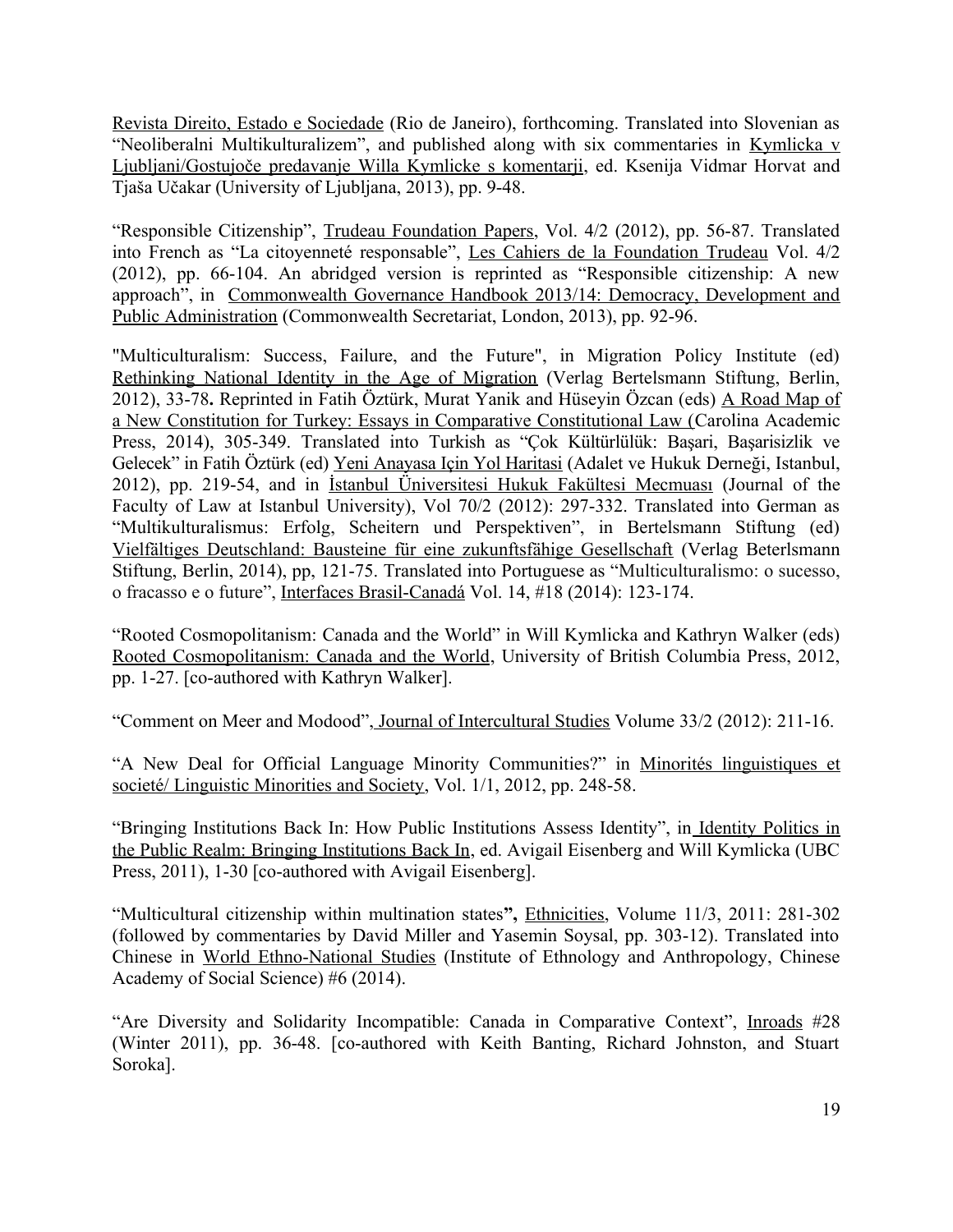Revista Direito, Estado e Sociedade (Rio de Janeiro), forthcoming. Translated into Slovenian as "Neoliberalni Multikulturalizem", and published along with six commentaries in Kymlicka v Ljubljani/Gostujoče predavanje Willa Kymlicke s komentarji, ed. Ksenija Vidmar Horvat and Tjaša Učakar (University of Ljubljana, 2013), pp. 9-48.

"Responsible Citizenship", Trudeau Foundation Papers, Vol. 4/2 (2012), pp. 56-87. Translated into French as "La citoyenneté responsable", Les Cahiers de la Foundation Trudeau Vol. 4/2 (2012), pp. 66-104. An abridged version is reprinted as "Responsible citizenship: A new approach", in Commonwealth Governance Handbook 2013/14: Democracy, Development and Public Administration (Commonwealth Secretariat, London, 2013), pp. 92-96.

"Multiculturalism: Success, Failure, and the Future", in Migration Policy Institute (ed) Rethinking National Identity in the Age of Migration (Verlag Bertelsmann Stiftung, Berlin, 2012), 33-78**.** Reprinted in Fatih Öztürk, Murat Yanik and Hüseyin Özcan (eds) A Road Map of a New Constitution for Turkey: Essays in Comparative Constitutional Law (Carolina Academic Press, 2014), 305-349. Translated into Turkish as "Çok Kültürlülük: Başari, Başarisizlik ve Gelecek" in Fatih Öztürk (ed) Yeni Anayasa Için Yol Haritasi (Adalet ve Hukuk Derneği, Istanbul, 2012), pp. 219-54, and in İstanbul Üniversitesi Hukuk Fakültesi Mecmuası (Journal of the Faculty of Law at Istanbul University), Vol 70/2 (2012): 297-332. Translated into German as "Multikulturalismus: Erfolg, Scheitern und Perspektiven", in Bertelsmann Stiftung (ed) Vielfältiges Deutschland: Bausteine für eine zukunftsfähige Gesellschaft (Verlag Beterlsmann Stiftung, Berlin, 2014), pp, 121-75. Translated into Portuguese as "Multiculturalismo: o sucesso, o fracasso e o future", Interfaces Brasil-Canadá Vol. 14, #18 (2014): 123-174.

"Rooted Cosmopolitanism: Canada and the World" in Will Kymlicka and Kathryn Walker (eds) Rooted Cosmopolitanism: Canada and the World, University of British Columbia Press, 2012, pp. 1-27. [co-authored with Kathryn Walker].

"Comment on Meer and Modood", Journal of Intercultural Studies Volume 33/2 (2012): 211-16.

"A New Deal for Official Language Minority Communities?" in Minorités linguistiques et societé/ Linguistic Minorities and Society, Vol. 1/1, 2012, pp. 248-58.

"Bringing Institutions Back In: How Public Institutions Assess Identity", in Identity Politics in the Public Realm: Bringing Institutions Back In, ed. Avigail Eisenberg and Will Kymlicka (UBC Press, 2011), 1-30 [co-authored with Avigail Eisenberg].

"Multicultural citizenship within multination states**",** Ethnicities, Volume 11/3, 2011: 281-302 (followed by commentaries by David Miller and Yasemin Soysal, pp. 303-12). Translated into Chinese in World Ethno-National Studies (Institute of Ethnology and Anthropology, Chinese Academy of Social Science) #6 (2014).

"Are Diversity and Solidarity Incompatible: Canada in Comparative Context", Inroads #28 (Winter 2011), pp. 36-48. [co-authored with Keith Banting, Richard Johnston, and Stuart Soroka].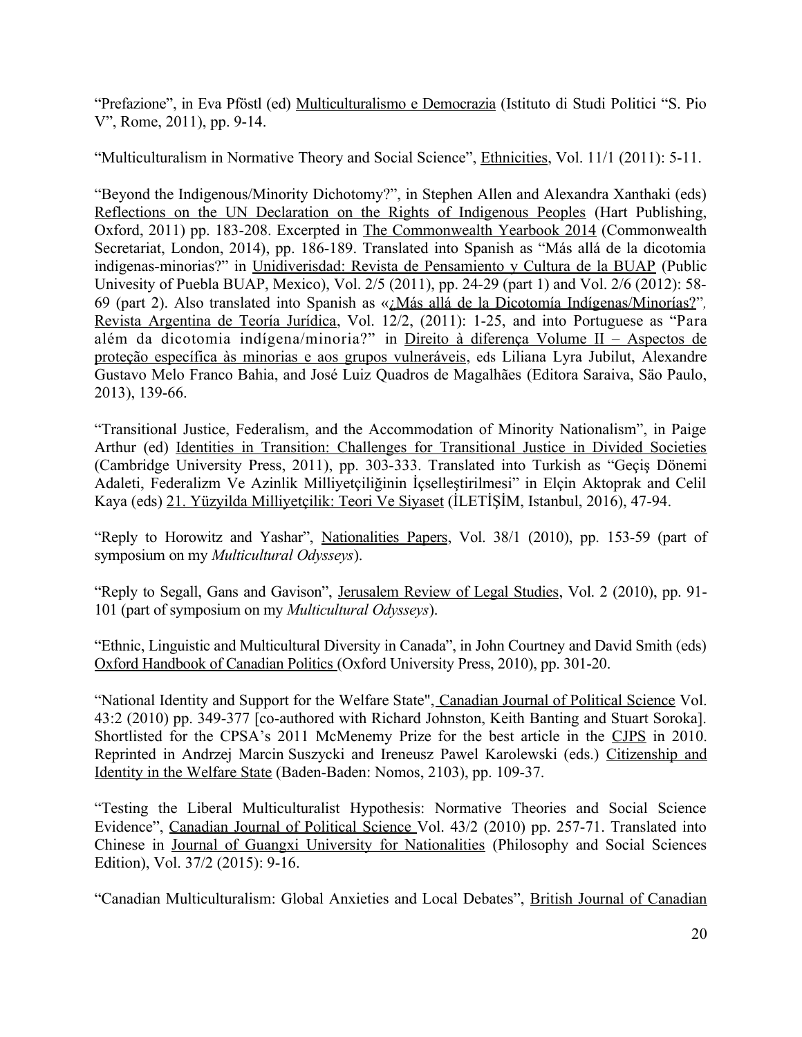"Prefazione", in Eva Pföstl (ed) Multiculturalismo e Democrazia (Istituto di Studi Politici "S. Pio V", Rome, 2011), pp. 9-14.

"Multiculturalism in Normative Theory and Social Science", Ethnicities, Vol. 11/1 (2011): 5-11.

"Beyond the Indigenous/Minority Dichotomy?", in Stephen Allen and Alexandra Xanthaki (eds) Reflections on the UN Declaration on the Rights of Indigenous Peoples (Hart Publishing, Oxford, 2011) pp. 183-208. Excerpted in The Commonwealth Yearbook 2014 (Commonwealth Secretariat, London, 2014), pp. 186-189. Translated into Spanish as "Más allá de la dicotomia indigenas-minorias?" in Unidiversidad: Revista de Pensamiento y Cultura de la BUAP (Public Univesity of Puebla BUAP, Mexico), Vol. 2/5 (2011), pp. 24-29 (part 1) and Vol. 2/6 (2012): 58-69 (part 2). Also translated into Spanish as «¿Más allá de la Dicotomía Indígenas/Minorías?", Revista Argentina de Teoría Jurídica, Vol. 12/2, (2011): 1-25, and into Portuguese as "Para além da dicotomia indígena/minoria?" in Direito à diferença Volume II – Aspectos de proteção específica às minorias e aos grupos vulneráveis, eds Liliana Lyra Jubilut, Alexandre Gustavo Melo Franco Bahia, and José Luiz Quadros de Magalhães (Editora Saraiva, São Paulo, 2013), 139-66.

"Transitional Justice, Federalism, and the Accommodation of Minority Nationalism", in Paige Arthur (ed) Identities in Transition: Challenges for Transitional Justice in Divided Societies (Cambridge University Press, 2011), pp. 303-333. Translated into Turkish as "Geçiş Dönemi Adaleti, Federalizm Ve Azinlik Milliyetçiliğinin İçselleştirilmesi" in Elçin Aktoprak and Celil Kaya (eds) 21. Yüzyilda Milliyetçilik: Teori Ve Siyaset (İLETİŞİM, Istanbul, 2016), 47-94.

"Reply to Horowitz and Yashar", Nationalities Papers, Vol. 38/1 (2010), pp. 153-59 (part of symposium on my *Multicultural Odysseys*).

"Reply to Segall, Gans and Gavison", Jerusalem Review of Legal Studies, Vol. 2 (2010), pp. 91-101 (part of symposium on my *Multicultural Odysseys*).

"Ethnic, Linguistic and Multicultural Diversity in Canada", in John Courtney and David Smith (eds) Oxford Handbook of Canadian Politics (Oxford University Press, 2010), pp. 301-20.

"National Identity and Support for the Welfare State", Canadian Journal of Political Science Vol. 43:2 (2010) pp. 349-377 [co-authored with Richard Johnston, Keith Banting and Stuart Soroka]. Shortlisted for the CPSA's 2011 McMenemy Prize for the best article in the CJPS in 2010. Reprinted in Andrzej Marcin Suszycki and Ireneusz Pawel Karolewski (eds.) Citizenship and Identity in the Welfare State (Baden-Baden: Nomos, 2103), pp. 109-37.

"Testing the Liberal Multiculturalist Hypothesis: Normative Theories and Social Science Evidence", Canadian Journal of Political Science Vol. 43/2 (2010) pp. 257-71. Translated into Chinese in Journal of Guangxi University for Nationalities (Philosophy and Social Sciences Edition), Vol. 37/2 (2015): 9-16.

"Canadian Multiculturalism: Global Anxieties and Local Debates", British Journal of Canadian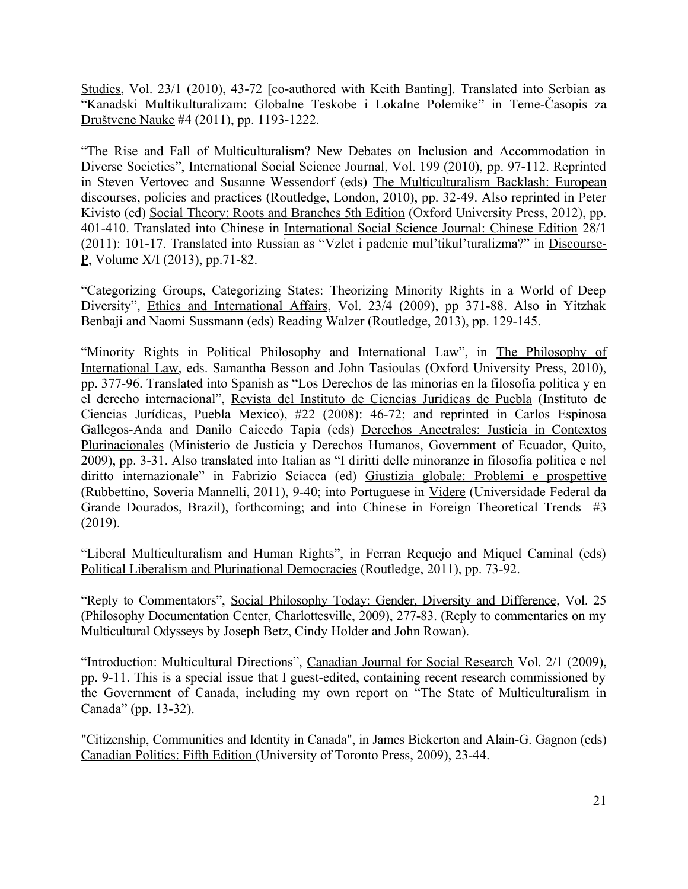Studies, Vol. 23/1 (2010), 43-72 [co-authored with Keith Banting]. Translated into Serbian as "Kanadski Multikulturalizam: Globalne Teskobe i Lokalne Polemike" in Teme-Časopis za Društvene Nauke #4 (2011), pp. 1193-1222.

"The Rise and Fall of Multiculturalism? New Debates on Inclusion and Accommodation in Diverse Societies", International Social Science Journal, Vol. 199 (2010), pp. 97-112. Reprinted in Steven Vertovec and Susanne Wessendorf (eds) The Multiculturalism Backlash: European discourses, policies and practices (Routledge, London, 2010), pp. 32-49. Also reprinted in Peter Kivisto (ed) Social Theory: Roots and Branches 5th Edition (Oxford University Press, 2012), pp. 401-410. Translated into Chinese in International Social Science Journal: Chinese Edition 28/1 (2011): 101-17. Translated into Russian as "Vzlet i padenie mul'tikul'turalizma?" in Discourse-P, Volume X/I (2013), pp.71-82.

"Categorizing Groups, Categorizing States: Theorizing Minority Rights in a World of Deep Diversity", Ethics and International Affairs, Vol. 23/4 (2009), pp 371-88. Also in Yitzhak Benbaji and Naomi Sussmann (eds) Reading Walzer (Routledge, 2013), pp. 129-145.

"Minority Rights in Political Philosophy and International Law", in The Philosophy of International Law, eds. Samantha Besson and John Tasioulas (Oxford University Press, 2010), pp. 377-96. Translated into Spanish as "Los Derechos de las minorias en la filosofia politica y en el derecho internacional", Revista del Instituto de Ciencias Juridicas de Puebla (Instituto de Ciencias Jurídicas, Puebla Mexico), #22 (2008): 46-72; and reprinted in Carlos Espinosa Gallegos-Anda and Danilo Caicedo Tapia (eds) Derechos Ancetrales: Justicia in Contextos Plurinacionales (Ministerio de Justicia y Derechos Humanos, Government of Ecuador, Quito, 2009), pp. 3-31. Also translated into Italian as "I diritti delle minoranze in filosofia politica e nel diritto internazionale" in Fabrizio Sciacca (ed) Giustizia globale: Problemi e prospettive (Rubbettino, Soveria Mannelli, 2011), 9-40; into Portuguese in Videre (Universidade Federal da Grande Dourados, Brazil), forthcoming; and into Chinese in Foreign Theoretical Trends #3 (2019).

"Liberal Multiculturalism and Human Rights", in Ferran Requejo and Miquel Caminal (eds) Political Liberalism and Plurinational Democracies (Routledge, 2011), pp. 73-92.

"Reply to Commentators", Social Philosophy Today: Gender, Diversity and Difference, Vol. 25 (Philosophy Documentation Center, Charlottesville, 2009), 277-83. (Reply to commentaries on my Multicultural Odysseys by Joseph Betz, Cindy Holder and John Rowan).

"Introduction: Multicultural Directions", Canadian Journal for Social Research Vol. 2/1 (2009), pp. 9-11. This is a special issue that I guest-edited, containing recent research commissioned by the Government of Canada, including my own report on "The State of Multiculturalism in Canada" (pp. 13-32).

"Citizenship, Communities and Identity in Canada", in James Bickerton and Alain-G. Gagnon (eds) Canadian Politics: Fifth Edition (University of Toronto Press, 2009), 23-44.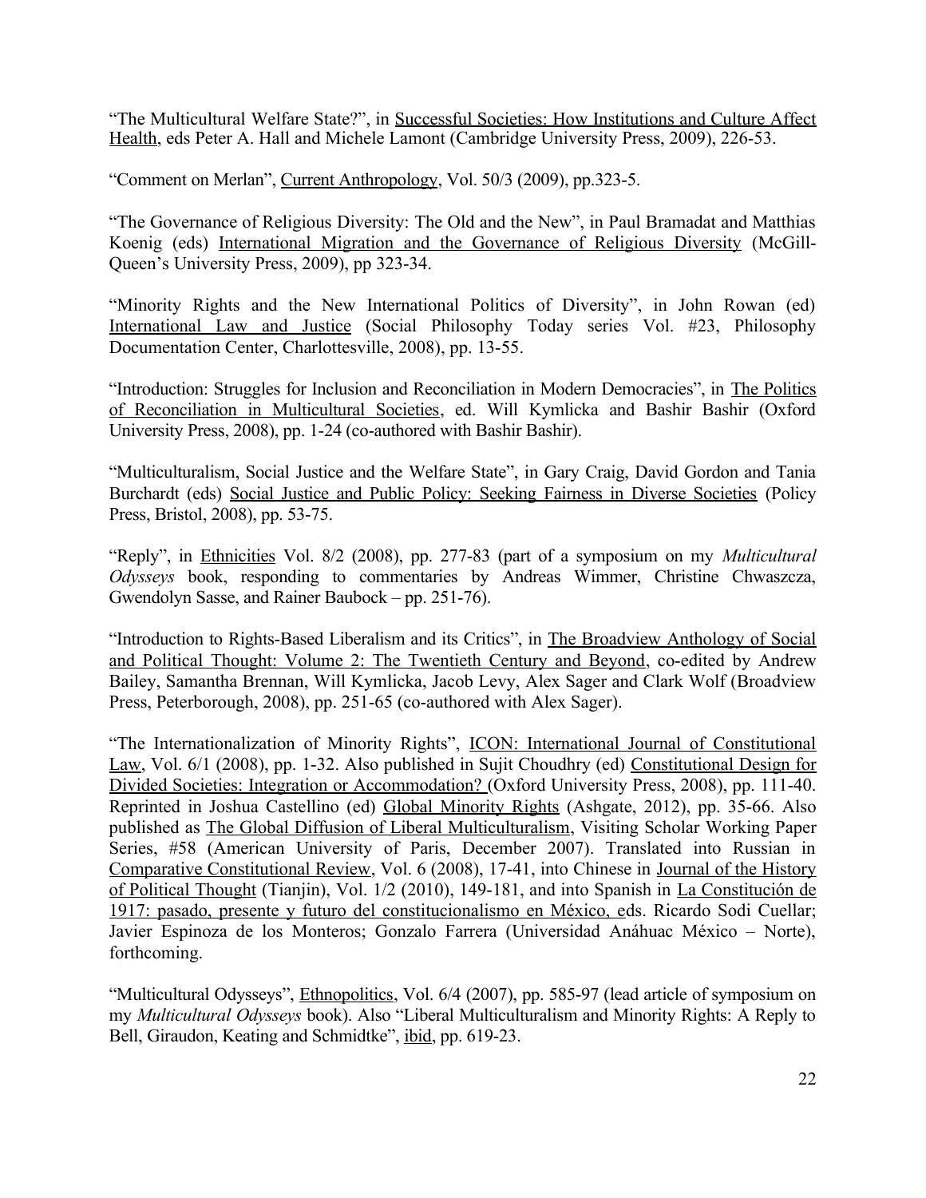"The Multicultural Welfare State?", in Successful Societies: How Institutions and Culture Affect Health, eds Peter A. Hall and Michele Lamont (Cambridge University Press, 2009), 226-53.

"Comment on Merlan", Current Anthropology, Vol. 50/3 (2009), pp.323-5.

"The Governance of Religious Diversity: The Old and the New", in Paul Bramadat and Matthias Koenig (eds) International Migration and the Governance of Religious Diversity (McGill-Queen's University Press, 2009), pp 323-34.

"Minority Rights and the New International Politics of Diversity", in John Rowan (ed) International Law and Justice (Social Philosophy Today series Vol. #23, Philosophy Documentation Center, Charlottesville, 2008), pp. 13-55.

"Introduction: Struggles for Inclusion and Reconciliation in Modern Democracies", in The Politics of Reconciliation in Multicultural Societies, ed. Will Kymlicka and Bashir Bashir (Oxford University Press, 2008), pp. 1-24 (co-authored with Bashir Bashir).

"Multiculturalism, Social Justice and the Welfare State", in Gary Craig, David Gordon and Tania Burchardt (eds) Social Justice and Public Policy: Seeking Fairness in Diverse Societies (Policy Press, Bristol, 2008), pp. 53-75.

"Reply", in Ethnicities Vol. 8/2 (2008), pp. 277-83 (part of a symposium on my *Multicultural Odysseys* book, responding to commentaries by Andreas Wimmer, Christine Chwaszcza, Gwendolyn Sasse, and Rainer Baubock – pp. 251-76).

"Introduction to Rights-Based Liberalism and its Critics", in The Broadview Anthology of Social and Political Thought: Volume 2: The Twentieth Century and Beyond, co-edited by Andrew Bailey, Samantha Brennan, Will Kymlicka, Jacob Levy, Alex Sager and Clark Wolf (Broadview Press, Peterborough, 2008), pp. 251-65 (co-authored with Alex Sager).

"The Internationalization of Minority Rights", ICON: International Journal of Constitutional Law, Vol. 6/1 (2008), pp. 1-32. Also published in Sujit Choudhry (ed) Constitutional Design for Divided Societies: Integration or Accommodation? (Oxford University Press, 2008), pp. 111-40. Reprinted in Joshua Castellino (ed) Global Minority Rights (Ashgate, 2012), pp. 35-66. Also published as The Global Diffusion of Liberal Multiculturalism, Visiting Scholar Working Paper Series, #58 (American University of Paris, December 2007). Translated into Russian in Comparative Constitutional Review, Vol. 6 (2008), 17-41, into Chinese in Journal of the History of Political Thought (Tianjin), Vol. 1/2 (2010), 149-181, and into Spanish in La Constitución de 1917: pasado, presente y futuro del constitucionalismo en México, eds. Ricardo Sodi Cuellar; Javier Espinoza de los Monteros; Gonzalo Farrera (Universidad Anáhuac México – Norte), forthcoming.

"Multicultural Odysseys", Ethnopolitics, Vol. 6/4 (2007), pp. 585-97 (lead article of symposium on my *Multicultural Odysseys* book). Also "Liberal Multiculturalism and Minority Rights: A Reply to Bell, Giraudon, Keating and Schmidtke", ibid, pp. 619-23.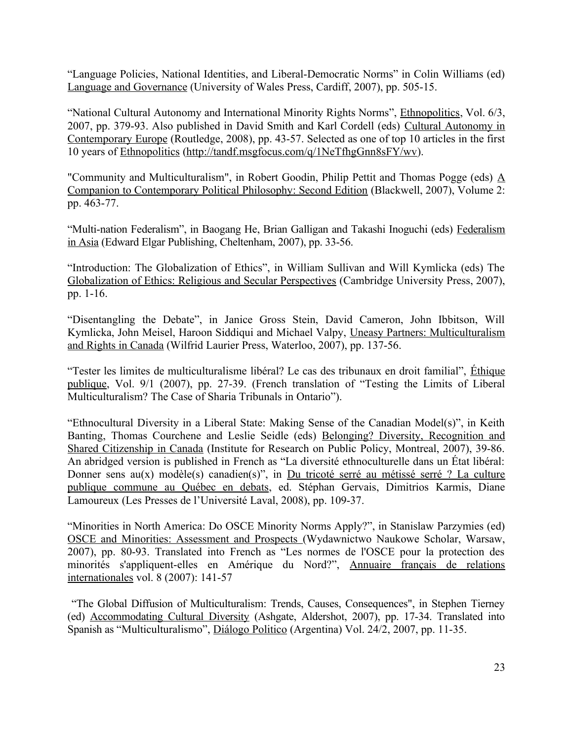"Language Policies, National Identities, and Liberal-Democratic Norms" in Colin Williams (ed) Language and Governance (University of Wales Press, Cardiff, 2007), pp. 505-15.

"National Cultural Autonomy and International Minority Rights Norms", Ethnopolitics, Vol. 6/3, 2007, pp. 379-93. Also published in David Smith and Karl Cordell (eds) Cultural Autonomy in Contemporary Europe (Routledge, 2008), pp. 43-57. Selected as one of top 10 articles in the first 10 years of Ethnopolitics (http://tandf.msgfocus.com/q/1NeTfhgGnn8sFY/wv).

"Community and Multiculturalism", in Robert Goodin, Philip Pettit and Thomas Pogge (eds) A Companion to Contemporary Political Philosophy: Second Edition (Blackwell, 2007), Volume 2: pp. 463-77.

"Multi-nation Federalism", in Baogang He, Brian Galligan and Takashi Inoguchi (eds) Federalism in Asia (Edward Elgar Publishing, Cheltenham, 2007), pp. 33-56.

"Introduction: The Globalization of Ethics", in William Sullivan and Will Kymlicka (eds) The Globalization of Ethics: Religious and Secular Perspectives (Cambridge University Press, 2007), pp. 1-16.

"Disentangling the Debate", in Janice Gross Stein, David Cameron, John Ibbitson, Will Kymlicka, John Meisel, Haroon Siddiqui and Michael Valpy, Uneasy Partners: Multiculturalism and Rights in Canada (Wilfrid Laurier Press, Waterloo, 2007), pp. 137-56.

"Tester les limites de multiculturalisme libéral? Le cas des tribunaux en droit familial", Éthique publique, Vol. 9/1 (2007), pp. 27-39. (French translation of "Testing the Limits of Liberal Multiculturalism? The Case of Sharia Tribunals in Ontario").

"Ethnocultural Diversity in a Liberal State: Making Sense of the Canadian Model(s)", in Keith Banting, Thomas Courchene and Leslie Seidle (eds) Belonging? Diversity, Recognition and Shared Citizenship in Canada (Institute for Research on Public Policy, Montreal, 2007), 39-86. An abridged version is published in French as "La diversité ethnoculturelle dans un État libéral: Donner sens au(x) modèle(s) canadien(s)", in Du tricoté serré au métissé serré ? La culture publique commune au Québec en debats, ed. Stéphan Gervais, Dimitrios Karmis, Diane Lamoureux (Les Presses de l'Université Laval, 2008), pp. 109-37.

"Minorities in North America: Do OSCE Minority Norms Apply?", in Stanislaw Parzymies (ed) OSCE and Minorities: Assessment and Prospects (Wydawnictwo Naukowe Scholar, Warsaw, 2007), pp. 80-93. Translated into French as "Les normes de l'OSCE pour la protection des minorités s'appliquent-elles en Amérique du Nord?", Annuaire français de relations internationales vol. 8 (2007): 141-57

"The Global Diffusion of Multiculturalism: Trends, Causes, Consequences", in Stephen Tierney (ed) Accommodating Cultural Diversity (Ashgate, Aldershot, 2007), pp. 17-34. Translated into Spanish as "Multiculturalismo", Diálogo Politico (Argentina) Vol. 24/2, 2007, pp. 11-35.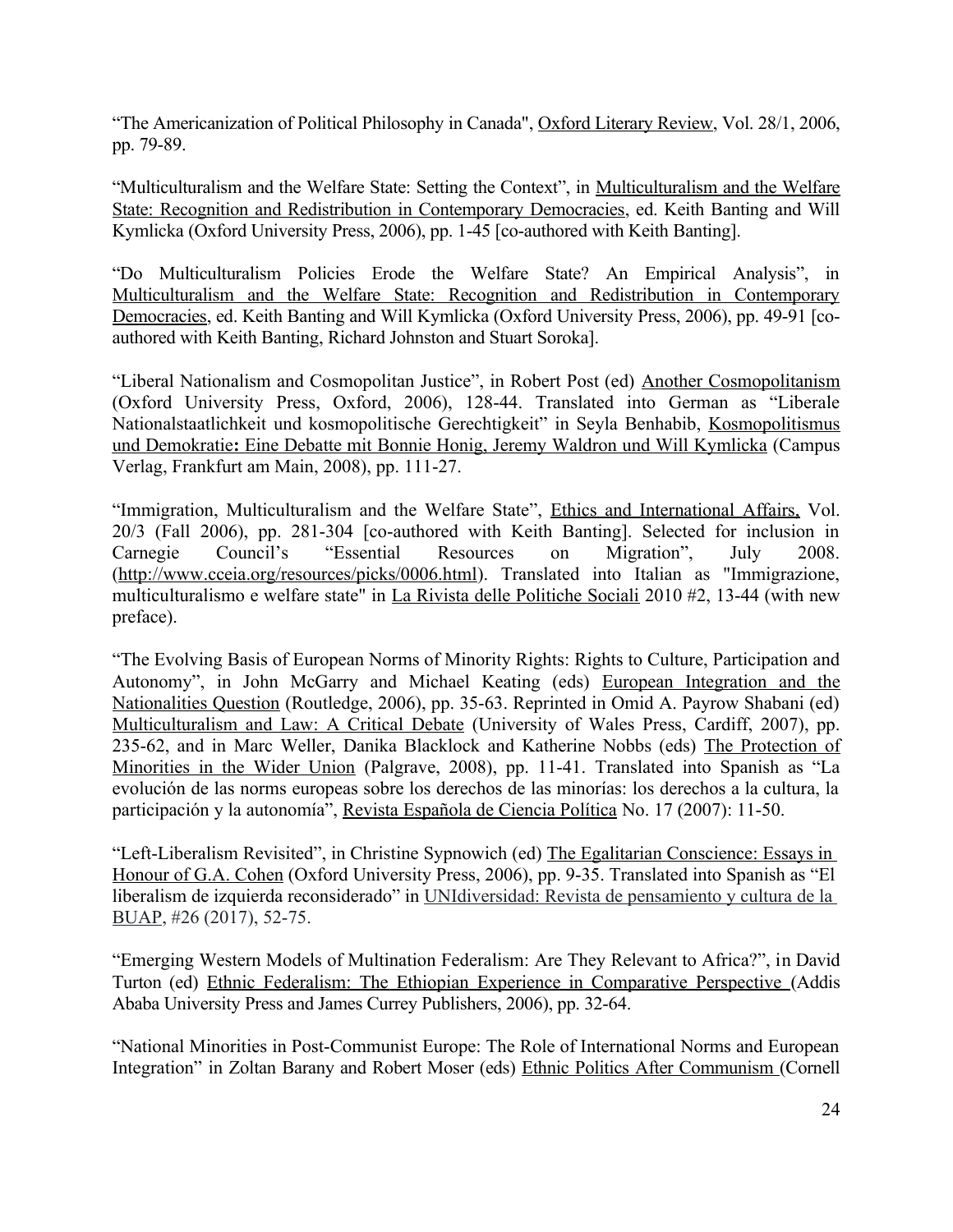“The Americanization of Political Philosophy in Canada", Oxford Literary Review, Vol. 28/1, 2006, pp. 79-89.

“Multiculturalism and the Welfare State: Setting the Context”, in Multiculturalism and the Welfare State: Recognition and Redistribution in Contemporary Democracies, ed. Keith Banting and Will Kymlicka (Oxford University Press, 2006), pp. 1-45 [co-authored with Keith Banting].

“Do Multiculturalism Policies Erode the Welfare State? An Empirical Analysis”, in Multiculturalism and the Welfare State: Recognition and Redistribution in Contemporary Democracies, ed. Keith Banting and Will Kymlicka (Oxford University Press, 2006), pp. 49-91 [co-authored with Keith Banting, Richard Johnston and Stuart Soroka].

“Liberal Nationalism and Cosmopolitan Justice”, in Robert Post (ed) Another Cosmopolitanism (Oxford University Press, Oxford, 2006), 128-44. Translated into German as “Liberale Nationalstaatlichkeit und kosmopolitische Gerechtigkeit” in Seyla Benhabib, Kosmopolitismus und Demokratie: Eine Debatte mit Bonnie Honig, Jeremy Waldron und Will Kymlicka (Campus Verlag, Frankfurt am Main, 2008), pp. 111-27.

“Immigration, Multiculturalism and the Welfare State”, Ethics and International Affairs, Vol. 20/3 (Fall 2006), pp. 281-304 [co-authored with Keith Banting]. Selected for inclusion in Carnegie Council’s “Essential Resources on Migration”, July 2008. (http://www.cceia.org/resources/picks/0006.html). Translated into Italian as "Immigrazione, multiculturalismo e welfare state" in La Rivista delle Politiche Sociali 2010 #2, 13-44 (with new preface).

“The Evolving Basis of European Norms of Minority Rights: Rights to Culture, Participation and Autonomy”, in John McGarry and Michael Keating (eds) European Integration and the Nationalities Question (Routledge, 2006), pp. 35-63. Reprinted in Omid A. Payrow Shabani (ed) Multiculturalism and Law: A Critical Debate (University of Wales Press, Cardiff, 2007), pp. 235-62, and in Marc Weller, Danika Blacklock and Katherine Nobbs (eds) The Protection of Minorities in the Wider Union (Palgrave, 2008), pp. 11-41. Translated into Spanish as “La evolución de las norms europeas sobre los derechos de las minorías: los derechos a la cultura, la participación y la autonomía”, Revista Española de Ciencia Política No. 17 (2007): 11-50.

“Left-Liberalism Revisited”, in Christine Sypnowich (ed) The Egalitarian Conscience: Essays in Honour of G.A. Cohen (Oxford University Press, 2006), pp. 9-35. Translated into Spanish as “El liberalism de izquierda reconsiderado” in UNIdiversidad: Revista de pensamiento y cultura de la BUAP, #26 (2017), 52-75.

“Emerging Western Models of Multination Federalism: Are They Relevant to Africa?”, in David Turton (ed) Ethnic Federalism: The Ethiopian Experience in Comparative Perspective (Addis Ababa University Press and James Currey Publishers, 2006), pp. 32-64.

“National Minorities in Post-Communist Europe: The Role of International Norms and European Integration” in Zoltan Barany and Robert Moser (eds) Ethnic Politics After Communism (Cornell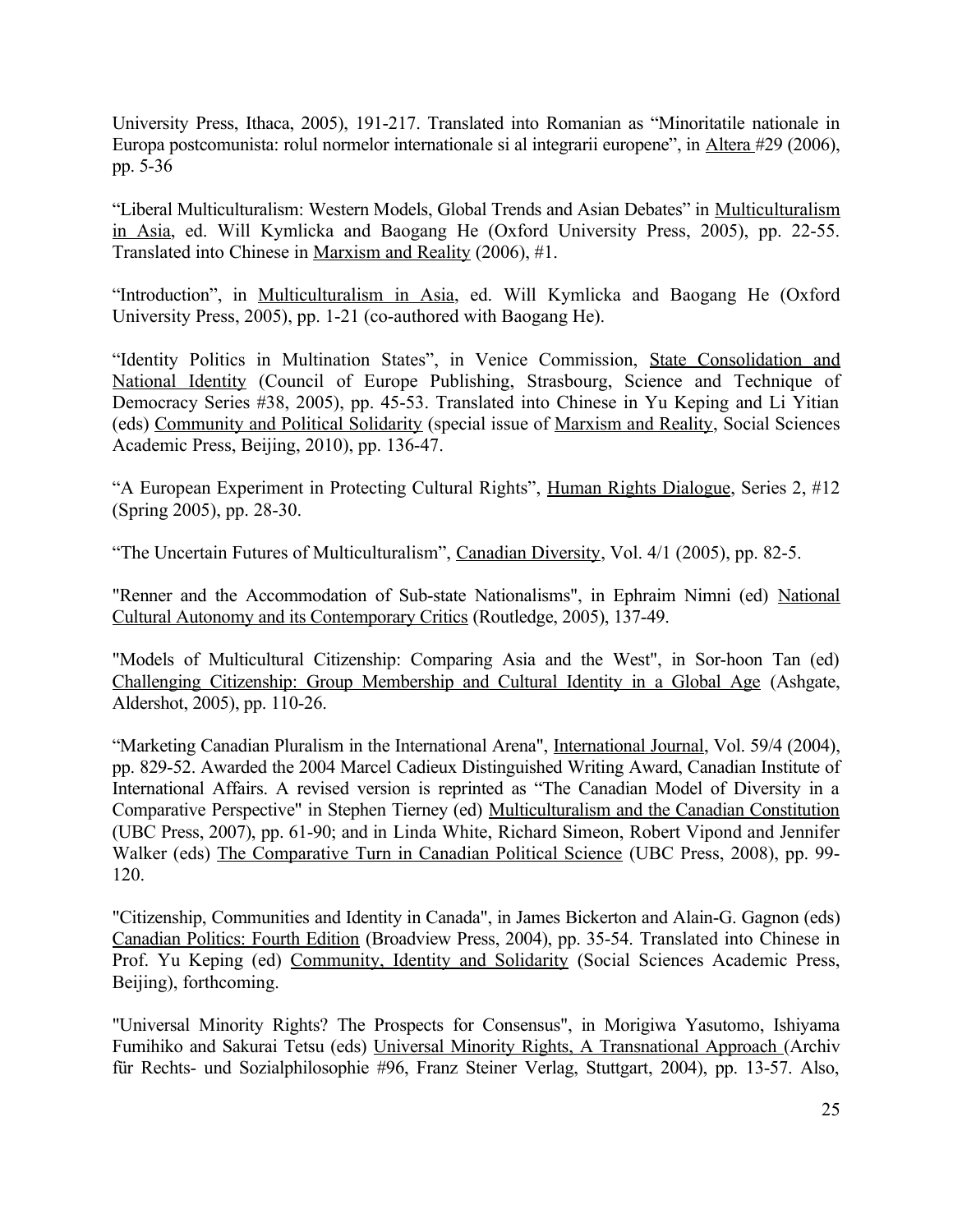University Press, Ithaca, 2005), 191-217. Translated into Romanian as "Minoritatile nationale in Europa postcomunista: rolul normelor internationale si al integrarii europene", in Altera #29 (2006), pp. 5-36

"Liberal Multiculturalism: Western Models, Global Trends and Asian Debates" in Multiculturalism in Asia, ed. Will Kymlicka and Baogang He (Oxford University Press, 2005), pp. 22-55. Translated into Chinese in Marxism and Reality (2006), #1.

"Introduction", in Multiculturalism in Asia, ed. Will Kymlicka and Baogang He (Oxford University Press, 2005), pp. 1-21 (co-authored with Baogang He).

"Identity Politics in Multination States", in Venice Commission, State Consolidation and National Identity (Council of Europe Publishing, Strasbourg, Science and Technique of Democracy Series #38, 2005), pp. 45-53. Translated into Chinese in Yu Keping and Li Yitian (eds) Community and Political Solidarity (special issue of Marxism and Reality, Social Sciences Academic Press, Beijing, 2010), pp. 136-47.

"A European Experiment in Protecting Cultural Rights", Human Rights Dialogue, Series 2, #12 (Spring 2005), pp. 28-30.

"The Uncertain Futures of Multiculturalism", Canadian Diversity, Vol. 4/1 (2005), pp. 82-5.

"Renner and the Accommodation of Sub-state Nationalisms", in Ephraim Nimni (ed) National Cultural Autonomy and its Contemporary Critics (Routledge, 2005), 137-49.

"Models of Multicultural Citizenship: Comparing Asia and the West", in Sor-hoon Tan (ed) Challenging Citizenship: Group Membership and Cultural Identity in a Global Age (Ashgate, Aldershot, 2005), pp. 110-26.

"Marketing Canadian Pluralism in the International Arena", International Journal, Vol. 59/4 (2004), pp. 829-52. Awarded the 2004 Marcel Cadieux Distinguished Writing Award, Canadian Institute of International Affairs. A revised version is reprinted as "The Canadian Model of Diversity in a Comparative Perspective" in Stephen Tierney (ed) Multiculturalism and the Canadian Constitution (UBC Press, 2007), pp. 61-90; and in Linda White, Richard Simeon, Robert Vipond and Jennifer Walker (eds) The Comparative Turn in Canadian Political Science (UBC Press, 2008), pp. 99-120.

"Citizenship, Communities and Identity in Canada", in James Bickerton and Alain-G. Gagnon (eds) Canadian Politics: Fourth Edition (Broadview Press, 2004), pp. 35-54. Translated into Chinese in Prof. Yu Keping (ed) Community, Identity and Solidarity (Social Sciences Academic Press, Beijing), forthcoming.

"Universal Minority Rights? The Prospects for Consensus", in Morigiwa Yasutomo, Ishiyama Fumihiko and Sakurai Tetsu (eds) Universal Minority Rights, A Transnational Approach (Archiv für Rechts- und Sozialphilosophie #96, Franz Steiner Verlag, Stuttgart, 2004), pp. 13-57. Also,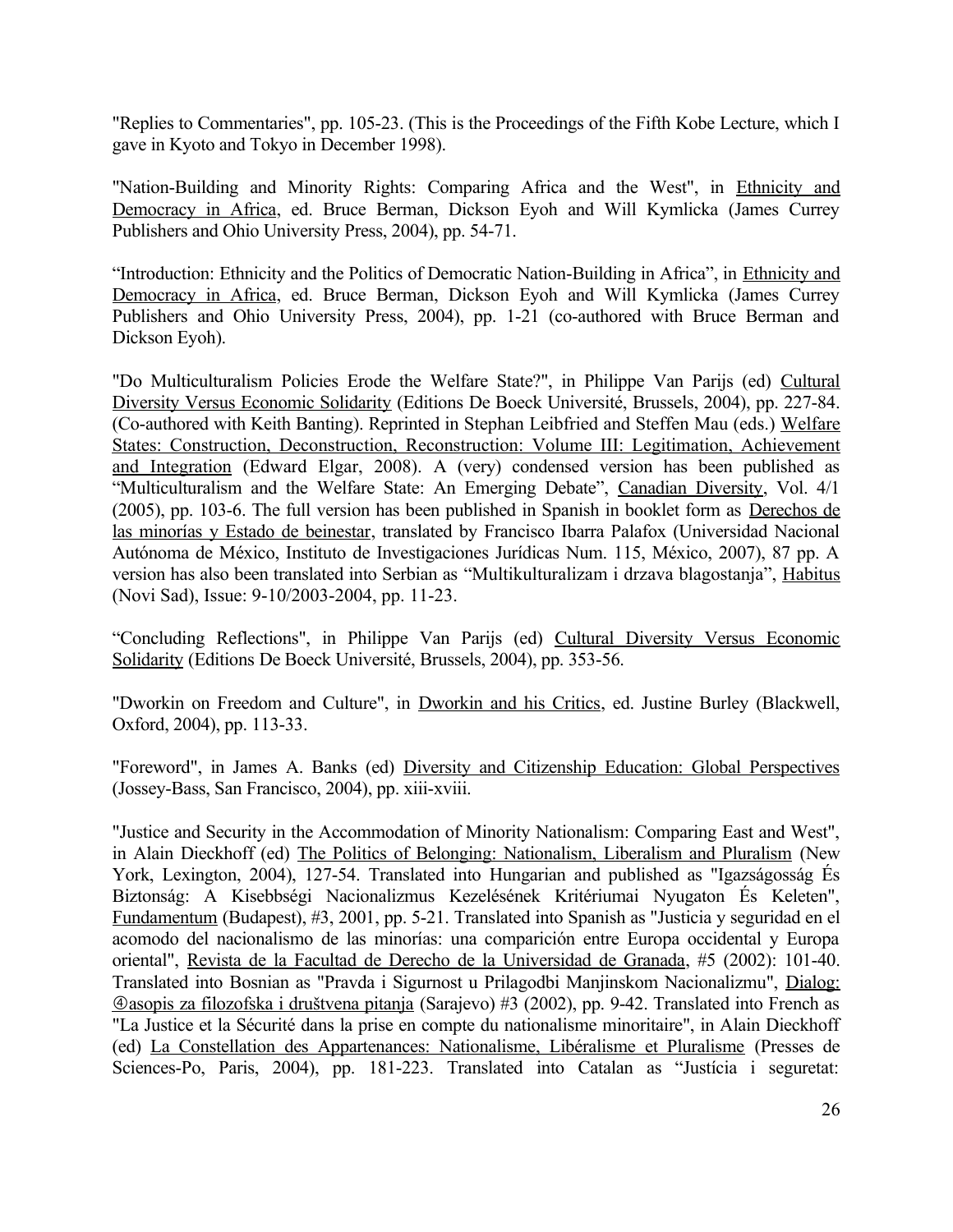"Replies to Commentaries", pp. 105-23. (This is the Proceedings of the Fifth Kobe Lecture, which I gave in Kyoto and Tokyo in December 1998).

"Nation-Building and Minority Rights: Comparing Africa and the West", in <u>Ethnicity and Democracy in Africa</u>, ed. Bruce Berman, Dickson Eyoh and Will Kymlicka (James Currey Publishers and Ohio University Press, 2004), pp. 54-71.

"Introduction: Ethnicity and the Politics of Democratic Nation-Building in Africa", in <u>Ethnicity and Democracy in Africa</u>, ed. Bruce Berman, Dickson Eyoh and Will Kymlicka (James Currey Publishers and Ohio University Press, 2004), pp. 1-21 (co-authored with Bruce Berman and Dickson Eyoh).

"Do Multiculturalism Policies Erode the Welfare State?", in Philippe Van Parijs (ed) <u>Cultural Diversity Versus Economic Solidarity</u> (Editions De Boeck Université, Brussels, 2004), pp. 227-84. (Co-authored with Keith Banting). Reprinted in Stephan Leibfried and Steffen Mau (eds.) <u>Welfare States: Construction, Deconstruction, Reconstruction: Volume III: Legitimation, Achievement and Integration</u> (Edward Elgar, 2008). A (very) condensed version has been published as "Multiculturalism and the Welfare State: An Emerging Debate", <u>Canadian Diversity</u>, Vol. 4/1 (2005), pp. 103-6. The full version has been published in Spanish in booklet form as <u>Derechos de las minorías y Estado de beinestar</u>, translated by Francisco Ibarra Palafox (Universidad Nacional Autónoma de México, Instituto de Investigaciones Jurídicas Num. 115, México, 2007), 87 pp. A version has also been translated into Serbian as "Multikulturalizam i drzava blagostanja", <u>Habitus</u> (Novi Sad), Issue: 9-10/2003-2004, pp. 11-23.

"Concluding Reflections", in Philippe Van Parijs (ed) <u>Cultural Diversity Versus Economic Solidarity</u> (Editions De Boeck Université, Brussels, 2004), pp. 353-56.

"Dworkin on Freedom and Culture", in <u>Dworkin and his Critics</u>, ed. Justine Burley (Blackwell, Oxford, 2004), pp. 113-33.

"Foreword", in James A. Banks (ed) <u>Diversity and Citizenship Education: Global Perspectives</u> (Jossey-Bass, San Francisco, 2004), pp. xiii-xviii.

"Justice and Security in the Accommodation of Minority Nationalism: Comparing East and West", in Alain Dieckhoff (ed) <u>The Politics of Belonging: Nationalism, Liberalism and Pluralism</u> (New York, Lexington, 2004), 127-54. Translated into Hungarian and published as "Igazságosság És Biztonság: A Kisebbségi Nacionalizmus Kezelésének Kritériumai Nyugaton És Keleten", <u>Fundamentum</u> (Budapest), #3, 2001, pp. 5-21. Translated into Spanish as "Justicia y seguridad en el acomodo del nacionalismo de las minorías: una comparición entre Europa occidental y Europa oriental", <u>Revista de la Facultad de Derecho de la Universidad de Granada</u>, #5 (2002): 101-40. Translated into Bosnian as "Pravda i Sigurnost u Prilagodbi Manjinskom Nacionalizmu", <u>Dialog: ④asopis za filozofska i društvena pitanja</u> (Sarajevo) #3 (2002), pp. 9-42. Translated into French as "La Justice et la Sécurité dans la prise en compte du nationalisme minoritaire", in Alain Dieckhoff (ed) <u>La Constellation des Appartenances: Nationalisme, Libéralisme et Pluralisme</u> (Presses de Sciences-Po, Paris, 2004), pp. 181-223. Translated into Catalan as "Justícia i seguretat: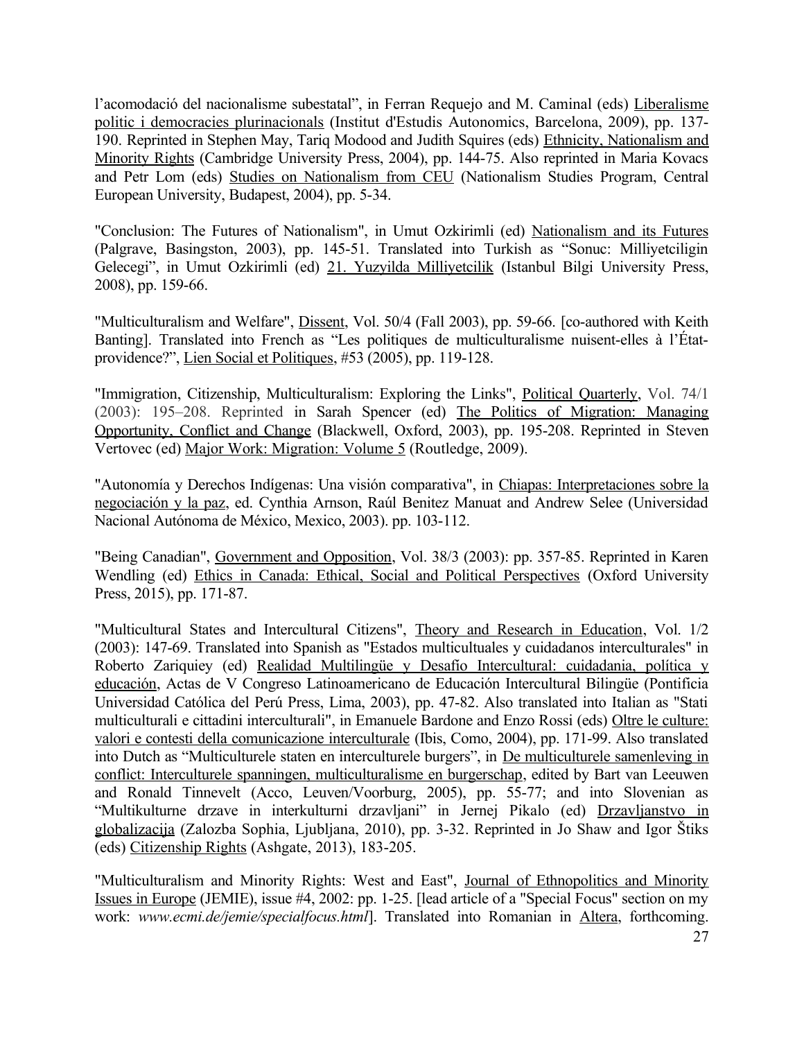l'acomodació del nacionalisme subestatal", in Ferran Requejo and M. Caminal (eds) Liberalisme politic i democracies plurinacionals (Institut d'Estudis Autonomics, Barcelona, 2009), pp. 137-190. Reprinted in Stephen May, Tariq Modood and Judith Squires (eds) Ethnicity, Nationalism and Minority Rights (Cambridge University Press, 2004), pp. 144-75. Also reprinted in Maria Kovacs and Petr Lom (eds) Studies on Nationalism from CEU (Nationalism Studies Program, Central European University, Budapest, 2004), pp. 5-34.

"Conclusion: The Futures of Nationalism", in Umut Ozkirimli (ed) Nationalism and its Futures (Palgrave, Basingston, 2003), pp. 145-51. Translated into Turkish as "Sonuc: Milliyetciligin Gelecegi", in Umut Ozkirimli (ed) 21. Yuzyilda Milliyetcilik (Istanbul Bilgi University Press, 2008), pp. 159-66.

"Multiculturalism and Welfare", Dissent, Vol. 50/4 (Fall 2003), pp. 59-66. [co-authored with Keith Banting]. Translated into French as "Les politiques de multiculturalisme nuisent-elles à l'État-providence?", Lien Social et Politiques, #53 (2005), pp. 119-128.

"Immigration, Citizenship, Multiculturalism: Exploring the Links", Political Quarterly, Vol. 74/1 (2003): 195–208. Reprinted in Sarah Spencer (ed) The Politics of Migration: Managing Opportunity, Conflict and Change (Blackwell, Oxford, 2003), pp. 195-208. Reprinted in Steven Vertovec (ed) Major Work: Migration: Volume 5 (Routledge, 2009).

"Autonomía y Derechos Indígenas: Una visión comparativa", in Chiapas: Interpretaciones sobre la negociación y la paz, ed. Cynthia Arnson, Raúl Benitez Manuat and Andrew Selee (Universidad Nacional Autónoma de México, Mexico, 2003). pp. 103-112.

"Being Canadian", Government and Opposition, Vol. 38/3 (2003): pp. 357-85. Reprinted in Karen Wendling (ed) Ethics in Canada: Ethical, Social and Political Perspectives (Oxford University Press, 2015), pp. 171-87.

"Multicultural States and Intercultural Citizens", Theory and Research in Education, Vol. 1/2 (2003): 147-69. Translated into Spanish as "Estados multicultuales y cuidadanos interculturales" in Roberto Zariquiey (ed) Realidad Multilingüe y Desafío Intercultural: cuidadania, política y educación, Actas de V Congreso Latinoamericano de Educación Intercultural Bilingüe (Pontificia Universidad Católica del Perú Press, Lima, 2003), pp. 47-82. Also translated into Italian as "Stati multiculturali e cittadini interculturali", in Emanuele Bardone and Enzo Rossi (eds) Oltre le culture: valori e contesti della comunicazione interculturale (Ibis, Como, 2004), pp. 171-99. Also translated into Dutch as "Multiculturele staten en interculturele burgers", in De multiculturele samenleving in conflict: Interculturele spanningen, multiculturalisme en burgerschap, edited by Bart van Leeuwen and Ronald Tinnevelt (Acco, Leuven/Voorburg, 2005), pp. 55-77; and into Slovenian as "Multikulturne drzave in interkulturni drzavljani" in Jernej Pikalo (ed) Drzavljanstvo in globalizacija (Zalozba Sophia, Ljubljana, 2010), pp. 3-32. Reprinted in Jo Shaw and Igor Štiks (eds) Citizenship Rights (Ashgate, 2013), 183-205.

"Multiculturalism and Minority Rights: West and East", Journal of Ethnopolitics and Minority Issues in Europe (JEMIE), issue #4, 2002: pp. 1-25. [lead article of a "Special Focus" section on my work: *www.ecmi.de/jemie/specialfocus.html*]. Translated into Romanian in Altera, forthcoming.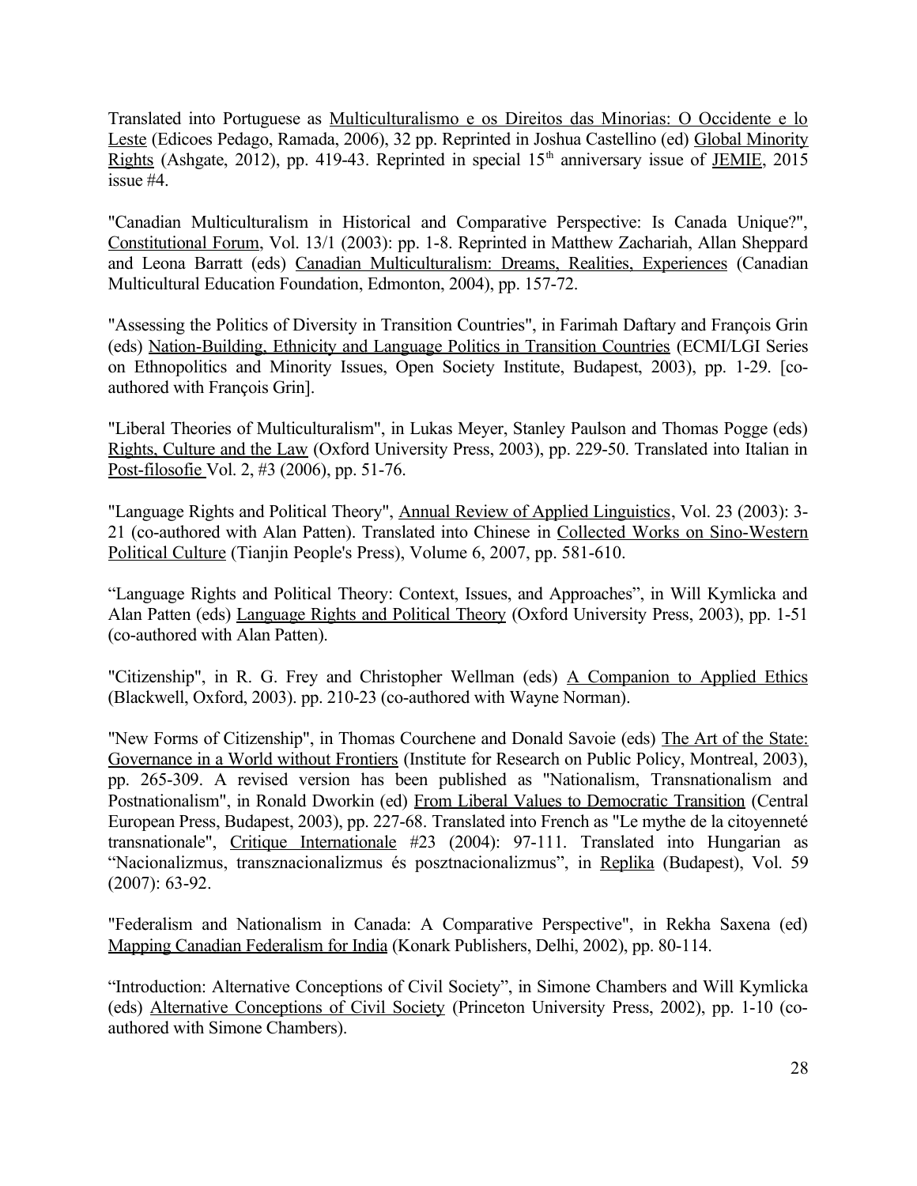Translated into Portuguese as Multiculturalismo e os Direitos das Minorias: O Occidente e lo Leste (Edicoes Pedago, Ramada, 2006), 32 pp. Reprinted in Joshua Castellino (ed) Global Minority Rights (Ashgate, 2012), pp. 419-43. Reprinted in special 15th anniversary issue of JEMIE, 2015 issue #4.

"Canadian Multiculturalism in Historical and Comparative Perspective: Is Canada Unique?", Constitutional Forum, Vol. 13/1 (2003): pp. 1-8. Reprinted in Matthew Zachariah, Allan Sheppard and Leona Barratt (eds) Canadian Multiculturalism: Dreams, Realities, Experiences (Canadian Multicultural Education Foundation, Edmonton, 2004), pp. 157-72.

"Assessing the Politics of Diversity in Transition Countries", in Farimah Daftary and François Grin (eds) Nation-Building, Ethnicity and Language Politics in Transition Countries (ECMI/LGI Series on Ethnopolitics and Minority Issues, Open Society Institute, Budapest, 2003), pp. 1-29. [co-authored with François Grin].

"Liberal Theories of Multiculturalism", in Lukas Meyer, Stanley Paulson and Thomas Pogge (eds) Rights, Culture and the Law (Oxford University Press, 2003), pp. 229-50. Translated into Italian in Post-filosofie Vol. 2, #3 (2006), pp. 51-76.

"Language Rights and Political Theory", Annual Review of Applied Linguistics, Vol. 23 (2003): 3-21 (co-authored with Alan Patten). Translated into Chinese in Collected Works on Sino-Western Political Culture (Tianjin People's Press), Volume 6, 2007, pp. 581-610.

"Language Rights and Political Theory: Context, Issues, and Approaches", in Will Kymlicka and Alan Patten (eds) Language Rights and Political Theory (Oxford University Press, 2003), pp. 1-51 (co-authored with Alan Patten).

"Citizenship", in R. G. Frey and Christopher Wellman (eds) A Companion to Applied Ethics (Blackwell, Oxford, 2003). pp. 210-23 (co-authored with Wayne Norman).

"New Forms of Citizenship", in Thomas Courchene and Donald Savoie (eds) The Art of the State: Governance in a World without Frontiers (Institute for Research on Public Policy, Montreal, 2003), pp. 265-309. A revised version has been published as "Nationalism, Transnationalism and Postnationalism", in Ronald Dworkin (ed) From Liberal Values to Democratic Transition (Central European Press, Budapest, 2003), pp. 227-68. Translated into French as "Le mythe de la citoyenneté transnationale", Critique Internationale #23 (2004): 97-111. Translated into Hungarian as "Nacionalizmus, transznacionalizmus és posztnacionalizmus", in Replika (Budapest), Vol. 59 (2007): 63-92.

"Federalism and Nationalism in Canada: A Comparative Perspective", in Rekha Saxena (ed) Mapping Canadian Federalism for India (Konark Publishers, Delhi, 2002), pp. 80-114.

"Introduction: Alternative Conceptions of Civil Society", in Simone Chambers and Will Kymlicka (eds) Alternative Conceptions of Civil Society (Princeton University Press, 2002), pp. 1-10 (co-authored with Simone Chambers).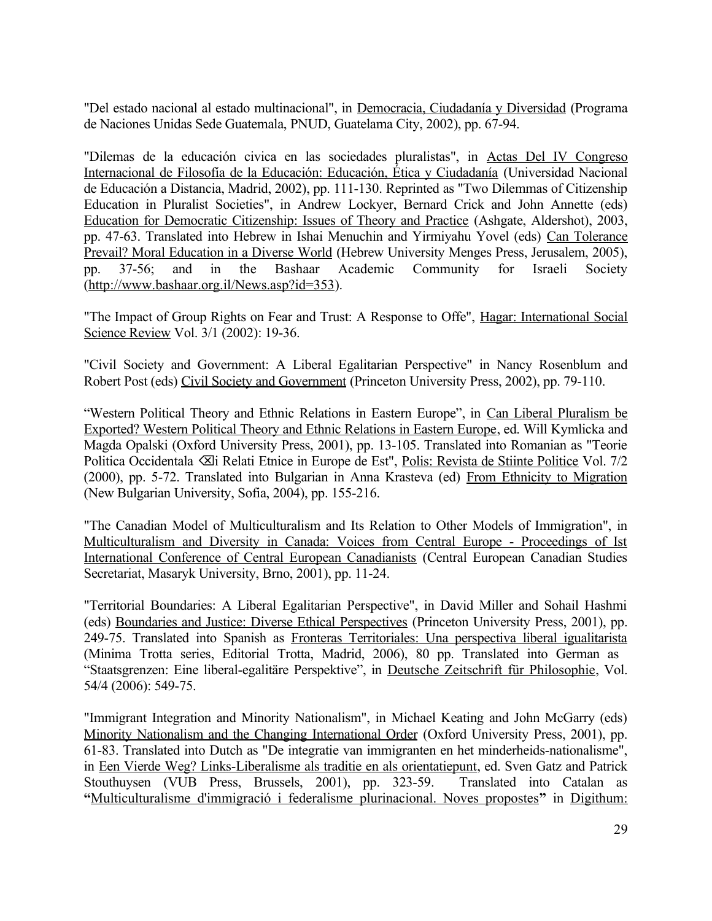"Del estado nacional al estado multinacional", in Democracia, Ciudadanía y Diversidad (Programa de Naciones Unidas Sede Guatemala, PNUD, Guatelama City, 2002), pp. 67-94.

"Dilemas de la educación civica en las sociedades pluralistas", in Actas Del IV Congreso Internacional de Filosofía de la Educación: Educación, Ética y Ciudadanía (Universidad Nacional de Educación a Distancia, Madrid, 2002), pp. 111-130. Reprinted as "Two Dilemmas of Citizenship Education in Pluralist Societies", in Andrew Lockyer, Bernard Crick and John Annette (eds) Education for Democratic Citizenship: Issues of Theory and Practice (Ashgate, Aldershot), 2003, pp. 47-63. Translated into Hebrew in Ishai Menuchin and Yirmiyahu Yovel (eds) Can Tolerance Prevail? Moral Education in a Diverse World (Hebrew University Menges Press, Jerusalem, 2005), pp. 37-56; and in the Bashaar Academic Community for Israeli Society (http://www.bashaar.org.il/News.asp?id=353).

"The Impact of Group Rights on Fear and Trust: A Response to Offe", Hagar: International Social Science Review Vol. 3/1 (2002): 19-36.

"Civil Society and Government: A Liberal Egalitarian Perspective" in Nancy Rosenblum and Robert Post (eds) Civil Society and Government (Princeton University Press, 2002), pp. 79-110.

"Western Political Theory and Ethnic Relations in Eastern Europe", in Can Liberal Pluralism be Exported? Western Political Theory and Ethnic Relations in Eastern Europe, ed. Will Kymlicka and Magda Opalski (Oxford University Press, 2001), pp. 13-105. Translated into Romanian as "Teorie Politica Occidentala ⌫i Relati Etnice in Europe de Est", Polis: Revista de Stiinte Politice Vol. 7/2 (2000), pp. 5-72. Translated into Bulgarian in Anna Krasteva (ed) From Ethnicity to Migration (New Bulgarian University, Sofia, 2004), pp. 155-216.

"The Canadian Model of Multiculturalism and Its Relation to Other Models of Immigration", in Multiculturalism and Diversity in Canada: Voices from Central Europe - Proceedings of Ist International Conference of Central European Canadianists (Central European Canadian Studies Secretariat, Masaryk University, Brno, 2001), pp. 11-24.

"Territorial Boundaries: A Liberal Egalitarian Perspective", in David Miller and Sohail Hashmi (eds) Boundaries and Justice: Diverse Ethical Perspectives (Princeton University Press, 2001), pp. 249-75. Translated into Spanish as Fronteras Territoriales: Una perspectiva liberal igualitarista (Minima Trotta series, Editorial Trotta, Madrid, 2006), 80 pp. Translated into German as "Staatsgrenzen: Eine liberal-egalitäre Perspektive", in Deutsche Zeitschrift für Philosophie, Vol. 54/4 (2006): 549-75.

"Immigrant Integration and Minority Nationalism", in Michael Keating and John McGarry (eds) Minority Nationalism and the Changing International Order (Oxford University Press, 2001), pp. 61-83. Translated into Dutch as "De integratie van immigranten en het minderheids-nationalisme", in Een Vierde Weg? Links-Liberalisme als traditie en als orientatiepunt, ed. Sven Gatz and Patrick Stouthuysen (VUB Press, Brussels, 2001), pp. 323-59. Translated into Catalan as **"**Multiculturalisme d'immigració i federalisme plurinacional. Noves propostes**"** in Digithum: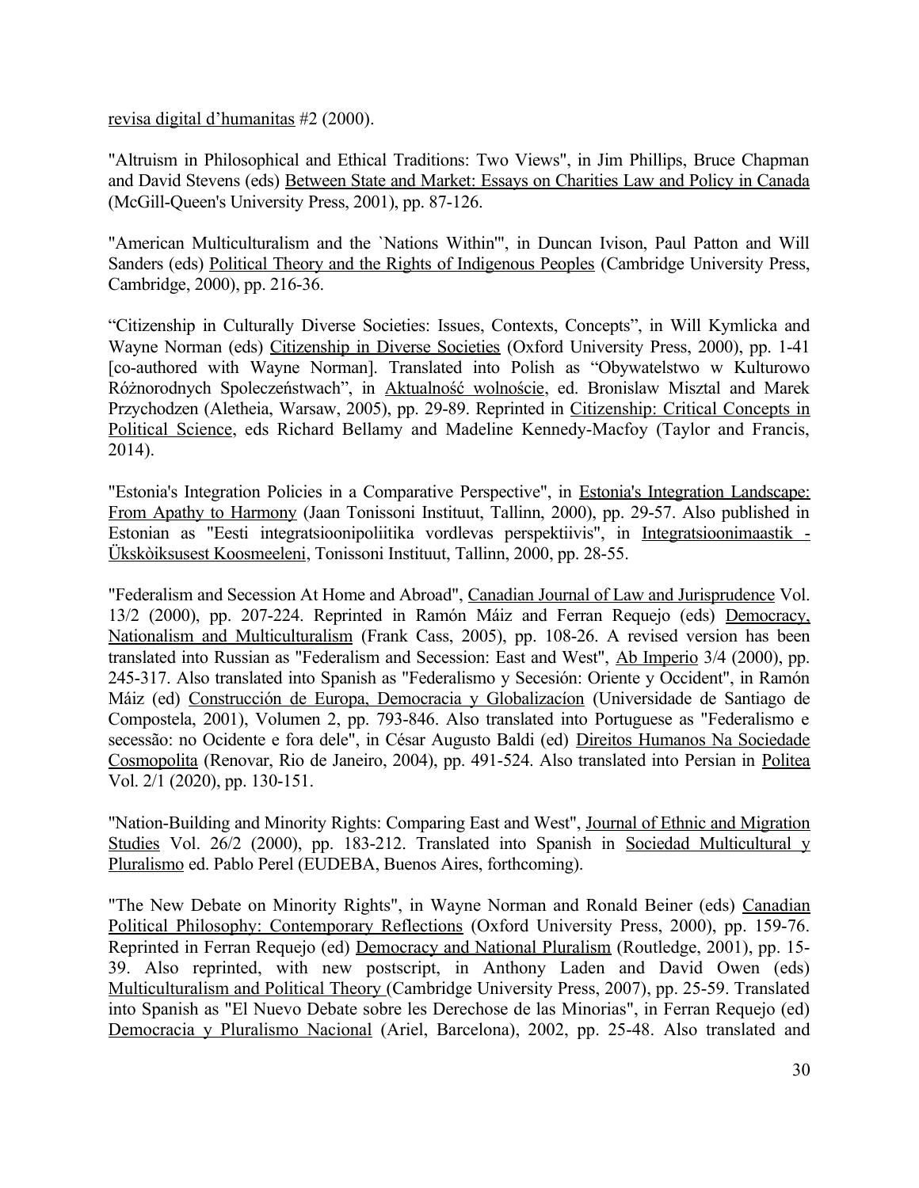revisa digital d'humanitas #2 (2000).

"Altruism in Philosophical and Ethical Traditions: Two Views", in Jim Phillips, Bruce Chapman and David Stevens (eds) Between State and Market: Essays on Charities Law and Policy in Canada (McGill-Queen's University Press, 2001), pp. 87-126.

"American Multiculturalism and the `Nations Within'", in Duncan Ivison, Paul Patton and Will Sanders (eds) Political Theory and the Rights of Indigenous Peoples (Cambridge University Press, Cambridge, 2000), pp. 216-36.

"Citizenship in Culturally Diverse Societies: Issues, Contexts, Concepts", in Will Kymlicka and Wayne Norman (eds) Citizenship in Diverse Societies (Oxford University Press, 2000), pp. 1-41 [co-authored with Wayne Norman]. Translated into Polish as "Obywatelstwo w Kulturowo Różnorodnych Spoleczeństwach", in Aktualność wolnoście, ed. Bronislaw Misztal and Marek Przychodzen (Aletheia, Warsaw, 2005), pp. 29-89. Reprinted in Citizenship: Critical Concepts in Political Science, eds Richard Bellamy and Madeline Kennedy-Macfoy (Taylor and Francis, 2014).

"Estonia's Integration Policies in a Comparative Perspective", in Estonia's Integration Landscape: From Apathy to Harmony (Jaan Tonissoni Instituut, Tallinn, 2000), pp. 29-57. Also published in Estonian as "Eesti integratsioonipoliitika vordlevas perspektiivis", in Integratsioonimaastik - Ükskòiksusest Koosmeeleni, Tonissoni Instituut, Tallinn, 2000, pp. 28-55.

"Federalism and Secession At Home and Abroad", Canadian Journal of Law and Jurisprudence Vol. 13/2 (2000), pp. 207-224. Reprinted in Ramón Máiz and Ferran Requejo (eds) Democracy, Nationalism and Multiculturalism (Frank Cass, 2005), pp. 108-26. A revised version has been translated into Russian as "Federalism and Secession: East and West", Ab Imperio 3/4 (2000), pp. 245-317. Also translated into Spanish as "Federalismo y Secesión: Oriente y Occident", in Ramón Máiz (ed) Construcción de Europa, Democracia y Globalizacíon (Universidade de Santiago de Compostela, 2001), Volumen 2, pp. 793-846. Also translated into Portuguese as "Federalismo e secessão: no Ocidente e fora dele", in César Augusto Baldi (ed) Direitos Humanos Na Sociedade Cosmopolita (Renovar, Rio de Janeiro, 2004), pp. 491-524. Also translated into Persian in Politea Vol. 2/1 (2020), pp. 130-151.

"Nation-Building and Minority Rights: Comparing East and West", Journal of Ethnic and Migration Studies Vol. 26/2 (2000), pp. 183-212. Translated into Spanish in Sociedad Multicultural y Pluralismo ed. Pablo Perel (EUDEBA, Buenos Aires, forthcoming).

"The New Debate on Minority Rights", in Wayne Norman and Ronald Beiner (eds) Canadian Political Philosophy: Contemporary Reflections (Oxford University Press, 2000), pp. 159-76. Reprinted in Ferran Requejo (ed) Democracy and National Pluralism (Routledge, 2001), pp. 15-39. Also reprinted, with new postscript, in Anthony Laden and David Owen (eds) Multiculturalism and Political Theory (Cambridge University Press, 2007), pp. 25-59. Translated into Spanish as "El Nuevo Debate sobre les Derechose de las Minorias", in Ferran Requejo (ed) Democracia y Pluralismo Nacional (Ariel, Barcelona), 2002, pp. 25-48. Also translated and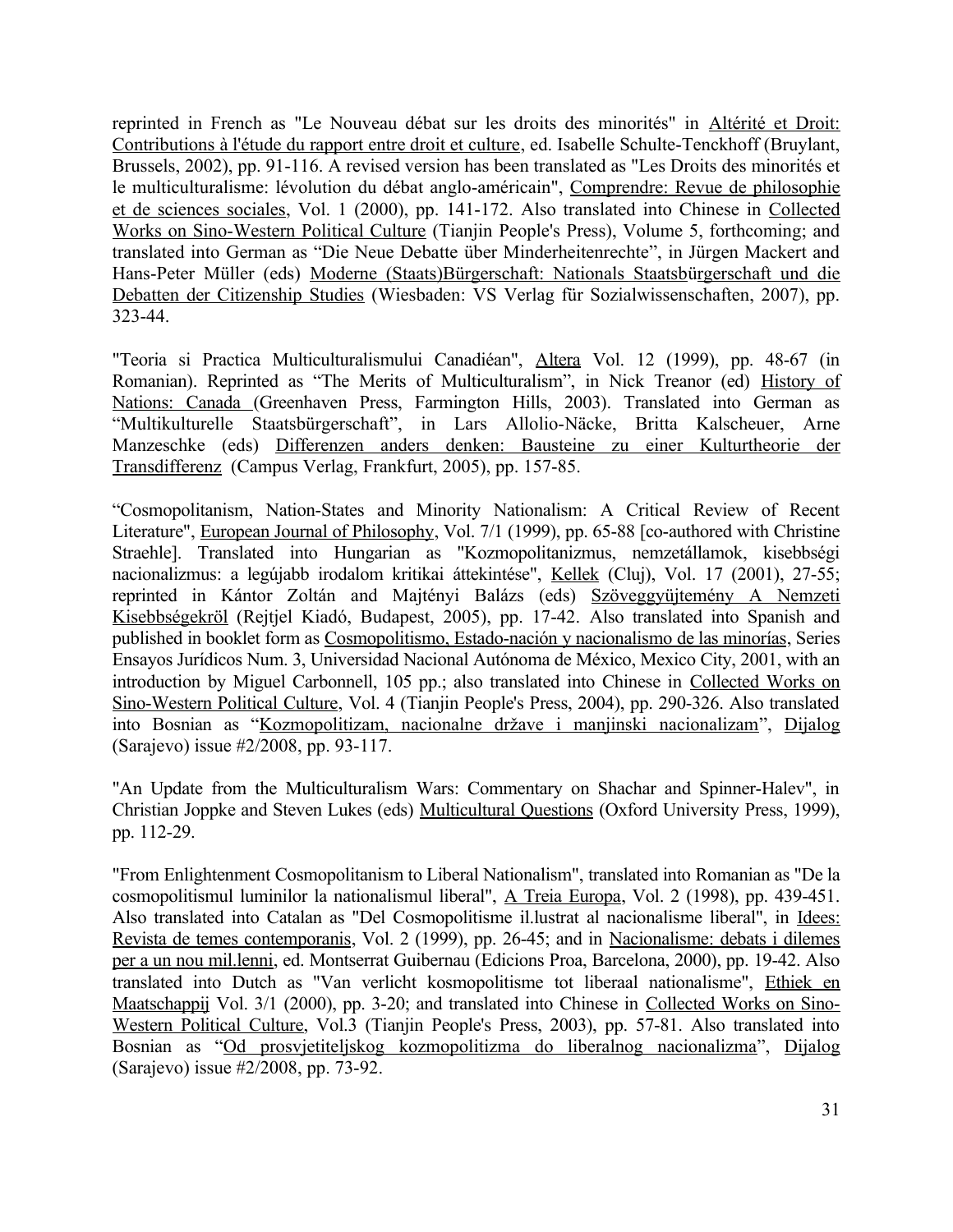reprinted in French as "Le Nouveau débat sur les droits des minorités" in Altérité et Droit: Contributions à l'étude du rapport entre droit et culture, ed. Isabelle Schulte-Tenckhoff (Bruylant, Brussels, 2002), pp. 91-116. A revised version has been translated as "Les Droits des minorités et le multiculturalisme: lévolution du débat anglo-américain", Comprendre: Revue de philosophie et de sciences sociales, Vol. 1 (2000), pp. 141-172. Also translated into Chinese in Collected Works on Sino-Western Political Culture (Tianjin People's Press), Volume 5, forthcoming; and translated into German as "Die Neue Debatte über Minderheitenrechte", in Jürgen Mackert and Hans-Peter Müller (eds) Moderne (Staats)Bürgerschaft: Nationals Staatsbürgerschaft und die Debatten der Citizenship Studies (Wiesbaden: VS Verlag für Sozialwissenschaften, 2007), pp. 323-44.

"Teoria si Practica Multiculturalismului Canadiéan", Altera Vol. 12 (1999), pp. 48-67 (in Romanian). Reprinted as "The Merits of Multiculturalism", in Nick Treanor (ed) History of Nations: Canada (Greenhaven Press, Farmington Hills, 2003). Translated into German as "Multikulturelle Staatsbürgerschaft", in Lars Allolio-Näcke, Britta Kalscheuer, Arne Manzeschke (eds) Differenzen anders denken: Bausteine zu einer Kulturtheorie der Transdifferenz (Campus Verlag, Frankfurt, 2005), pp. 157-85.

"Cosmopolitanism, Nation-States and Minority Nationalism: A Critical Review of Recent Literature", European Journal of Philosophy, Vol. 7/1 (1999), pp. 65-88 [co-authored with Christine Straehle]. Translated into Hungarian as "Kozmopolitanizmus, nemzetállamok, kisebbségi nacionalizmus: a legújabb irodalom kritikai áttekintése", Kellek (Cluj), Vol. 17 (2001), 27-55; reprinted in Kántor Zoltán and Majtényi Balázs (eds) Szöveggyüjtemény A Nemzeti Kisebbségekröl (Rejtjel Kiadó, Budapest, 2005), pp. 17-42. Also translated into Spanish and published in booklet form as Cosmopolitismo, Estado-nación y nacionalismo de las minorías, Series Ensayos Jurídicos Num. 3, Universidad Nacional Autónoma de México, Mexico City, 2001, with an introduction by Miguel Carbonnell, 105 pp.; also translated into Chinese in Collected Works on Sino-Western Political Culture, Vol. 4 (Tianjin People's Press, 2004), pp. 290-326. Also translated into Bosnian as "Kozmopolitizam, nacionalne države i manjinski nacionalizam", Dijalog (Sarajevo) issue #2/2008, pp. 93-117.

"An Update from the Multiculturalism Wars: Commentary on Shachar and Spinner-Halev", in Christian Joppke and Steven Lukes (eds) Multicultural Questions (Oxford University Press, 1999), pp. 112-29.

"From Enlightenment Cosmopolitanism to Liberal Nationalism", translated into Romanian as "De la cosmopolitismul luminilor la nationalismul liberal", A Treia Europa, Vol. 2 (1998), pp. 439-451. Also translated into Catalan as "Del Cosmopolitisme il.lustrat al nacionalisme liberal", in Idees: Revista de temes contemporanis, Vol. 2 (1999), pp. 26-45; and in Nacionalisme: debats i dilemes per a un nou mil.lenni, ed. Montserrat Guibernau (Edicions Proa, Barcelona, 2000), pp. 19-42. Also translated into Dutch as "Van verlicht kosmopolitisme tot liberaal nationalisme", Ethiek en Maatschappij Vol. 3/1 (2000), pp. 3-20; and translated into Chinese in Collected Works on Sino-Western Political Culture, Vol.3 (Tianjin People's Press, 2003), pp. 57-81. Also translated into Bosnian as "Od prosvjetiteljskog kozmopolitizma do liberalnog nacionalizma", Dijalog (Sarajevo) issue #2/2008, pp. 73-92.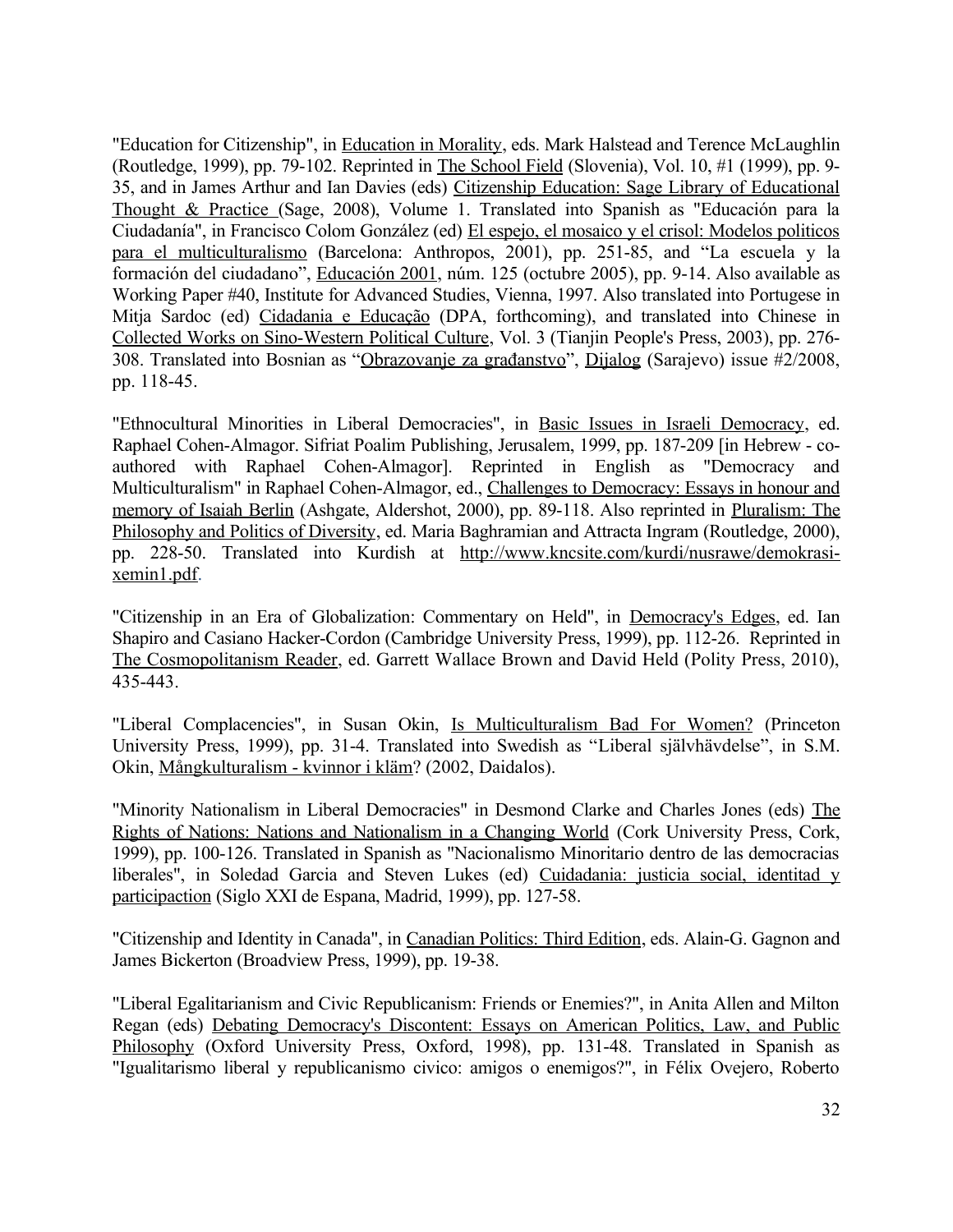"Education for Citizenship", in Education in Morality, eds. Mark Halstead and Terence McLaughlin (Routledge, 1999), pp. 79-102. Reprinted in The School Field (Slovenia), Vol. 10, #1 (1999), pp. 9-35, and in James Arthur and Ian Davies (eds) Citizenship Education: Sage Library of Educational Thought & Practice (Sage, 2008), Volume 1. Translated into Spanish as "Educación para la Ciudadanía", in Francisco Colom González (ed) El espejo, el mosaico y el crisol: Modelos politicos para el multiculturalismo (Barcelona: Anthropos, 2001), pp. 251-85, and "La escuela y la formación del ciudadano", Educación 2001, núm. 125 (octubre 2005), pp. 9-14. Also available as Working Paper #40, Institute for Advanced Studies, Vienna, 1997. Also translated into Portugese in Mitja Sardoc (ed) Cidadania e Educação (DPA, forthcoming), and translated into Chinese in Collected Works on Sino-Western Political Culture, Vol. 3 (Tianjin People's Press, 2003), pp. 276-308. Translated into Bosnian as "Obrazovanje za građanstvo", Dijalog (Sarajevo) issue #2/2008, pp. 118-45.

"Ethnocultural Minorities in Liberal Democracies", in Basic Issues in Israeli Democracy, ed. Raphael Cohen-Almagor. Sifriat Poalim Publishing, Jerusalem, 1999, pp. 187-209 [in Hebrew - co-authored with Raphael Cohen-Almagor]. Reprinted in English as "Democracy and Multiculturalism" in Raphael Cohen-Almagor, ed., Challenges to Democracy: Essays in honour and memory of Isaiah Berlin (Ashgate, Aldershot, 2000), pp. 89-118. Also reprinted in Pluralism: The Philosophy and Politics of Diversity, ed. Maria Baghramian and Attracta Ingram (Routledge, 2000), pp. 228-50. Translated into Kurdish at http://www.kncsite.com/kurdi/nusrawe/demokrasi-xemin1.pdf.

"Citizenship in an Era of Globalization: Commentary on Held", in Democracy's Edges, ed. Ian Shapiro and Casiano Hacker-Cordon (Cambridge University Press, 1999), pp. 112-26. Reprinted in The Cosmopolitanism Reader, ed. Garrett Wallace Brown and David Held (Polity Press, 2010), 435-443.

"Liberal Complacencies", in Susan Okin, Is Multiculturalism Bad For Women? (Princeton University Press, 1999), pp. 31-4. Translated into Swedish as "Liberal självhävdelse", in S.M. Okin, Mångkulturalism - kvinnor i kläm? (2002, Daidalos).

"Minority Nationalism in Liberal Democracies" in Desmond Clarke and Charles Jones (eds) The Rights of Nations: Nations and Nationalism in a Changing World (Cork University Press, Cork, 1999), pp. 100-126. Translated in Spanish as "Nacionalismo Minoritario dentro de las democracias liberales", in Soledad Garcia and Steven Lukes (ed) Cuidadania: justicia social, identitad y participaction (Siglo XXI de Espana, Madrid, 1999), pp. 127-58.

"Citizenship and Identity in Canada", in Canadian Politics: Third Edition, eds. Alain-G. Gagnon and James Bickerton (Broadview Press, 1999), pp. 19-38.

"Liberal Egalitarianism and Civic Republicanism: Friends or Enemies?", in Anita Allen and Milton Regan (eds) Debating Democracy's Discontent: Essays on American Politics, Law, and Public Philosophy (Oxford University Press, Oxford, 1998), pp. 131-48. Translated in Spanish as "Igualitarismo liberal y republicanismo civico: amigos o enemigos?", in Félix Ovejero, Roberto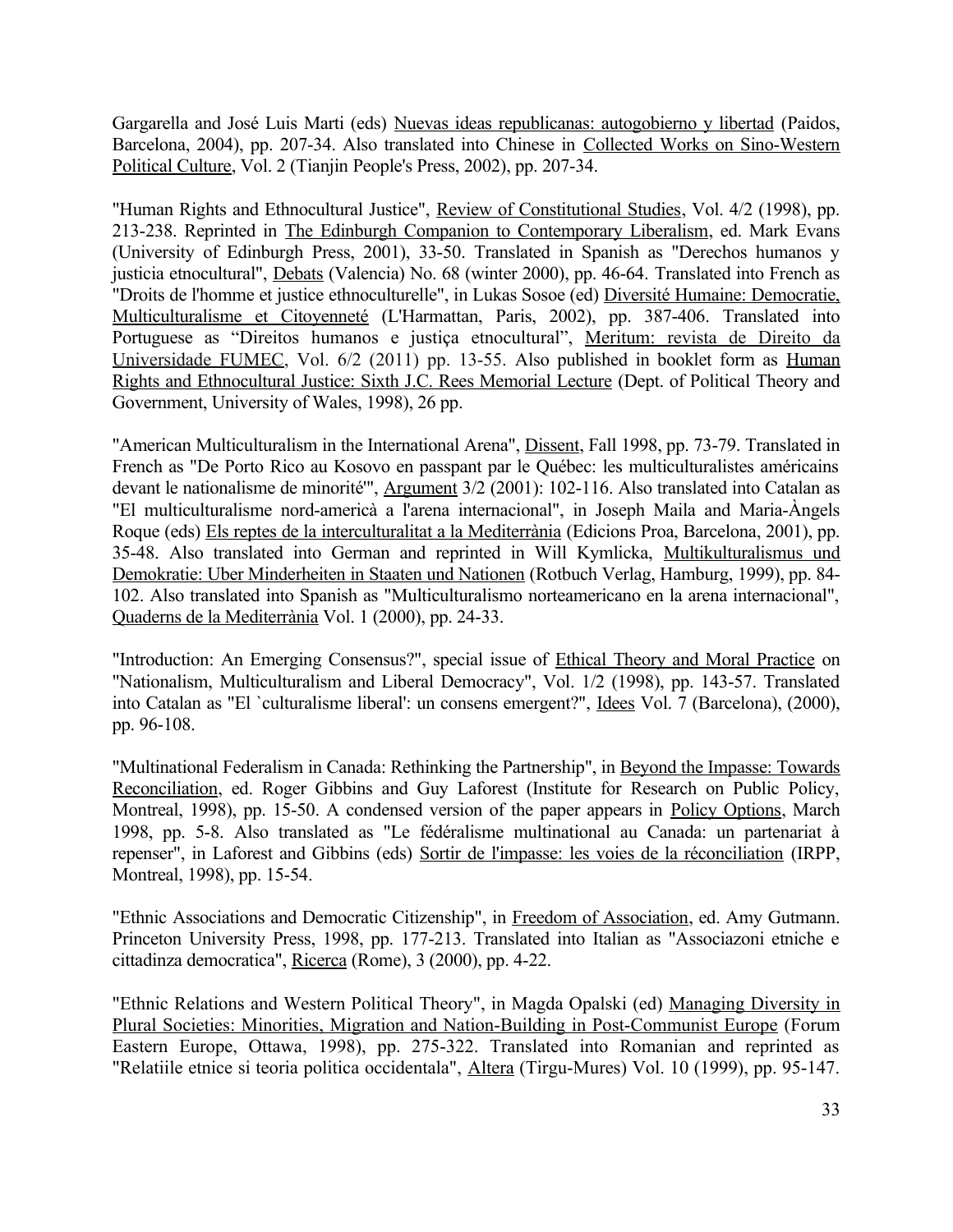Gargarella and José Luis Marti (eds) Nuevas ideas republicanas: autogobierno y libertad (Paidos, Barcelona, 2004), pp. 207-34. Also translated into Chinese in Collected Works on Sino-Western Political Culture, Vol. 2 (Tianjin People's Press, 2002), pp. 207-34.

"Human Rights and Ethnocultural Justice", Review of Constitutional Studies, Vol. 4/2 (1998), pp. 213-238. Reprinted in The Edinburgh Companion to Contemporary Liberalism, ed. Mark Evans (University of Edinburgh Press, 2001), 33-50. Translated in Spanish as "Derechos humanos y justicia etnocultural", Debats (Valencia) No. 68 (winter 2000), pp. 46-64. Translated into French as "Droits de l'homme et justice ethnoculturelle", in Lukas Sosoe (ed) Diversité Humaine: Democratie, Multiculturalisme et Citoyenneté (L'Harmattan, Paris, 2002), pp. 387-406. Translated into Portuguese as "Direitos humanos e justiça etnocultural", Meritum: revista de Direito da Universidade FUMEC, Vol. 6/2 (2011) pp. 13-55. Also published in booklet form as Human Rights and Ethnocultural Justice: Sixth J.C. Rees Memorial Lecture (Dept. of Political Theory and Government, University of Wales, 1998), 26 pp.

"American Multiculturalism in the International Arena", Dissent, Fall 1998, pp. 73-79. Translated in French as "De Porto Rico au Kosovo en passpant par le Québec: les multiculturalistes américains devant le nationalisme de minorité'", Argument 3/2 (2001): 102-116. Also translated into Catalan as "El multiculturalisme nord-americà a l'arena internacional", in Joseph Maila and Maria-Àngels Roque (eds) Els reptes de la interculturalitat a la Mediterrània (Edicions Proa, Barcelona, 2001), pp. 35-48. Also translated into German and reprinted in Will Kymlicka, Multikulturalismus und Demokratie: Uber Minderheiten in Staaten und Nationen (Rotbuch Verlag, Hamburg, 1999), pp. 84-102. Also translated into Spanish as "Multiculturalismo norteamericano en la arena internacional", Quaderns de la Mediterrània Vol. 1 (2000), pp. 24-33.

"Introduction: An Emerging Consensus?", special issue of Ethical Theory and Moral Practice on "Nationalism, Multiculturalism and Liberal Democracy", Vol. 1/2 (1998), pp. 143-57. Translated into Catalan as "El `culturalisme liberal': un consens emergent?", Idees Vol. 7 (Barcelona), (2000), pp. 96-108.

"Multinational Federalism in Canada: Rethinking the Partnership", in Beyond the Impasse: Towards Reconciliation, ed. Roger Gibbins and Guy Laforest (Institute for Research on Public Policy, Montreal, 1998), pp. 15-50. A condensed version of the paper appears in Policy Options, March 1998, pp. 5-8. Also translated as "Le fédéralisme multinational au Canada: un partenariat à repenser", in Laforest and Gibbins (eds) Sortir de l'impasse: les voies de la réconciliation (IRPP, Montreal, 1998), pp. 15-54.

"Ethnic Associations and Democratic Citizenship", in Freedom of Association, ed. Amy Gutmann. Princeton University Press, 1998, pp. 177-213. Translated into Italian as "Associazoni etniche e cittadinza democratica", Ricerca (Rome), 3 (2000), pp. 4-22.

"Ethnic Relations and Western Political Theory", in Magda Opalski (ed) Managing Diversity in Plural Societies: Minorities, Migration and Nation-Building in Post-Communist Europe (Forum Eastern Europe, Ottawa, 1998), pp. 275-322. Translated into Romanian and reprinted as "Relatiile etnice si teoria politica occidentala", Altera (Tirgu-Mures) Vol. 10 (1999), pp. 95-147.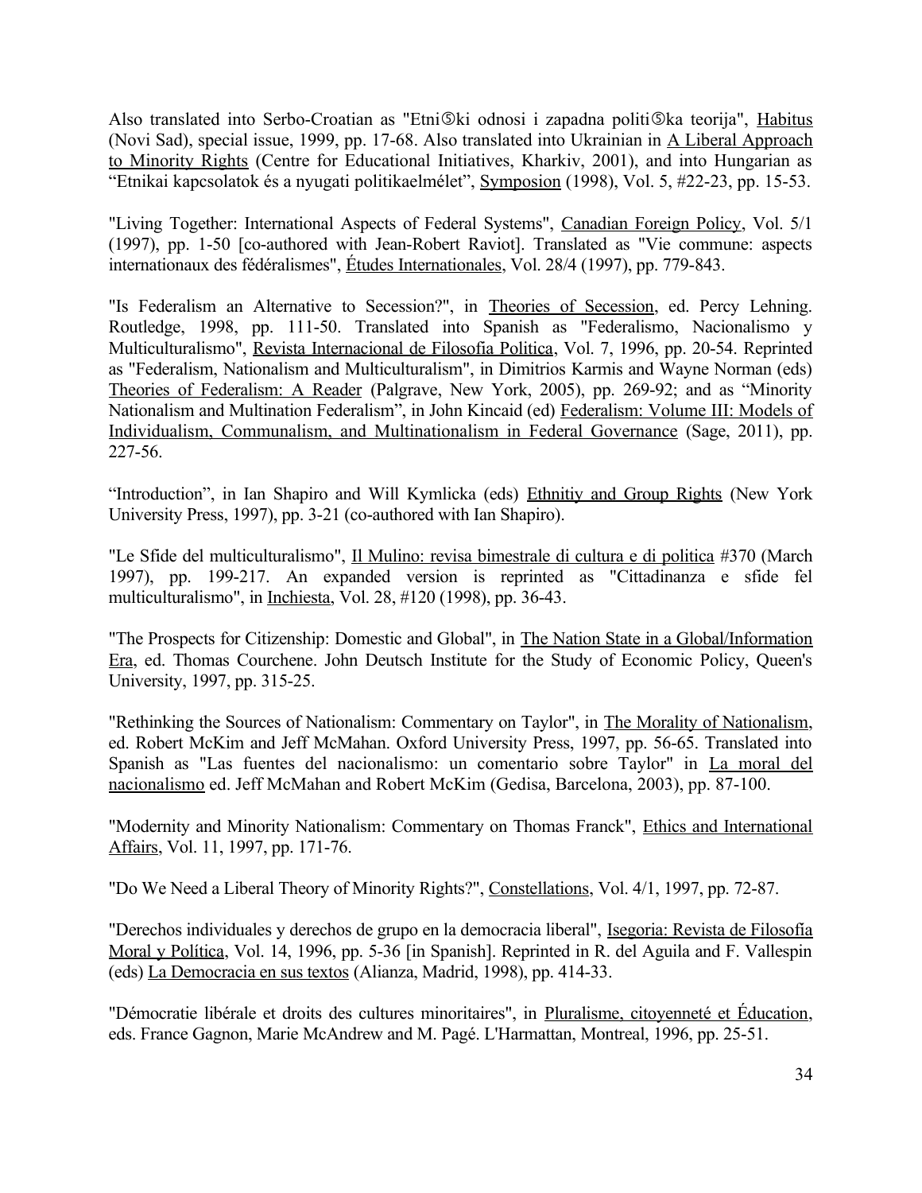Also translated into Serbo-Croatian as "Etni⑤ki odnosi i zapadna politi⑤ka teorija", Habitus (Novi Sad), special issue, 1999, pp. 17-68. Also translated into Ukrainian in A Liberal Approach to Minority Rights (Centre for Educational Initiatives, Kharkiv, 2001), and into Hungarian as "Etnikai kapcsolatok és a nyugati politikaelmélet", Symposion (1998), Vol. 5, #22-23, pp. 15-53.

"Living Together: International Aspects of Federal Systems", Canadian Foreign Policy, Vol. 5/1 (1997), pp. 1-50 [co-authored with Jean-Robert Raviot]. Translated as "Vie commune: aspects internationaux des fédéralismes", Études Internationales, Vol. 28/4 (1997), pp. 779-843.

"Is Federalism an Alternative to Secession?", in Theories of Secession, ed. Percy Lehning. Routledge, 1998, pp. 111-50. Translated into Spanish as "Federalismo, Nacionalismo y Multiculturalismo", Revista Internacional de Filosofia Politica, Vol. 7, 1996, pp. 20-54. Reprinted as "Federalism, Nationalism and Multiculturalism", in Dimitrios Karmis and Wayne Norman (eds) Theories of Federalism: A Reader (Palgrave, New York, 2005), pp. 269-92; and as "Minority Nationalism and Multination Federalism", in John Kincaid (ed) Federalism: Volume III: Models of Individualism, Communalism, and Multinationalism in Federal Governance (Sage, 2011), pp. 227-56.

"Introduction", in Ian Shapiro and Will Kymlicka (eds) Ethnitiy and Group Rights (New York University Press, 1997), pp. 3-21 (co-authored with Ian Shapiro).

"Le Sfide del multiculturalismo", Il Mulino: revisa bimestrale di cultura e di politica #370 (March 1997), pp. 199-217. An expanded version is reprinted as "Cittadinanza e sfide fel multiculturalismo", in Inchiesta, Vol. 28, #120 (1998), pp. 36-43.

"The Prospects for Citizenship: Domestic and Global", in The Nation State in a Global/Information Era, ed. Thomas Courchene. John Deutsch Institute for the Study of Economic Policy, Queen's University, 1997, pp. 315-25.

"Rethinking the Sources of Nationalism: Commentary on Taylor", in The Morality of Nationalism, ed. Robert McKim and Jeff McMahan. Oxford University Press, 1997, pp. 56-65. Translated into Spanish as "Las fuentes del nacionalismo: un comentario sobre Taylor" in La moral del nacionalismo ed. Jeff McMahan and Robert McKim (Gedisa, Barcelona, 2003), pp. 87-100.

"Modernity and Minority Nationalism: Commentary on Thomas Franck", Ethics and International Affairs, Vol. 11, 1997, pp. 171-76.

"Do We Need a Liberal Theory of Minority Rights?", Constellations, Vol. 4/1, 1997, pp. 72-87.

"Derechos individuales y derechos de grupo en la democracia liberal", Isegoria: Revista de Filosofía Moral y Política, Vol. 14, 1996, pp. 5-36 [in Spanish]. Reprinted in R. del Aguila and F. Vallespin (eds) La Democracia en sus textos (Alianza, Madrid, 1998), pp. 414-33.

"Démocratie libérale et droits des cultures minoritaires", in Pluralisme, citoyenneté et Éducation, eds. France Gagnon, Marie McAndrew and M. Pagé. L'Harmattan, Montreal, 1996, pp. 25-51.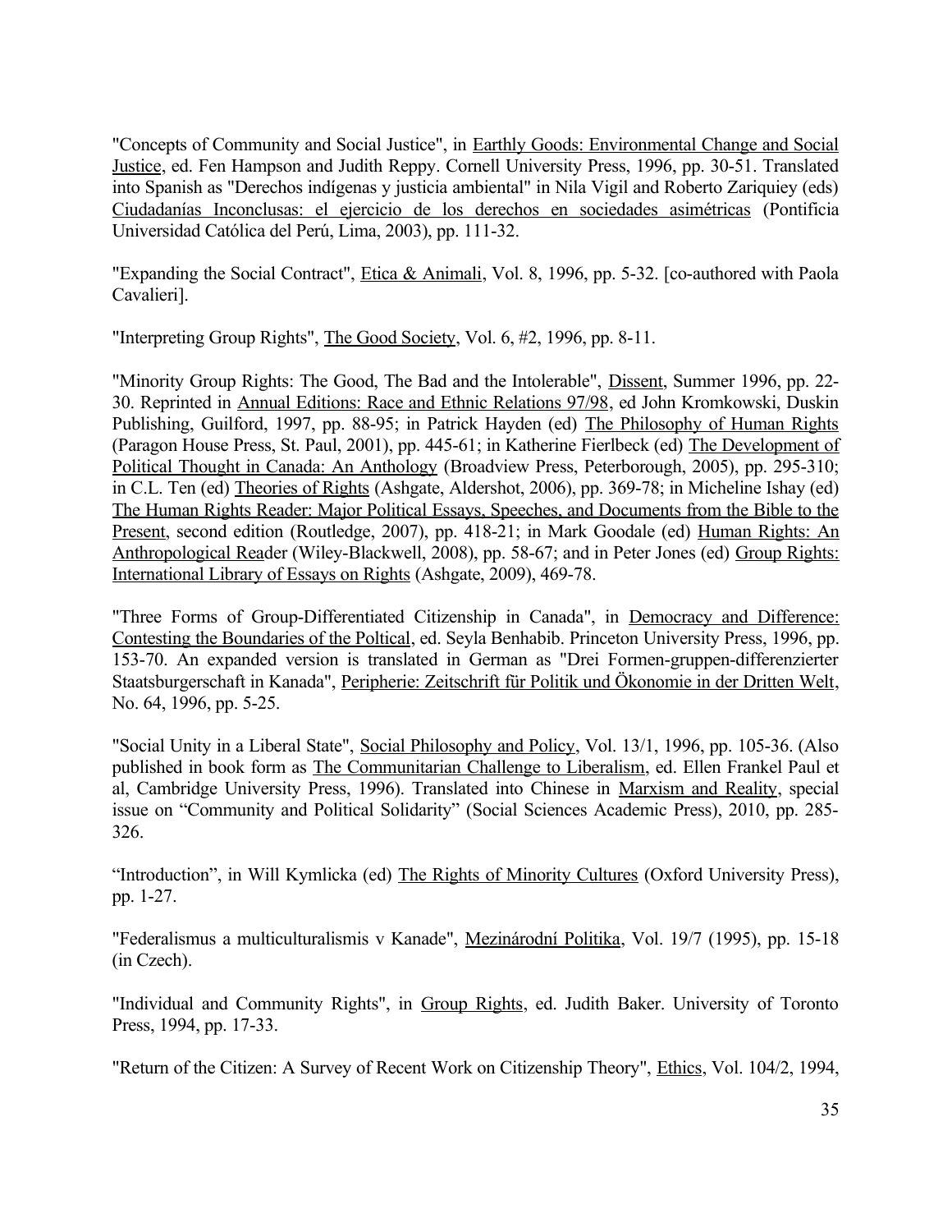"Concepts of Community and Social Justice", in Earthly Goods: Environmental Change and Social Justice, ed. Fen Hampson and Judith Reppy. Cornell University Press, 1996, pp. 30-51. Translated into Spanish as "Derechos indígenas y justicia ambiental" in Nila Vigil and Roberto Zariquiey (eds) Ciudadanías Inconclusas: el ejercicio de los derechos en sociedades asimétricas (Pontificia Universidad Católica del Perú, Lima, 2003), pp. 111-32.

"Expanding the Social Contract", Etica & Animali, Vol. 8, 1996, pp. 5-32. [co-authored with Paola Cavalieri].

"Interpreting Group Rights", The Good Society, Vol. 6, #2, 1996, pp. 8-11.

"Minority Group Rights: The Good, The Bad and the Intolerable", Dissent, Summer 1996, pp. 22-30. Reprinted in Annual Editions: Race and Ethnic Relations 97/98, ed John Kromkowski, Duskin Publishing, Guilford, 1997, pp. 88-95; in Patrick Hayden (ed) The Philosophy of Human Rights (Paragon House Press, St. Paul, 2001), pp. 445-61; in Katherine Fierlbeck (ed) The Development of Political Thought in Canada: An Anthology (Broadview Press, Peterborough, 2005), pp. 295-310; in C.L. Ten (ed) Theories of Rights (Ashgate, Aldershot, 2006), pp. 369-78; in Micheline Ishay (ed) The Human Rights Reader: Major Political Essays, Speeches, and Documents from the Bible to the Present, second edition (Routledge, 2007), pp. 418-21; in Mark Goodale (ed) Human Rights: An Anthropological Reader (Wiley-Blackwell, 2008), pp. 58-67; and in Peter Jones (ed) Group Rights: International Library of Essays on Rights (Ashgate, 2009), 469-78.

"Three Forms of Group-Differentiated Citizenship in Canada", in Democracy and Difference: Contesting the Boundaries of the Poltical, ed. Seyla Benhabib. Princeton University Press, 1996, pp. 153-70. An expanded version is translated in German as "Drei Formen-gruppen-differenzierter Staatsburgerschaft in Kanada", Peripherie: Zeitschrift für Politik und Ökonomie in der Dritten Welt, No. 64, 1996, pp. 5-25.

"Social Unity in a Liberal State", Social Philosophy and Policy, Vol. 13/1, 1996, pp. 105-36. (Also published in book form as The Communitarian Challenge to Liberalism, ed. Ellen Frankel Paul et al, Cambridge University Press, 1996). Translated into Chinese in Marxism and Reality, special issue on "Community and Political Solidarity" (Social Sciences Academic Press), 2010, pp. 285-326.

"Introduction", in Will Kymlicka (ed) The Rights of Minority Cultures (Oxford University Press), pp. 1-27.

"Federalismus a multiculturalismis v Kanade", Mezinárodní Politika, Vol. 19/7 (1995), pp. 15-18 (in Czech).

"Individual and Community Rights", in Group Rights, ed. Judith Baker. University of Toronto Press, 1994, pp. 17-33.

"Return of the Citizen: A Survey of Recent Work on Citizenship Theory", Ethics, Vol. 104/2, 1994,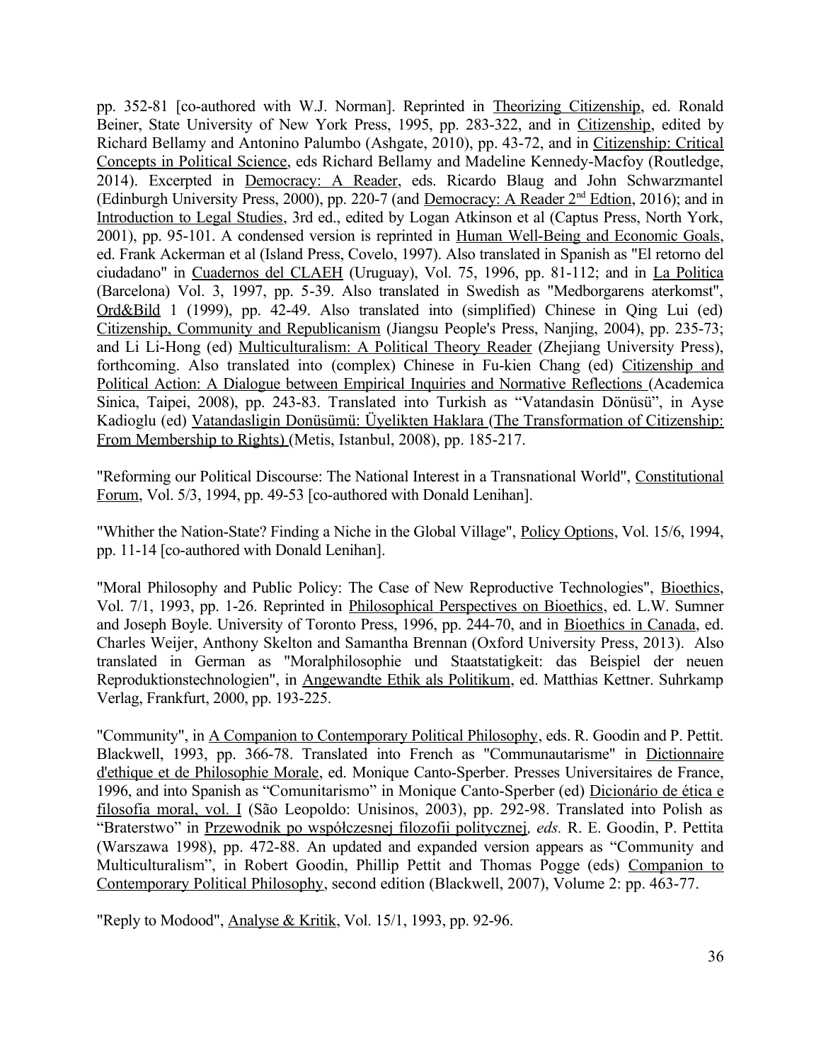pp. 352-81 [co-authored with W.J. Norman]. Reprinted in Theorizing Citizenship, ed. Ronald Beiner, State University of New York Press, 1995, pp. 283-322, and in Citizenship, edited by Richard Bellamy and Antonino Palumbo (Ashgate, 2010), pp. 43-72, and in Citizenship: Critical Concepts in Political Science, eds Richard Bellamy and Madeline Kennedy-Macfoy (Routledge, 2014). Excerpted in Democracy: A Reader, eds. Ricardo Blaug and John Schwarzmantel (Edinburgh University Press, 2000), pp. 220-7 (and Democracy: A Reader 2nd Edtion, 2016); and in Introduction to Legal Studies, 3rd ed., edited by Logan Atkinson et al (Captus Press, North York, 2001), pp. 95-101. A condensed version is reprinted in Human Well-Being and Economic Goals, ed. Frank Ackerman et al (Island Press, Covelo, 1997). Also translated in Spanish as "El retorno del ciudadano" in Cuadernos del CLAEH (Uruguay), Vol. 75, 1996, pp. 81-112; and in La Politica (Barcelona) Vol. 3, 1997, pp. 5-39. Also translated in Swedish as "Medborgarens aterkomst", Ord&Bild 1 (1999), pp. 42-49. Also translated into (simplified) Chinese in Qing Lui (ed) Citizenship, Community and Republicanism (Jiangsu People's Press, Nanjing, 2004), pp. 235-73; and Li Li-Hong (ed) Multiculturalism: A Political Theory Reader (Zhejiang University Press), forthcoming. Also translated into (complex) Chinese in Fu-kien Chang (ed) Citizenship and Political Action: A Dialogue between Empirical Inquiries and Normative Reflections (Academica Sinica, Taipei, 2008), pp. 243-83. Translated into Turkish as "Vatandasin Dönüsü", in Ayse Kadioglu (ed) Vatandasligin Donüsümü: Üyelikten Haklara (The Transformation of Citizenship: From Membership to Rights) (Metis, Istanbul, 2008), pp. 185-217.

"Reforming our Political Discourse: The National Interest in a Transnational World", Constitutional Forum, Vol. 5/3, 1994, pp. 49-53 [co-authored with Donald Lenihan].

"Whither the Nation-State? Finding a Niche in the Global Village", Policy Options, Vol. 15/6, 1994, pp. 11-14 [co-authored with Donald Lenihan].

"Moral Philosophy and Public Policy: The Case of New Reproductive Technologies", Bioethics, Vol. 7/1, 1993, pp. 1-26. Reprinted in Philosophical Perspectives on Bioethics, ed. L.W. Sumner and Joseph Boyle. University of Toronto Press, 1996, pp. 244-70, and in Bioethics in Canada, ed. Charles Weijer, Anthony Skelton and Samantha Brennan (Oxford University Press, 2013). Also translated in German as "Moralphilosophie und Staatstatigkeit: das Beispiel der neuen Reproduktionstechnologien", in Angewandte Ethik als Politikum, ed. Matthias Kettner. Suhrkamp Verlag, Frankfurt, 2000, pp. 193-225.

"Community", in A Companion to Contemporary Political Philosophy, eds. R. Goodin and P. Pettit. Blackwell, 1993, pp. 366-78. Translated into French as "Communautarisme" in Dictionnaire d'ethique et de Philosophie Morale, ed. Monique Canto-Sperber. Presses Universitaires de France, 1996, and into Spanish as "Comunitarismo" in Monique Canto-Sperber (ed) Dicionário de ética e filosofia moral, vol. I (São Leopoldo: Unisinos, 2003), pp. 292-98. Translated into Polish as "Braterstwo" in Przewodnik po współczesnej filozofii politycznej, *eds.* R. E. Goodin, P. Pettita (Warszawa 1998), pp. 472-88. An updated and expanded version appears as "Community and Multiculturalism", in Robert Goodin, Phillip Pettit and Thomas Pogge (eds) Companion to Contemporary Political Philosophy, second edition (Blackwell, 2007), Volume 2: pp. 463-77.

"Reply to Modood", Analyse & Kritik, Vol. 15/1, 1993, pp. 92-96.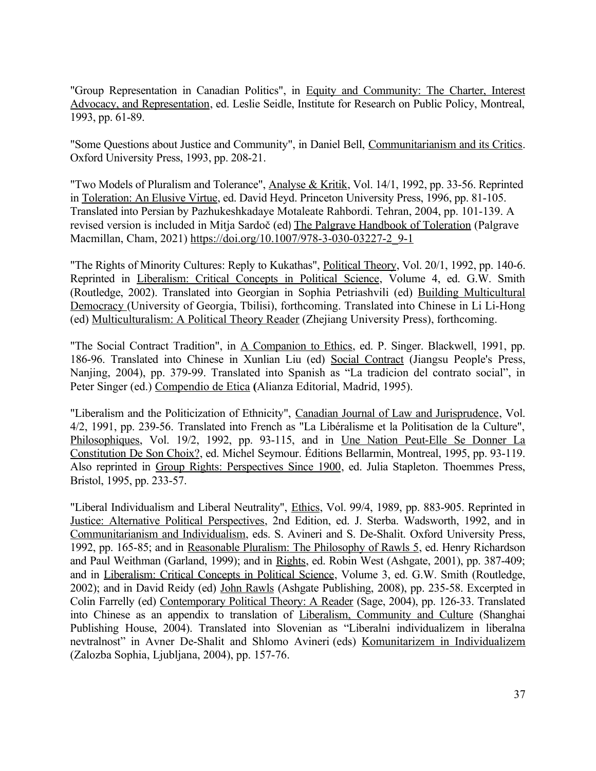"Group Representation in Canadian Politics", in Equity and Community: The Charter, Interest Advocacy, and Representation, ed. Leslie Seidle, Institute for Research on Public Policy, Montreal, 1993, pp. 61-89.

"Some Questions about Justice and Community", in Daniel Bell, Communitarianism and its Critics. Oxford University Press, 1993, pp. 208-21.

"Two Models of Pluralism and Tolerance", Analyse & Kritik, Vol. 14/1, 1992, pp. 33-56. Reprinted in Toleration: An Elusive Virtue, ed. David Heyd. Princeton University Press, 1996, pp. 81-105. Translated into Persian by Pazhukeshkadaye Motaleate Rahbordi. Tehran, 2004, pp. 101-139. A revised version is included in Mitja Sardoč (ed) The Palgrave Handbook of Toleration (Palgrave Macmillan, Cham, 2021) https://doi.org/10.1007/978-3-030-03227-2_9-1

"The Rights of Minority Cultures: Reply to Kukathas", Political Theory, Vol. 20/1, 1992, pp. 140-6. Reprinted in Liberalism: Critical Concepts in Political Science, Volume 4, ed. G.W. Smith (Routledge, 2002). Translated into Georgian in Sophia Petriashvili (ed) Building Multicultural Democracy (University of Georgia, Tbilisi), forthcoming. Translated into Chinese in Li Li-Hong (ed) Multiculturalism: A Political Theory Reader (Zhejiang University Press), forthcoming.

"The Social Contract Tradition", in A Companion to Ethics, ed. P. Singer. Blackwell, 1991, pp. 186-96. Translated into Chinese in Xunlian Liu (ed) Social Contract (Jiangsu People's Press, Nanjing, 2004), pp. 379-99. Translated into Spanish as "La tradicion del contrato social", in Peter Singer (ed.) Compendio de Etica **(**Alianza Editorial, Madrid, 1995).

"Liberalism and the Politicization of Ethnicity", Canadian Journal of Law and Jurisprudence, Vol. 4/2, 1991, pp. 239-56. Translated into French as "La Libéralisme et la Politisation de la Culture", Philosophiques, Vol. 19/2, 1992, pp. 93-115, and in Une Nation Peut-Elle Se Donner La Constitution De Son Choix?, ed. Michel Seymour. Éditions Bellarmin, Montreal, 1995, pp. 93-119. Also reprinted in Group Rights: Perspectives Since 1900, ed. Julia Stapleton. Thoemmes Press, Bristol, 1995, pp. 233-57.

"Liberal Individualism and Liberal Neutrality", Ethics, Vol. 99/4, 1989, pp. 883-905. Reprinted in Justice: Alternative Political Perspectives, 2nd Edition, ed. J. Sterba. Wadsworth, 1992, and in Communitarianism and Individualism, eds. S. Avineri and S. De-Shalit. Oxford University Press, 1992, pp. 165-85; and in Reasonable Pluralism: The Philosophy of Rawls 5, ed. Henry Richardson and Paul Weithman (Garland, 1999); and in Rights, ed. Robin West (Ashgate, 2001), pp. 387-409; and in Liberalism: Critical Concepts in Political Science, Volume 3, ed. G.W. Smith (Routledge, 2002); and in David Reidy (ed) John Rawls (Ashgate Publishing, 2008), pp. 235-58. Excerpted in Colin Farrelly (ed) Contemporary Political Theory: A Reader (Sage, 2004), pp. 126-33. Translated into Chinese as an appendix to translation of Liberalism, Community and Culture (Shanghai Publishing House, 2004). Translated into Slovenian as "Liberalni individualizem in liberalna nevtralnost" in Avner De-Shalit and Shlomo Avineri (eds) Komunitarizem in Individualizem (Zalozba Sophia, Ljubljana, 2004), pp. 157-76.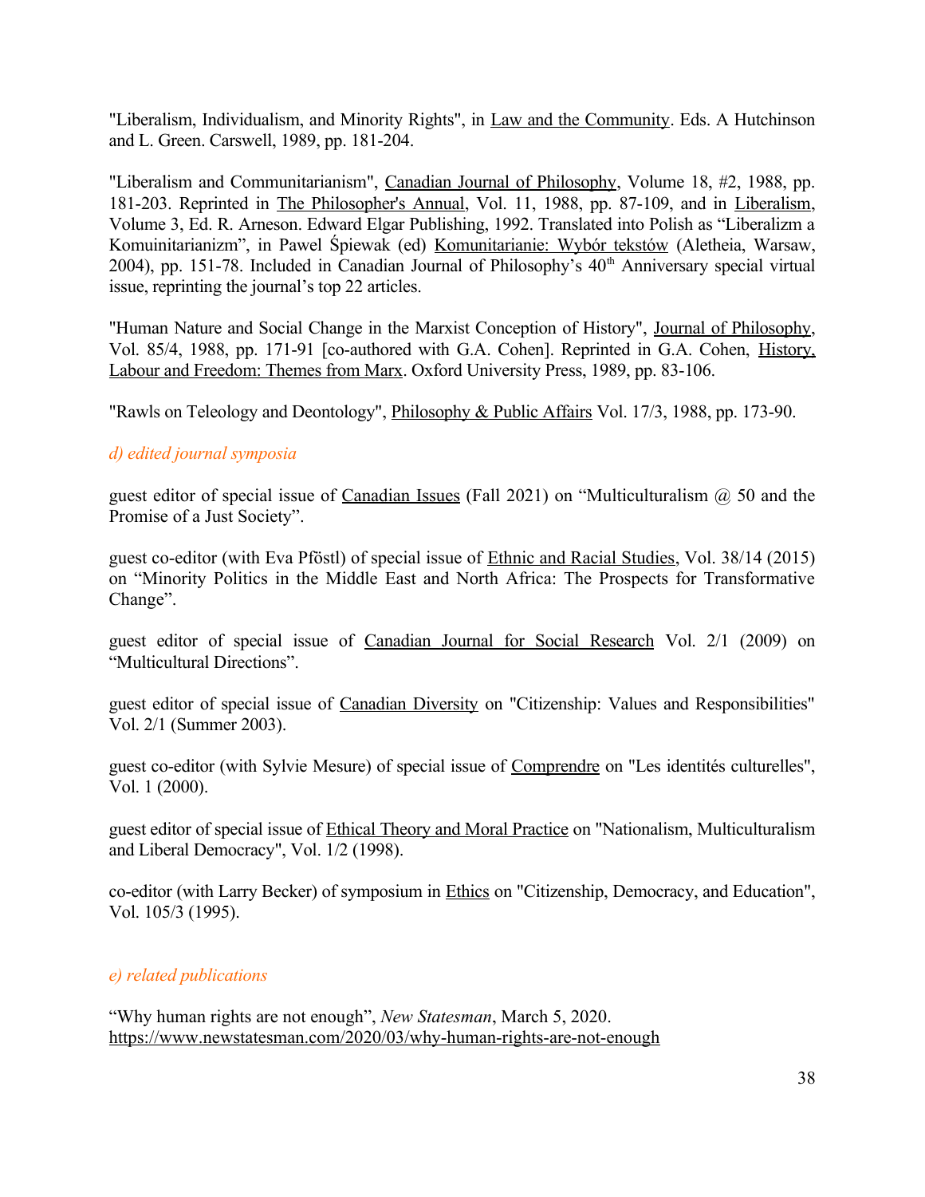"Liberalism, Individualism, and Minority Rights", in Law and the Community. Eds. A Hutchinson and L. Green. Carswell, 1989, pp. 181-204.

"Liberalism and Communitarianism", Canadian Journal of Philosophy, Volume 18, #2, 1988, pp. 181-203. Reprinted in The Philosopher's Annual, Vol. 11, 1988, pp. 87-109, and in Liberalism, Volume 3, Ed. R. Arneson. Edward Elgar Publishing, 1992. Translated into Polish as "Liberalizm a Komuinitarianizm", in Pawel Śpiewak (ed) Komunitarianie: Wybór tekstów (Aletheia, Warsaw, 2004), pp. 151-78. Included in Canadian Journal of Philosophy's 40th Anniversary special virtual issue, reprinting the journal's top 22 articles.

"Human Nature and Social Change in the Marxist Conception of History", Journal of Philosophy, Vol. 85/4, 1988, pp. 171-91 [co-authored with G.A. Cohen]. Reprinted in G.A. Cohen, History, Labour and Freedom: Themes from Marx. Oxford University Press, 1989, pp. 83-106.

"Rawls on Teleology and Deontology", Philosophy & Public Affairs Vol. 17/3, 1988, pp. 173-90.

*d) edited journal symposia*

guest editor of special issue of Canadian Issues (Fall 2021) on "Multiculturalism @ 50 and the Promise of a Just Society".

guest co-editor (with Eva Pföstl) of special issue of Ethnic and Racial Studies, Vol. 38/14 (2015) on "Minority Politics in the Middle East and North Africa: The Prospects for Transformative Change".

guest editor of special issue of Canadian Journal for Social Research Vol. 2/1 (2009) on "Multicultural Directions".

guest editor of special issue of Canadian Diversity on "Citizenship: Values and Responsibilities" Vol. 2/1 (Summer 2003).

guest co-editor (with Sylvie Mesure) of special issue of Comprendre on "Les identités culturelles", Vol. 1 (2000).

guest editor of special issue of Ethical Theory and Moral Practice on "Nationalism, Multiculturalism and Liberal Democracy", Vol. 1/2 (1998).

co-editor (with Larry Becker) of symposium in Ethics on "Citizenship, Democracy, and Education", Vol. 105/3 (1995).

*e) related publications*

"Why human rights are not enough", *New Statesman*, March 5, 2020. https://www.newstatesman.com/2020/03/why-human-rights-are-not-enough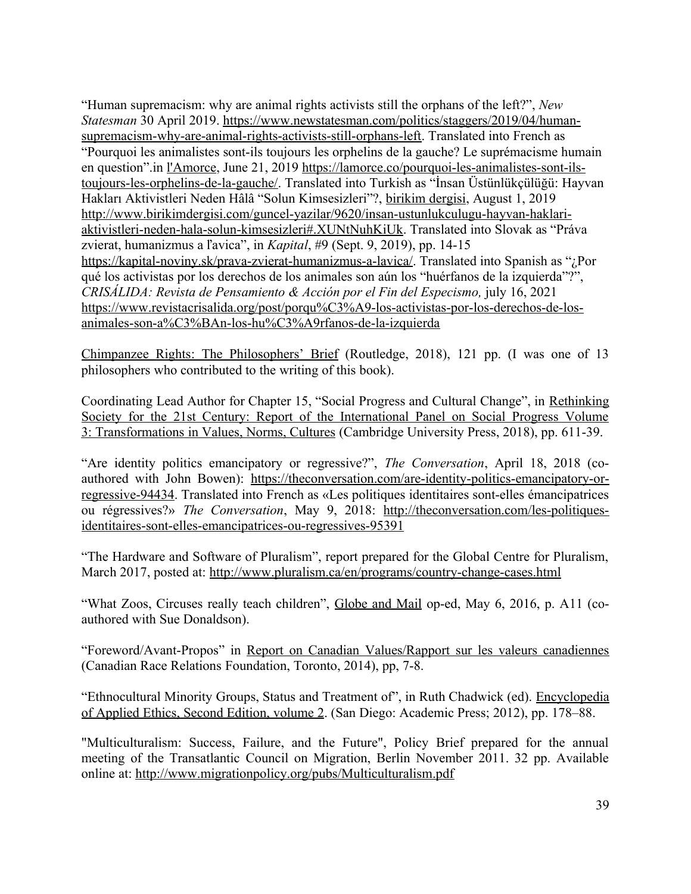"Human supremacism: why are animal rights activists still the orphans of the left?", *New Statesman* 30 April 2019. https://www.newstatesman.com/politics/staggers/2019/04/human-supremacism-why-are-animal-rights-activists-still-orphans-left. Translated into French as "Pourquoi les animalistes sont-ils toujours les orphelins de la gauche? Le suprémacisme humain en question".in l'Amorce, June 21, 2019 https://lamorce.co/pourquoi-les-animalistes-sont-ils-toujours-les-orphelins-de-la-gauche/. Translated into Turkish as "İnsan Üstünlükçülüğü: Hayvan Hakları Aktivistleri Neden Hâlâ "Solun Kimsesizleri"?, birikim dergisi, August 1, 2019 http://www.birikimdergisi.com/guncel-yazilar/9620/insan-ustunlukculugu-hayvan-haklari-aktivistleri-neden-hala-solun-kimsesizleri#.XUNtNuhKiUk. Translated into Slovak as "Práva zvierat, humanizmus a ľavica", in *Kapital*, #9 (Sept. 9, 2019), pp. 14-15 https://kapital-noviny.sk/prava-zvierat-humanizmus-a-lavica/. Translated into Spanish as "¿Por qué los activistas por los derechos de los animales son aún los "huérfanos de la izquierda"?", *CRISÁLIDA: Revista de Pensamiento & Acción por el Fin del Especismo,* july 16, 2021 https://www.revistacrisalida.org/post/porqu%C3%A9-los-activistas-por-los-derechos-de-los-animales-son-a%C3%BAn-los-hu%C3%A9rfanos-de-la-izquierda

Chimpanzee Rights: The Philosophers' Brief (Routledge, 2018), 121 pp. (I was one of 13 philosophers who contributed to the writing of this book).

Coordinating Lead Author for Chapter 15, "Social Progress and Cultural Change", in Rethinking Society for the 21st Century: Report of the International Panel on Social Progress Volume 3: Transformations in Values, Norms, Cultures (Cambridge University Press, 2018), pp. 611-39.

"Are identity politics emancipatory or regressive?", *The Conversation*, April 18, 2018 (co-authored with John Bowen): https://theconversation.com/are-identity-politics-emancipatory-or-regressive-94434. Translated into French as «Les politiques identitaires sont-elles émancipatrices ou régressives?» *The Conversation*, May 9, 2018: http://theconversation.com/les-politiques-identitaires-sont-elles-emancipatrices-ou-regressives-95391

"The Hardware and Software of Pluralism", report prepared for the Global Centre for Pluralism, March 2017, posted at: http://www.pluralism.ca/en/programs/country-change-cases.html

"What Zoos, Circuses really teach children", Globe and Mail op-ed, May 6, 2016, p. A11 (co-authored with Sue Donaldson).

"Foreword/Avant-Propos" in Report on Canadian Values/Rapport sur les valeurs canadiennes (Canadian Race Relations Foundation, Toronto, 2014), pp, 7-8.

"Ethnocultural Minority Groups, Status and Treatment of", in Ruth Chadwick (ed). Encyclopedia of Applied Ethics, Second Edition, volume 2. (San Diego: Academic Press; 2012), pp. 178–88.

"Multiculturalism: Success, Failure, and the Future", Policy Brief prepared for the annual meeting of the Transatlantic Council on Migration, Berlin November 2011. 32 pp. Available online at: http://www.migrationpolicy.org/pubs/Multiculturalism.pdf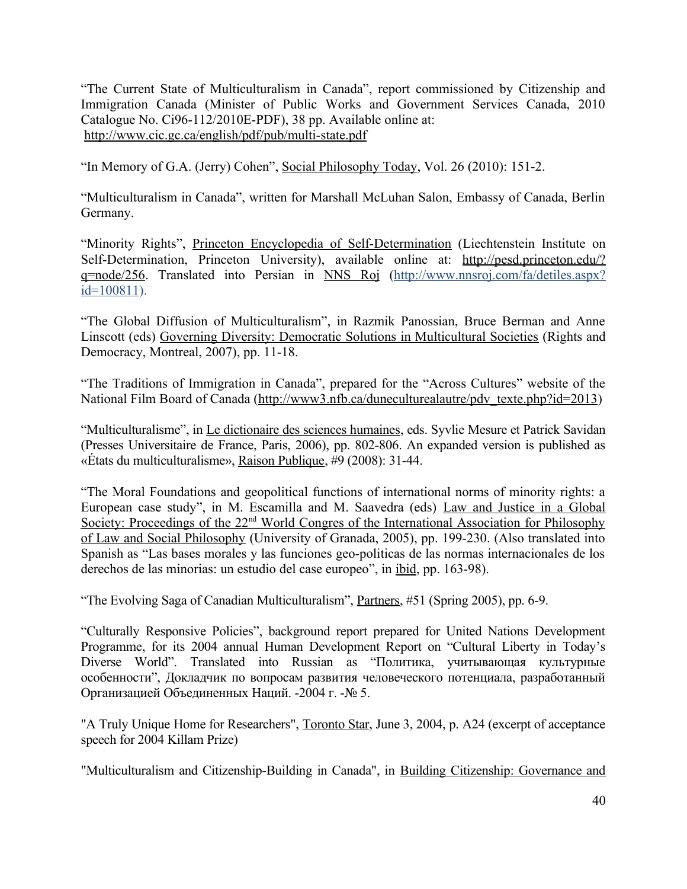"The Current State of Multiculturalism in Canada", report commissioned by Citizenship and Immigration Canada (Minister of Public Works and Government Services Canada, 2010 Catalogue No. Ci96-112/2010E-PDF), 38 pp. Available online at: http://www.cic.gc.ca/english/pdf/pub/multi-state.pdf

"In Memory of G.A. (Jerry) Cohen", Social Philosophy Today, Vol. 26 (2010): 151-2.

"Multiculturalism in Canada", written for Marshall McLuhan Salon, Embassy of Canada, Berlin Germany.

"Minority Rights", Princeton Encyclopedia of Self-Determination (Liechtenstein Institute on Self-Determination, Princeton University), available online at: http://pesd.princeton.edu/?q=node/256. Translated into Persian in NNS Roj (http://www.nnsroj.com/fa/detiles.aspx?id=100811).

"The Global Diffusion of Multiculturalism", in Razmik Panossian, Bruce Berman and Anne Linscott (eds) Governing Diversity: Democratic Solutions in Multicultural Societies (Rights and Democracy, Montreal, 2007), pp. 11-18.

"The Traditions of Immigration in Canada", prepared for the "Across Cultures" website of the National Film Board of Canada (http://www3.nfb.ca/duneculturealautre/pdv_texte.php?id=2013)

"Multiculturalisme", in Le dictionaire des sciences humaines, eds. Syvlie Mesure et Patrick Savidan (Presses Universitaire de France, Paris, 2006), pp. 802-806. An expanded version is published as «États du multiculturalisme», Raison Publique, #9 (2008): 31-44.

"The Moral Foundations and geopolitical functions of international norms of minority rights: a European case study", in M. Escamilla and M. Saavedra (eds) Law and Justice in a Global Society: Proceedings of the 22nd World Congres of the International Association for Philosophy of Law and Social Philosophy (University of Granada, 2005), pp. 199-230. (Also translated into Spanish as "Las bases morales y las funciones geo-politicas de las normas internacionales de los derechos de las minorias: un estudio del case europeo", in ibid, pp. 163-98).

"The Evolving Saga of Canadian Multiculturalism", Partners, #51 (Spring 2005), pp. 6-9.

"Culturally Responsive Policies", background report prepared for United Nations Development Programme, for its 2004 annual Human Development Report on "Cultural Liberty in Today's Diverse World". Translated into Russian as "Политика, учитывающая культурные особенности", Докладчик по вопросам развития человеческого потенциала, разработанный Организацией Объединенных Наций. -2004 г. -№ 5.

"A Truly Unique Home for Researchers", Toronto Star, June 3, 2004, p. A24 (excerpt of acceptance speech for 2004 Killam Prize)

"Multiculturalism and Citizenship-Building in Canada", in Building Citizenship: Governance and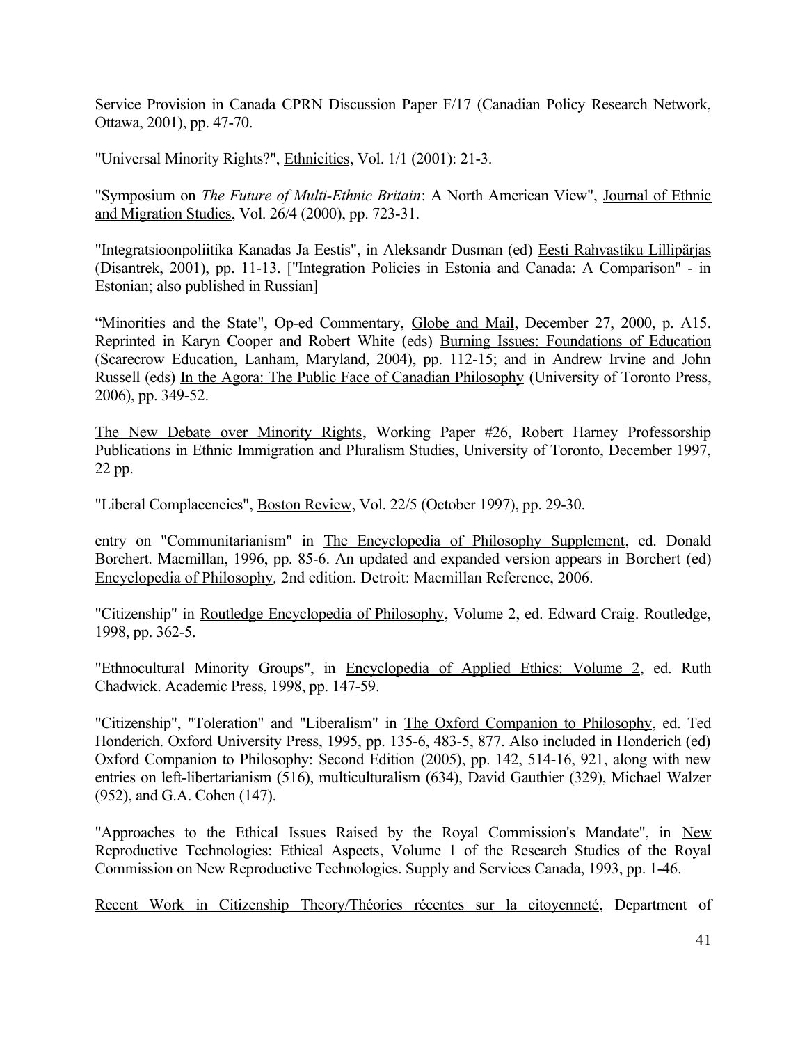Service Provision in Canada CPRN Discussion Paper F/17 (Canadian Policy Research Network, Ottawa, 2001), pp. 47-70.

"Universal Minority Rights?", Ethnicities, Vol. 1/1 (2001): 21-3.

"Symposium on *The Future of Multi-Ethnic Britain*: A North American View", Journal of Ethnic and Migration Studies, Vol. 26/4 (2000), pp. 723-31.

"Integratsioonpoliitika Kanadas Ja Eestis", in Aleksandr Dusman (ed) Eesti Rahvastiku Lillipärjas (Disantrek, 2001), pp. 11-13. ["Integration Policies in Estonia and Canada: A Comparison" - in Estonian; also published in Russian]

"Minorities and the State", Op-ed Commentary, Globe and Mail, December 27, 2000, p. A15. Reprinted in Karyn Cooper and Robert White (eds) Burning Issues: Foundations of Education (Scarecrow Education, Lanham, Maryland, 2004), pp. 112-15; and in Andrew Irvine and John Russell (eds) In the Agora: The Public Face of Canadian Philosophy (University of Toronto Press, 2006), pp. 349-52.

The New Debate over Minority Rights, Working Paper #26, Robert Harney Professorship Publications in Ethnic Immigration and Pluralism Studies, University of Toronto, December 1997, 22 pp.

"Liberal Complacencies", Boston Review, Vol. 22/5 (October 1997), pp. 29-30.

entry on "Communitarianism" in The Encyclopedia of Philosophy Supplement, ed. Donald Borchert. Macmillan, 1996, pp. 85-6. An updated and expanded version appears in Borchert (ed) Encyclopedia of Philosophy, 2nd edition. Detroit: Macmillan Reference, 2006.

"Citizenship" in Routledge Encyclopedia of Philosophy, Volume 2, ed. Edward Craig. Routledge, 1998, pp. 362-5.

"Ethnocultural Minority Groups", in Encyclopedia of Applied Ethics: Volume 2, ed. Ruth Chadwick. Academic Press, 1998, pp. 147-59.

"Citizenship", "Toleration" and "Liberalism" in The Oxford Companion to Philosophy, ed. Ted Honderich. Oxford University Press, 1995, pp. 135-6, 483-5, 877. Also included in Honderich (ed) Oxford Companion to Philosophy: Second Edition (2005), pp. 142, 514-16, 921, along with new entries on left-libertarianism (516), multiculturalism (634), David Gauthier (329), Michael Walzer (952), and G.A. Cohen (147).

"Approaches to the Ethical Issues Raised by the Royal Commission's Mandate", in New Reproductive Technologies: Ethical Aspects, Volume 1 of the Research Studies of the Royal Commission on New Reproductive Technologies. Supply and Services Canada, 1993, pp. 1-46.

Recent Work in Citizenship Theory/Théories récentes sur la citoyenneté, Department of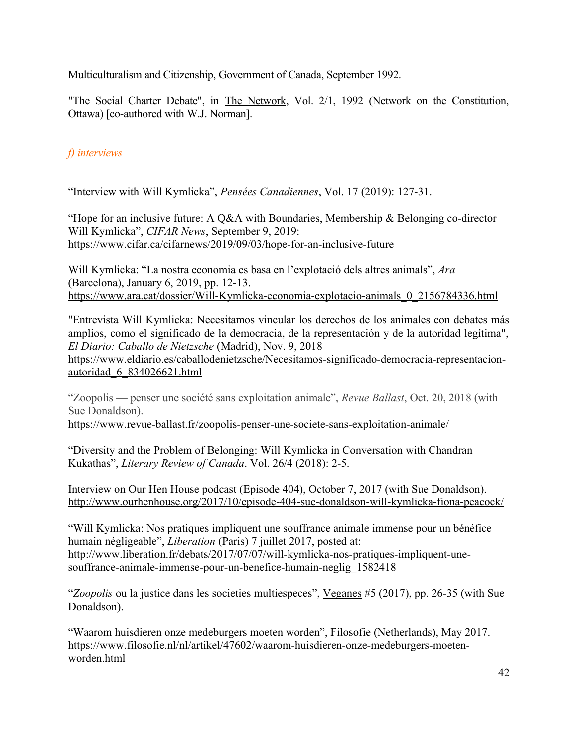Multiculturalism and Citizenship, Government of Canada, September 1992.

"The Social Charter Debate", in The Network, Vol. 2/1, 1992 (Network on the Constitution, Ottawa) [co-authored with W.J. Norman].

### *f) interviews*

"Interview with Will Kymlicka", *Pensées Canadiennes*, Vol. 17 (2019): 127-31.

"Hope for an inclusive future: A Q&A with Boundaries, Membership & Belonging co-director Will Kymlicka", *CIFAR News*, September 9, 2019: https://www.cifar.ca/cifarnews/2019/09/03/hope-for-an-inclusive-future

Will Kymlicka: "La nostra economia es basa en l'explotació dels altres animals", *Ara* (Barcelona), January 6, 2019, pp. 12-13. https://www.ara.cat/dossier/Will-Kymlicka-economia-explotacio-animals_0_2156784336.html

"Entrevista Will Kymlicka: Necesitamos vincular los derechos de los animales con debates más amplios, como el significado de la democracia, de la representación y de la autoridad legítima", *El Diario: Caballo de Nietzsche* (Madrid), Nov. 9, 2018 https://www.eldiario.es/caballodenietzsche/Necesitamos-significado-democracia-representacion-autoridad_6_834026621.html

"Zoopolis — penser une société sans exploitation animale", *Revue Ballast*, Oct. 20, 2018 (with Sue Donaldson). https://www.revue-ballast.fr/zoopolis-penser-une-societe-sans-exploitation-animale/

"Diversity and the Problem of Belonging: Will Kymlicka in Conversation with Chandran Kukathas", *Literary Review of Canada*. Vol. 26/4 (2018): 2-5.

Interview on Our Hen House podcast (Episode 404), October 7, 2017 (with Sue Donaldson). http://www.ourhenhouse.org/2017/10/episode-404-sue-donaldson-will-kymlicka-fiona-peacock/

"Will Kymlicka: Nos pratiques impliquent une souffrance animale immense pour un bénéfice humain négligeable", *Liberation* (Paris) 7 juillet 2017, posted at: http://www.liberation.fr/debats/2017/07/07/will-kymlicka-nos-pratiques-impliquent-une-souffrance-animale-immense-pour-un-benefice-humain-neglig_1582418

"*Zoopolis* ou la justice dans les societies multiespeces", Veganes #5 (2017), pp. 26-35 (with Sue Donaldson).

"Waarom huisdieren onze medeburgers moeten worden", Filosofie (Netherlands), May 2017. https://www.filosofie.nl/nl/artikel/47602/waarom-huisdieren-onze-medeburgers-moeten-worden.html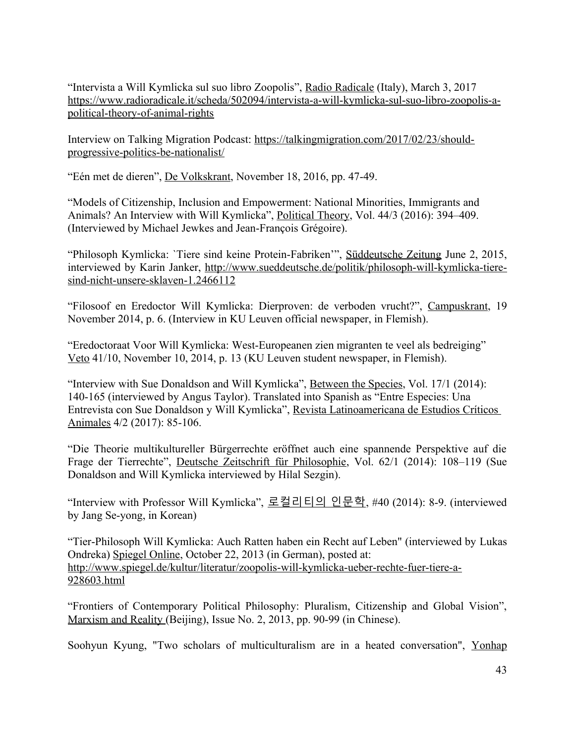"Intervista a Will Kymlicka sul suo libro Zoopolis", Radio Radicale (Italy), March 3, 2017 https://www.radioradicale.it/scheda/502094/intervista-a-will-kymlicka-sul-suo-libro-zoopolis-a-political-theory-of-animal-rights

Interview on Talking Migration Podcast: https://talkingmigration.com/2017/02/23/should-progressive-politics-be-nationalist/

"Eén met de dieren", De Volkskrant, November 18, 2016, pp. 47-49.

"Models of Citizenship, Inclusion and Empowerment: National Minorities, Immigrants and Animals? An Interview with Will Kymlicka", Political Theory, Vol. 44/3 (2016): 394–409. (Interviewed by Michael Jewkes and Jean-François Grégoire).

"Philosoph Kymlicka: `Tiere sind keine Protein-Fabriken'", Süddeutsche Zeitung June 2, 2015, interviewed by Karin Janker, http://www.sueddeutsche.de/politik/philosoph-will-kymlicka-tiere-sind-nicht-unsere-sklaven-1.2466112

"Filosoof en Eredoctor Will Kymlicka: Dierproven: de verboden vrucht?", Campuskrant, 19 November 2014, p. 6. (Interview in KU Leuven official newspaper, in Flemish).

"Eredoctoraat Voor Will Kymlicka: West-Europeanen zien migranten te veel als bedreiging" Veto 41/10, November 10, 2014, p. 13 (KU Leuven student newspaper, in Flemish).

"Interview with Sue Donaldson and Will Kymlicka", Between the Species, Vol. 17/1 (2014): 140-165 (interviewed by Angus Taylor). Translated into Spanish as "Entre Especies: Una Entrevista con Sue Donaldson y Will Kymlicka", Revista Latinoamericana de Estudios Críticos Animales 4/2 (2017): 85-106.

"Die Theorie multikultureller Bürgerrechte eröffnet auch eine spannende Perspektive auf die Frage der Tierrechte", Deutsche Zeitschrift für Philosophie, Vol. 62/1 (2014): 108–119 (Sue Donaldson and Will Kymlicka interviewed by Hilal Sezgin).

"Interview with Professor Will Kymlicka", 로컬리티의 인문학, #40 (2014): 8-9. (interviewed by Jang Se-yong, in Korean)

"Tier-Philosoph Will Kymlicka: Auch Ratten haben ein Recht auf Leben" (interviewed by Lukas Ondreka) Spiegel Online, October 22, 2013 (in German), posted at: http://www.spiegel.de/kultur/literatur/zoopolis-will-kymlicka-ueber-rechte-fuer-tiere-a-928603.html

"Frontiers of Contemporary Political Philosophy: Pluralism, Citizenship and Global Vision", Marxism and Reality (Beijing), Issue No. 2, 2013, pp. 90-99 (in Chinese).

Soohyun Kyung, "Two scholars of multiculturalism are in a heated conversation", Yonhap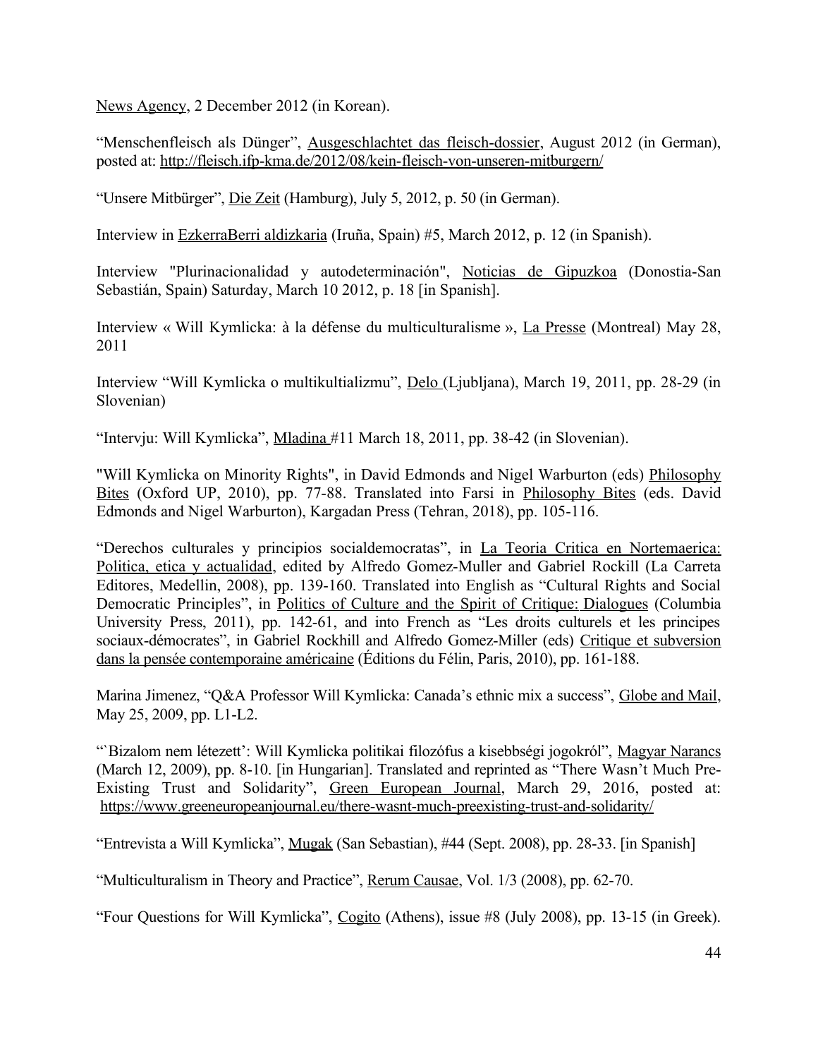News Agency, 2 December 2012 (in Korean).

"Menschenfleisch als Dünger", Ausgeschlachtet das fleisch-dossier, August 2012 (in German), posted at: http://fleisch.ifp-kma.de/2012/08/kein-fleisch-von-unseren-mitburgern/

"Unsere Mitbürger", Die Zeit (Hamburg), July 5, 2012, p. 50 (in German).

Interview in EzkerraBerri aldizkaria (Iruña, Spain) #5, March 2012, p. 12 (in Spanish).

Interview "Plurinacionalidad y autodeterminación", Noticias de Gipuzkoa (Donostia-San Sebastián, Spain) Saturday, March 10 2012, p. 18 [in Spanish].

Interview « Will Kymlicka: à la défense du multiculturalisme », La Presse (Montreal) May 28, 2011

Interview "Will Kymlicka o multikultializmu", Delo (Ljubljana), March 19, 2011, pp. 28-29 (in Slovenian)

"Intervju: Will Kymlicka", Mladina #11 March 18, 2011, pp. 38-42 (in Slovenian).

"Will Kymlicka on Minority Rights", in David Edmonds and Nigel Warburton (eds) Philosophy Bites (Oxford UP, 2010), pp. 77-88. Translated into Farsi in Philosophy Bites (eds. David Edmonds and Nigel Warburton), Kargadan Press (Tehran, 2018), pp. 105-116.

"Derechos culturales y principios socialdemocratas", in La Teoria Critica en Nortemaerica: Politica, etica y actualidad, edited by Alfredo Gomez-Muller and Gabriel Rockill (La Carreta Editores, Medellin, 2008), pp. 139-160. Translated into English as "Cultural Rights and Social Democratic Principles", in Politics of Culture and the Spirit of Critique: Dialogues (Columbia University Press, 2011), pp. 142-61, and into French as "Les droits culturels et les principes sociaux-démocrates", in Gabriel Rockhill and Alfredo Gomez-Miller (eds) Critique et subversion dans la pensée contemporaine américaine (Éditions du Félin, Paris, 2010), pp. 161-188.

Marina Jimenez, "Q&A Professor Will Kymlicka: Canada's ethnic mix a success", Globe and Mail, May 25, 2009, pp. L1-L2.

"`Bizalom nem létezett': Will Kymlicka politikai filozófus a kisebbségi jogokról", Magyar Narancs (March 12, 2009), pp. 8-10. [in Hungarian]. Translated and reprinted as "There Wasn't Much Pre-Existing Trust and Solidarity", Green European Journal, March 29, 2016, posted at: https://www.greeneuropeanjournal.eu/there-wasnt-much-preexisting-trust-and-solidarity/

"Entrevista a Will Kymlicka", Mugak (San Sebastian), #44 (Sept. 2008), pp. 28-33. [in Spanish]

"Multiculturalism in Theory and Practice", Rerum Causae, Vol. 1/3 (2008), pp. 62-70.

"Four Questions for Will Kymlicka", Cogito (Athens), issue #8 (July 2008), pp. 13-15 (in Greek).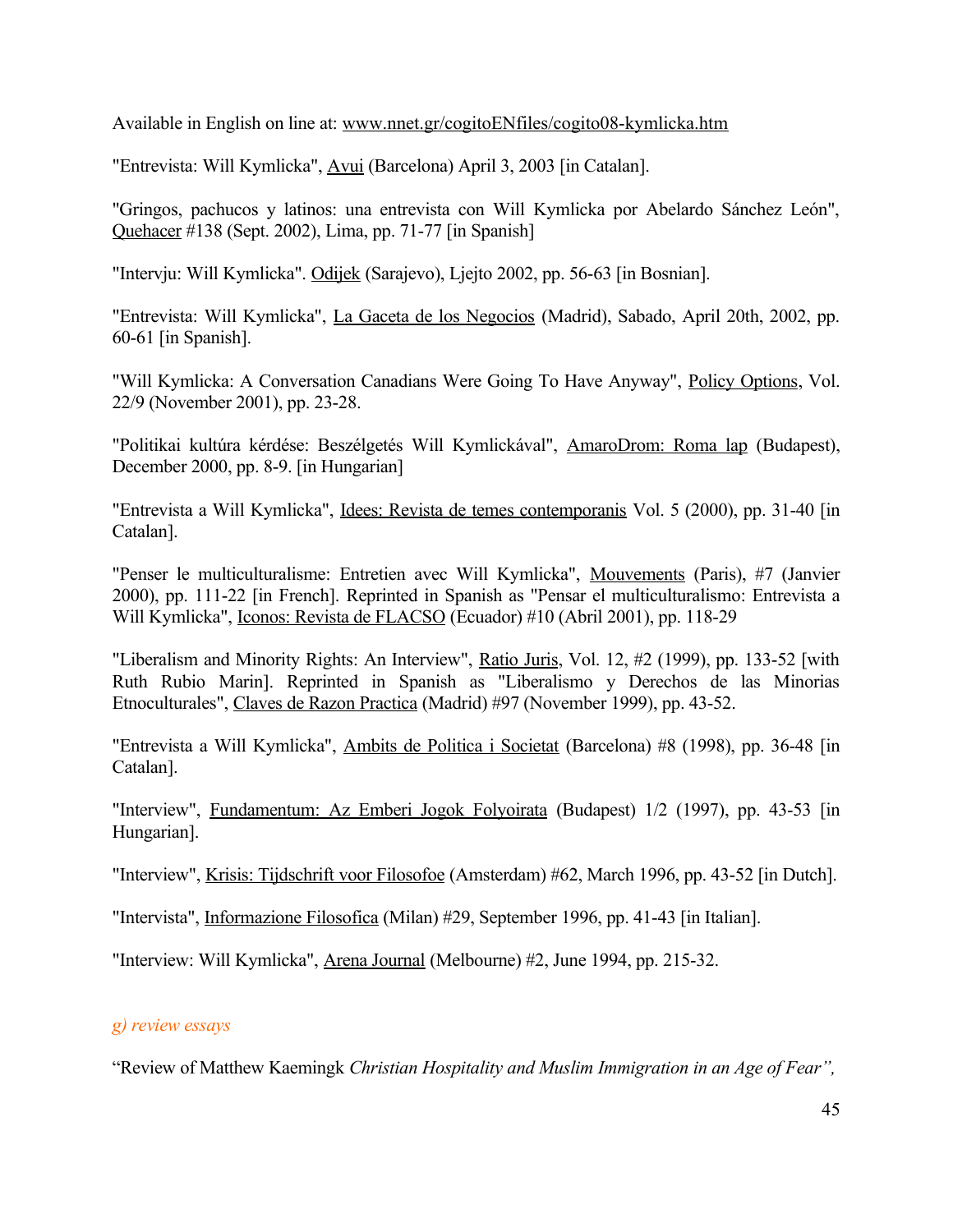Available in English on line at: www.nnet.gr/cogitoENfiles/cogito08-kymlicka.htm

"Entrevista: Will Kymlicka", Avui (Barcelona) April 3, 2003 [in Catalan].

"Gringos, pachucos y latinos: una entrevista con Will Kymlicka por Abelardo Sánchez León", Quehacer #138 (Sept. 2002), Lima, pp. 71-77 [in Spanish]

"Intervju: Will Kymlicka". Odijek (Sarajevo), Ljejto 2002, pp. 56-63 [in Bosnian].

"Entrevista: Will Kymlicka", La Gaceta de los Negocios (Madrid), Sabado, April 20th, 2002, pp. 60-61 [in Spanish].

"Will Kymlicka: A Conversation Canadians Were Going To Have Anyway", Policy Options, Vol. 22/9 (November 2001), pp. 23-28.

"Politikai kultúra kérdése: Beszélgetés Will Kymlickával", AmaroDrom: Roma lap (Budapest), December 2000, pp. 8-9. [in Hungarian]

"Entrevista a Will Kymlicka", Idees: Revista de temes contemporanis Vol. 5 (2000), pp. 31-40 [in Catalan].

"Penser le multiculturalisme: Entretien avec Will Kymlicka", Mouvements (Paris), #7 (Janvier 2000), pp. 111-22 [in French]. Reprinted in Spanish as "Pensar el multiculturalismo: Entrevista a Will Kymlicka", Iconos: Revista de FLACSO (Ecuador) #10 (Abril 2001), pp. 118-29

"Liberalism and Minority Rights: An Interview", Ratio Juris, Vol. 12, #2 (1999), pp. 133-52 [with Ruth Rubio Marin]. Reprinted in Spanish as "Liberalismo y Derechos de las Minorias Etnoculturales", Claves de Razon Practica (Madrid) #97 (November 1999), pp. 43-52.

"Entrevista a Will Kymlicka", Ambits de Politica i Societat (Barcelona) #8 (1998), pp. 36-48 [in Catalan].

"Interview", Fundamentum: Az Emberi Jogok Folyoirata (Budapest) 1/2 (1997), pp. 43-53 [in Hungarian].

"Interview", Krisis: Tijdschrift voor Filosofoe (Amsterdam) #62, March 1996, pp. 43-52 [in Dutch].

"Intervista", Informazione Filosofica (Milan) #29, September 1996, pp. 41-43 [in Italian].

"Interview: Will Kymlicka", Arena Journal (Melbourne) #2, June 1994, pp. 215-32.

*g) review essays*

"Review of Matthew Kaemingk *Christian Hospitality and Muslim Immigration in an Age of Fear",*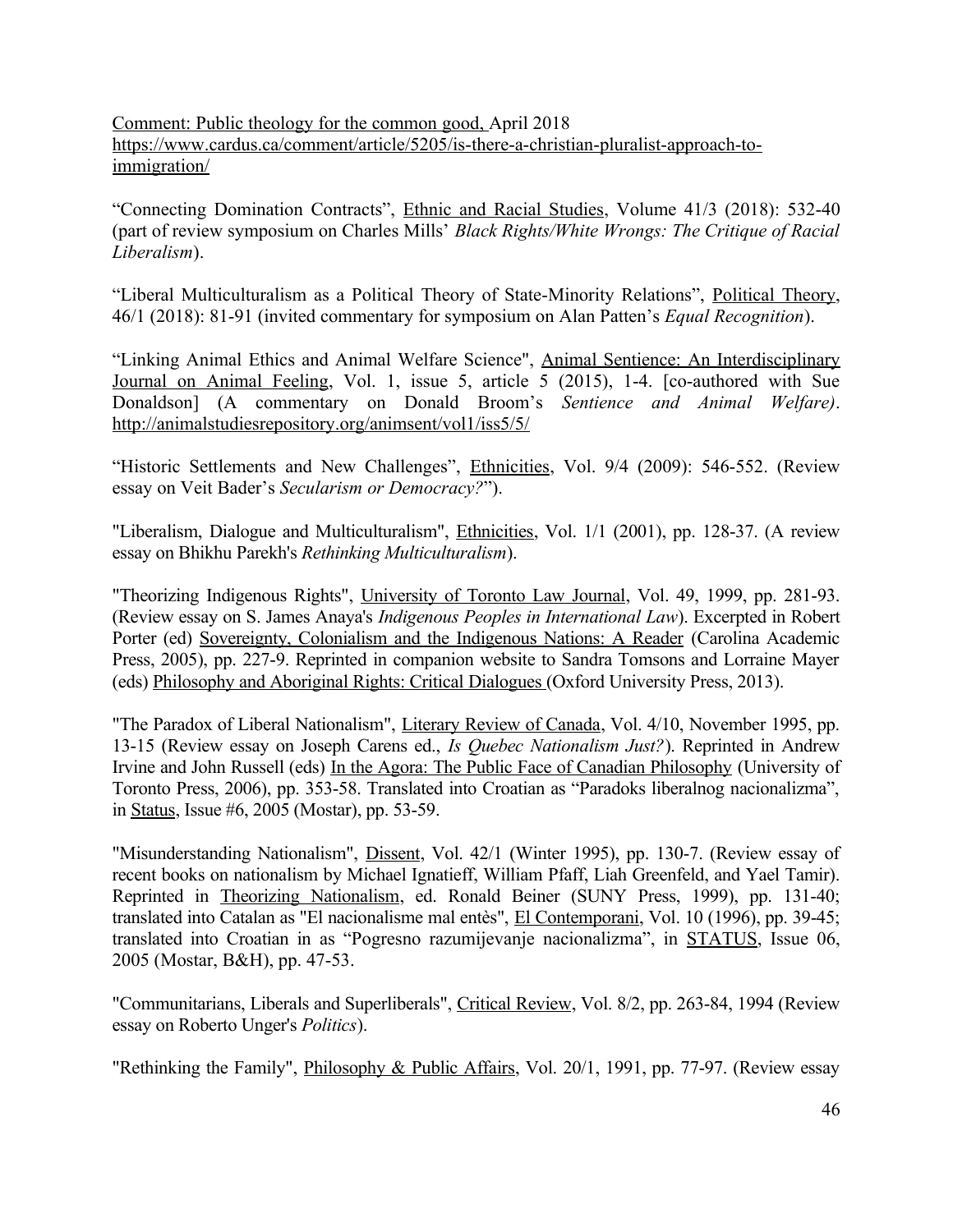Comment: Public theology for the common good, April 2018
https://www.cardus.ca/comment/article/5205/is-there-a-christian-pluralist-approach-to-immigration/

"Connecting Domination Contracts", Ethnic and Racial Studies, Volume 41/3 (2018): 532-40 (part of review symposium on Charles Mills' *Black Rights/White Wrongs: The Critique of Racial Liberalism*).

"Liberal Multiculturalism as a Political Theory of State-Minority Relations", Political Theory, 46/1 (2018): 81-91 (invited commentary for symposium on Alan Patten's *Equal Recognition*).

"Linking Animal Ethics and Animal Welfare Science", Animal Sentience: An Interdisciplinary Journal on Animal Feeling, Vol. 1, issue 5, article 5 (2015), 1-4. [co-authored with Sue Donaldson] (A commentary on Donald Broom's *Sentience and Animal Welfare)*. http://animalstudiesrepository.org/animsent/vol1/iss5/5/

"Historic Settlements and New Challenges", Ethnicities, Vol. 9/4 (2009): 546-552. (Review essay on Veit Bader's *Secularism or Democracy?*").

"Liberalism, Dialogue and Multiculturalism", Ethnicities, Vol. 1/1 (2001), pp. 128-37. (A review essay on Bhikhu Parekh's *Rethinking Multiculturalism*).

"Theorizing Indigenous Rights", University of Toronto Law Journal, Vol. 49, 1999, pp. 281-93. (Review essay on S. James Anaya's *Indigenous Peoples in International Law*). Excerpted in Robert Porter (ed) Sovereignty, Colonialism and the Indigenous Nations: A Reader (Carolina Academic Press, 2005), pp. 227-9. Reprinted in companion website to Sandra Tomsons and Lorraine Mayer (eds) Philosophy and Aboriginal Rights: Critical Dialogues (Oxford University Press, 2013).

"The Paradox of Liberal Nationalism", Literary Review of Canada, Vol. 4/10, November 1995, pp. 13-15 (Review essay on Joseph Carens ed., *Is Quebec Nationalism Just?*). Reprinted in Andrew Irvine and John Russell (eds) In the Agora: The Public Face of Canadian Philosophy (University of Toronto Press, 2006), pp. 353-58. Translated into Croatian as "Paradoks liberalnog nacionalizma", in Status, Issue #6, 2005 (Mostar), pp. 53-59.

"Misunderstanding Nationalism", Dissent, Vol. 42/1 (Winter 1995), pp. 130-7. (Review essay of recent books on nationalism by Michael Ignatieff, William Pfaff, Liah Greenfeld, and Yael Tamir). Reprinted in Theorizing Nationalism, ed. Ronald Beiner (SUNY Press, 1999), pp. 131-40; translated into Catalan as "El nacionalisme mal entès", El Contemporani, Vol. 10 (1996), pp. 39-45; translated into Croatian in as "Pogresno razumijevanje nacionalizma", in STATUS, Issue 06, 2005 (Mostar, B&H), pp. 47-53.

"Communitarians, Liberals and Superliberals", Critical Review, Vol. 8/2, pp. 263-84, 1994 (Review essay on Roberto Unger's *Politics*).

"Rethinking the Family", Philosophy & Public Affairs, Vol. 20/1, 1991, pp. 77-97. (Review essay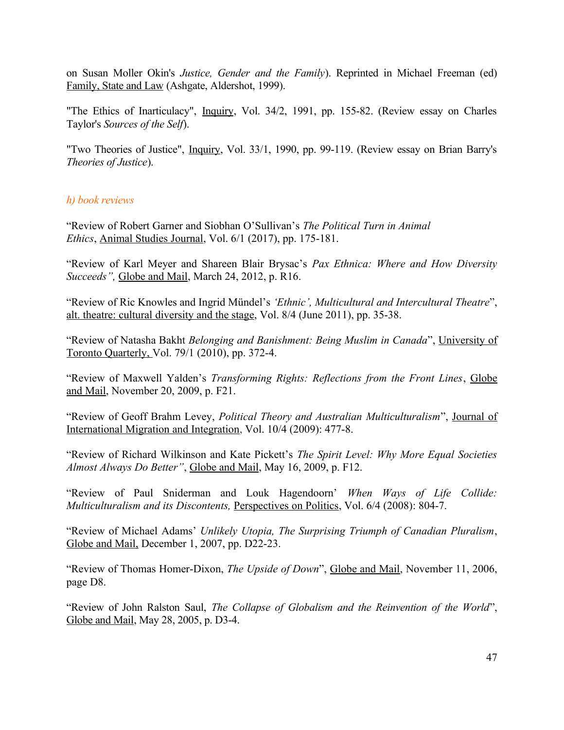on Susan Moller Okin's *Justice, Gender and the Family*). Reprinted in Michael Freeman (ed) Family, State and Law (Ashgate, Aldershot, 1999).

"The Ethics of Inarticulacy", Inquiry, Vol. 34/2, 1991, pp. 155-82. (Review essay on Charles Taylor's *Sources of the Self*).

"Two Theories of Justice", Inquiry, Vol. 33/1, 1990, pp. 99-119. (Review essay on Brian Barry's *Theories of Justice*).

### *h) book reviews*

"Review of Robert Garner and Siobhan O'Sullivan's *The Political Turn in Animal Ethics*, Animal Studies Journal, Vol. 6/1 (2017), pp. 175-181.

"Review of Karl Meyer and Shareen Blair Brysac's *Pax Ethnica: Where and How Diversity Succeeds",* Globe and Mail, March 24, 2012, p. R16.

"Review of Ric Knowles and Ingrid Mündel's *'Ethnic', Multicultural and Intercultural Theatre*", alt. theatre: cultural diversity and the stage, Vol. 8/4 (June 2011), pp. 35-38.

"Review of Natasha Bakht *Belonging and Banishment: Being Muslim in Canada*", University of Toronto Quarterly, Vol. 79/1 (2010), pp. 372-4.

"Review of Maxwell Yalden's *Transforming Rights: Reflections from the Front Lines*, Globe and Mail, November 20, 2009, p. F21.

"Review of Geoff Brahm Levey, *Political Theory and Australian Multiculturalism*", Journal of International Migration and Integration, Vol. 10/4 (2009): 477-8.

"Review of Richard Wilkinson and Kate Pickett's *The Spirit Level: Why More Equal Societies Almost Always Do Better"*, Globe and Mail, May 16, 2009, p. F12.

"Review of Paul Sniderman and Louk Hagendoorn' *When Ways of Life Collide: Multiculturalism and its Discontents,* Perspectives on Politics, Vol. 6/4 (2008): 804-7.

"Review of Michael Adams' *Unlikely Utopia, The Surprising Triumph of Canadian Pluralism*, Globe and Mail, December 1, 2007, pp. D22-23.

"Review of Thomas Homer-Dixon, *The Upside of Down*", Globe and Mail, November 11, 2006, page D8.

"Review of John Ralston Saul, *The Collapse of Globalism and the Reinvention of the World*", Globe and Mail, May 28, 2005, p. D3-4.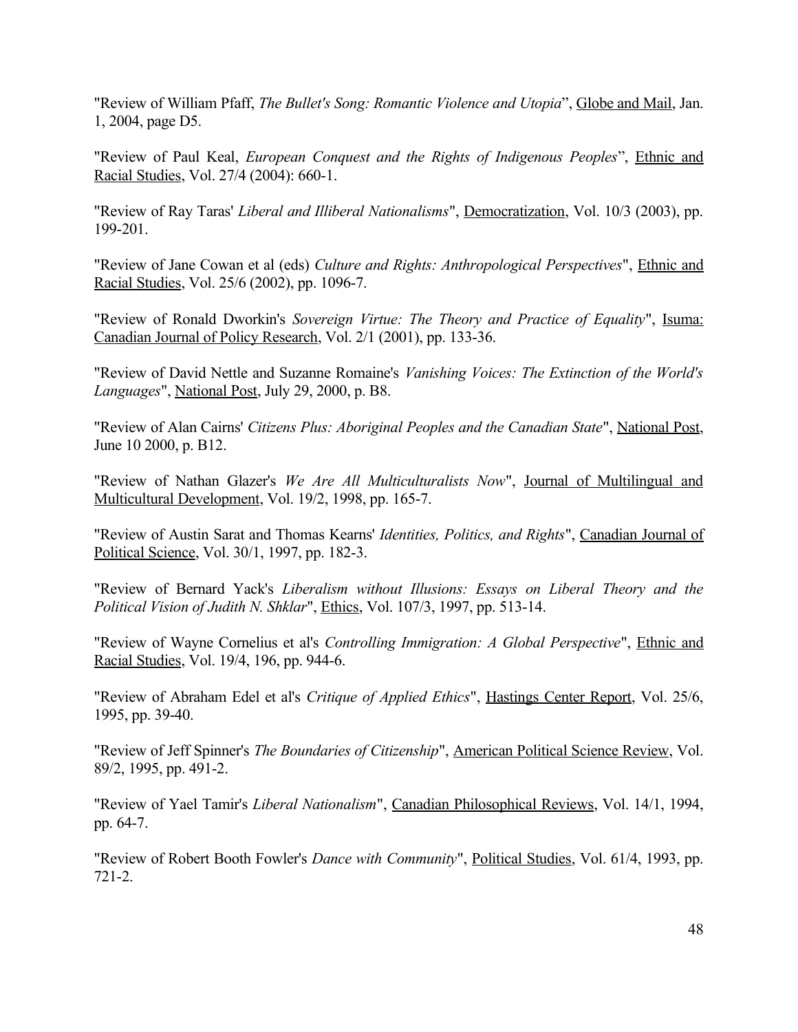"Review of William Pfaff, *The Bullet's Song: Romantic Violence and Utopia*", <u>Globe and Mail</u>, Jan. 1, 2004, page D5.

"Review of Paul Keal, *European Conquest and the Rights of Indigenous Peoples*", <u>Ethnic and Racial Studies</u>, Vol. 27/4 (2004): 660-1.

"Review of Ray Taras' *Liberal and Illiberal Nationalisms*", <u>Democratization</u>, Vol. 10/3 (2003), pp. 199-201.

"Review of Jane Cowan et al (eds) *Culture and Rights: Anthropological Perspectives*", <u>Ethnic and Racial Studies</u>, Vol. 25/6 (2002), pp. 1096-7.

"Review of Ronald Dworkin's *Sovereign Virtue: The Theory and Practice of Equality*", <u>Isuma: Canadian Journal of Policy Research</u>, Vol. 2/1 (2001), pp. 133-36.

"Review of David Nettle and Suzanne Romaine's *Vanishing Voices: The Extinction of the World's Languages*", <u>National Post</u>, July 29, 2000, p. B8.

"Review of Alan Cairns' *Citizens Plus: Aboriginal Peoples and the Canadian State*", <u>National Post</u>, June 10 2000, p. B12.

"Review of Nathan Glazer's *We Are All Multiculturalists Now*", <u>Journal of Multilingual and Multicultural Development</u>, Vol. 19/2, 1998, pp. 165-7.

"Review of Austin Sarat and Thomas Kearns' *Identities, Politics, and Rights*", <u>Canadian Journal of Political Science</u>, Vol. 30/1, 1997, pp. 182-3.

"Review of Bernard Yack's *Liberalism without Illusions: Essays on Liberal Theory and the Political Vision of Judith N. Shklar*", <u>Ethics</u>, Vol. 107/3, 1997, pp. 513-14.

"Review of Wayne Cornelius et al's *Controlling Immigration: A Global Perspective*", <u>Ethnic and Racial Studies</u>, Vol. 19/4, 196, pp. 944-6.

"Review of Abraham Edel et al's *Critique of Applied Ethics*", <u>Hastings Center Report</u>, Vol. 25/6, 1995, pp. 39-40.

"Review of Jeff Spinner's *The Boundaries of Citizenship*", <u>American Political Science Review</u>, Vol. 89/2, 1995, pp. 491-2.

"Review of Yael Tamir's *Liberal Nationalism*", <u>Canadian Philosophical Reviews</u>, Vol. 14/1, 1994, pp. 64-7.

"Review of Robert Booth Fowler's *Dance with Community*", <u>Political Studies</u>, Vol. 61/4, 1993, pp. 721-2.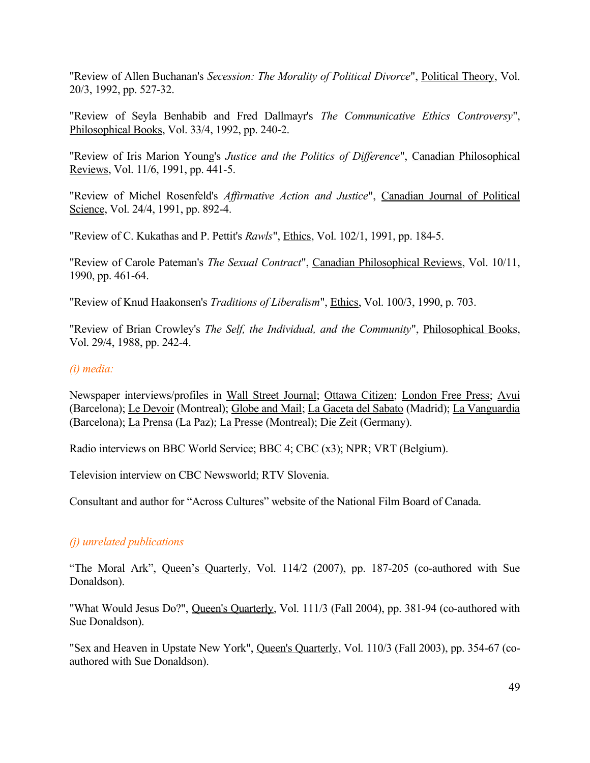"Review of Allen Buchanan's *Secession: The Morality of Political Divorce*", Political Theory, Vol. 20/3, 1992, pp. 527-32.

"Review of Seyla Benhabib and Fred Dallmayr's *The Communicative Ethics Controversy*", Philosophical Books, Vol. 33/4, 1992, pp. 240-2.

"Review of Iris Marion Young's *Justice and the Politics of Difference*", Canadian Philosophical Reviews, Vol. 11/6, 1991, pp. 441-5.

"Review of Michel Rosenfeld's *Affirmative Action and Justice*", Canadian Journal of Political Science, Vol. 24/4, 1991, pp. 892-4.

"Review of C. Kukathas and P. Pettit's *Rawls*", Ethics, Vol. 102/1, 1991, pp. 184-5.

"Review of Carole Pateman's *The Sexual Contract*", Canadian Philosophical Reviews, Vol. 10/11, 1990, pp. 461-64.

"Review of Knud Haakonsen's *Traditions of Liberalism*", Ethics, Vol. 100/3, 1990, p. 703.

"Review of Brian Crowley's *The Self, the Individual, and the Community*", Philosophical Books, Vol. 29/4, 1988, pp. 242-4.

*(i) media:*

Newspaper interviews/profiles in Wall Street Journal; Ottawa Citizen; London Free Press; Avui (Barcelona); Le Devoir (Montreal); Globe and Mail; La Gaceta del Sabato (Madrid); La Vanguardia (Barcelona); La Prensa (La Paz); La Presse (Montreal); Die Zeit (Germany).

Radio interviews on BBC World Service; BBC 4; CBC (x3); NPR; VRT (Belgium).

Television interview on CBC Newsworld; RTV Slovenia.

Consultant and author for "Across Cultures" website of the National Film Board of Canada.

*(j) unrelated publications*

"The Moral Ark", Queen's Quarterly, Vol. 114/2 (2007), pp. 187-205 (co-authored with Sue Donaldson).

"What Would Jesus Do?", Queen's Quarterly, Vol. 111/3 (Fall 2004), pp. 381-94 (co-authored with Sue Donaldson).

"Sex and Heaven in Upstate New York", Queen's Quarterly, Vol. 110/3 (Fall 2003), pp. 354-67 (co-authored with Sue Donaldson).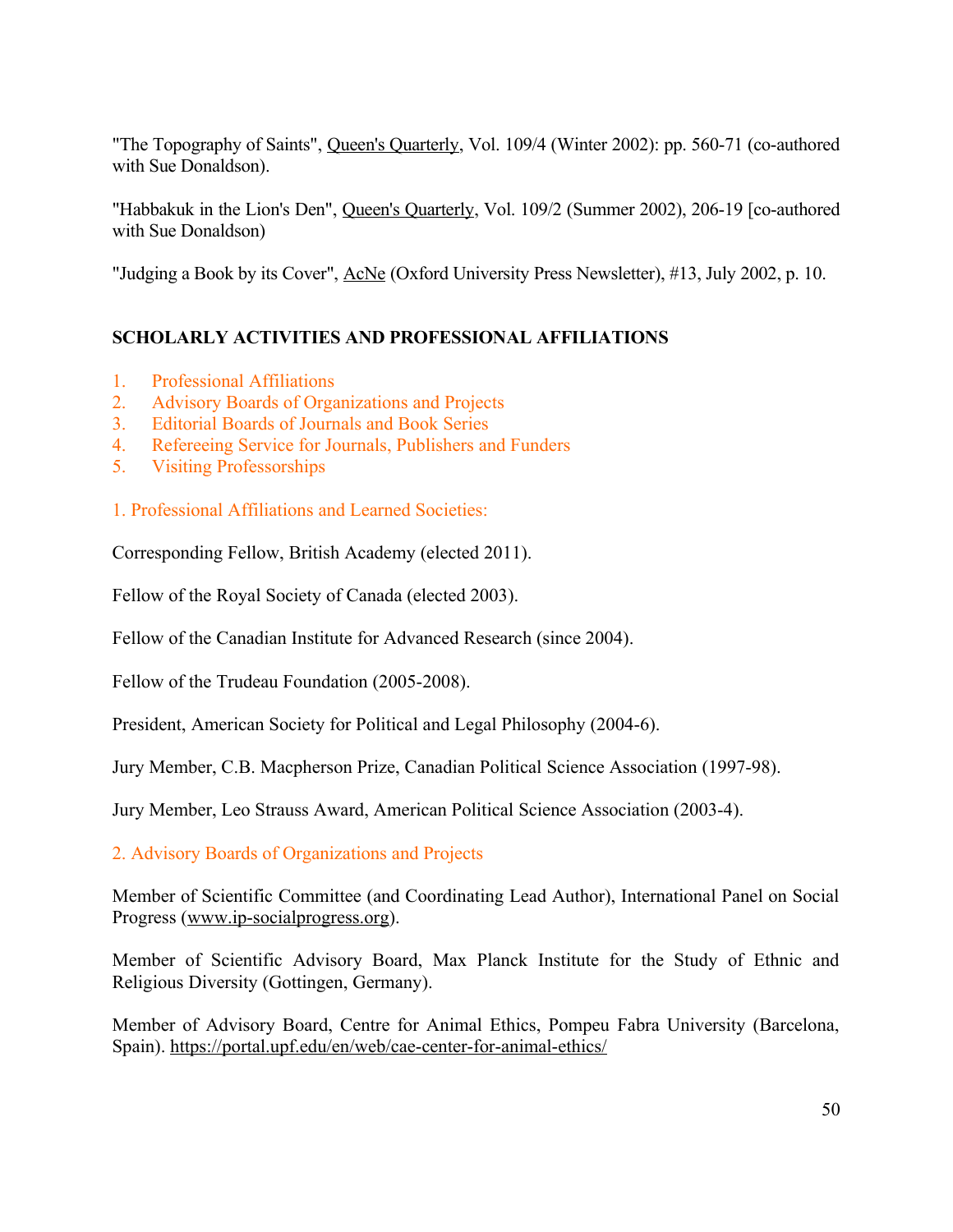"The Topography of Saints", Queen's Quarterly, Vol. 109/4 (Winter 2002): pp. 560-71 (co-authored with Sue Donaldson).

"Habbakuk in the Lion's Den", Queen's Quarterly, Vol. 109/2 (Summer 2002), 206-19 [co-authored with Sue Donaldson)

"Judging a Book by its Cover", AcNe (Oxford University Press Newsletter), #13, July 2002, p. 10.

## SCHOLARLY ACTIVITIES AND PROFESSIONAL AFFILIATIONS

1. Professional Affiliations
2. Advisory Boards of Organizations and Projects
3. Editorial Boards of Journals and Book Series
4. Refereeing Service for Journals, Publishers and Funders
5. Visiting Professorships

### 1. Professional Affiliations and Learned Societies:

Corresponding Fellow, British Academy (elected 2011).

Fellow of the Royal Society of Canada (elected 2003).

Fellow of the Canadian Institute for Advanced Research (since 2004).

Fellow of the Trudeau Foundation (2005-2008).

President, American Society for Political and Legal Philosophy (2004-6).

Jury Member, C.B. Macpherson Prize, Canadian Political Science Association (1997-98).

Jury Member, Leo Strauss Award, American Political Science Association (2003-4).

### 2. Advisory Boards of Organizations and Projects

Member of Scientific Committee (and Coordinating Lead Author), International Panel on Social Progress (www.ip-socialprogress.org).

Member of Scientific Advisory Board, Max Planck Institute for the Study of Ethnic and Religious Diversity (Gottingen, Germany).

Member of Advisory Board, Centre for Animal Ethics, Pompeu Fabra University (Barcelona, Spain). https://portal.upf.edu/en/web/cae-center-for-animal-ethics/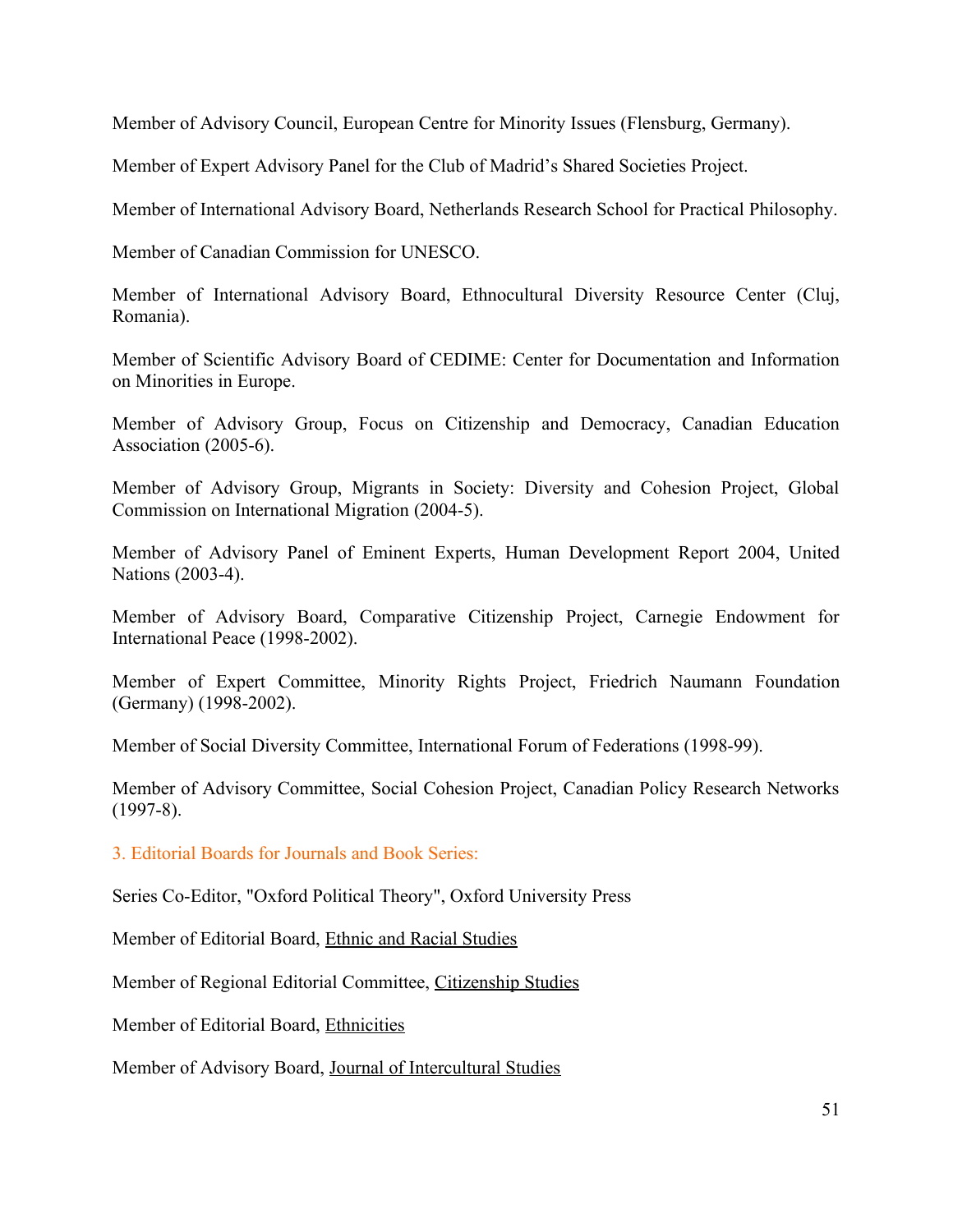Member of Advisory Council, European Centre for Minority Issues (Flensburg, Germany).

Member of Expert Advisory Panel for the Club of Madrid's Shared Societies Project.

Member of International Advisory Board, Netherlands Research School for Practical Philosophy.

Member of Canadian Commission for UNESCO.

Member of International Advisory Board, Ethnocultural Diversity Resource Center (Cluj, Romania).

Member of Scientific Advisory Board of CEDIME: Center for Documentation and Information on Minorities in Europe.

Member of Advisory Group, Focus on Citizenship and Democracy, Canadian Education Association (2005-6).

Member of Advisory Group, Migrants in Society: Diversity and Cohesion Project, Global Commission on International Migration (2004-5).

Member of Advisory Panel of Eminent Experts, Human Development Report 2004, United Nations (2003-4).

Member of Advisory Board, Comparative Citizenship Project, Carnegie Endowment for International Peace (1998-2002).

Member of Expert Committee, Minority Rights Project, Friedrich Naumann Foundation (Germany) (1998-2002).

Member of Social Diversity Committee, International Forum of Federations (1998-99).

Member of Advisory Committee, Social Cohesion Project, Canadian Policy Research Networks (1997-8).

### 3. Editorial Boards for Journals and Book Series:

Series Co-Editor, "Oxford Political Theory", Oxford University Press

Member of Editorial Board, Ethnic and Racial Studies

Member of Regional Editorial Committee, Citizenship Studies

Member of Editorial Board, Ethnicities

Member of Advisory Board, Journal of Intercultural Studies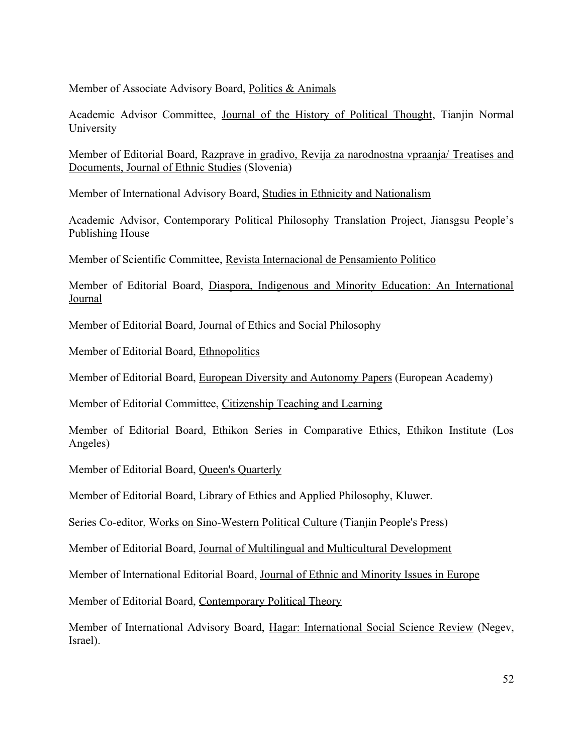Member of Associate Advisory Board, Politics & Animals

Academic Advisor Committee, Journal of the History of Political Thought, Tianjin Normal University

Member of Editorial Board, Razprave in gradivo, Revija za narodnostna vpraanja/ Treatises and Documents, Journal of Ethnic Studies (Slovenia)

Member of International Advisory Board, Studies in Ethnicity and Nationalism

Academic Advisor, Contemporary Political Philosophy Translation Project, Jiansgsu People's Publishing House

Member of Scientific Committee, Revista Internacional de Pensamiento Político

Member of Editorial Board, Diaspora, Indigenous and Minority Education: An International Journal

Member of Editorial Board, Journal of Ethics and Social Philosophy

Member of Editorial Board, Ethnopolitics

Member of Editorial Board, European Diversity and Autonomy Papers (European Academy)

Member of Editorial Committee, Citizenship Teaching and Learning

Member of Editorial Board, Ethikon Series in Comparative Ethics, Ethikon Institute (Los Angeles)

Member of Editorial Board, Queen's Quarterly

Member of Editorial Board, Library of Ethics and Applied Philosophy, Kluwer.

Series Co-editor, Works on Sino-Western Political Culture (Tianjin People's Press)

Member of Editorial Board, Journal of Multilingual and Multicultural Development

Member of International Editorial Board, Journal of Ethnic and Minority Issues in Europe

Member of Editorial Board, Contemporary Political Theory

Member of International Advisory Board, Hagar: International Social Science Review (Negev, Israel).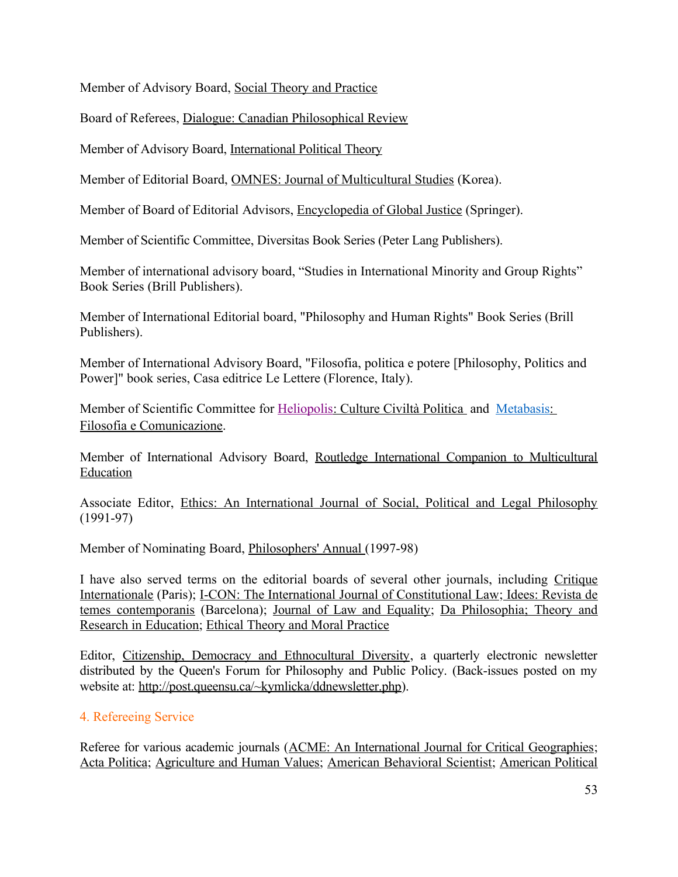Member of Advisory Board, Social Theory and Practice

Board of Referees, Dialogue: Canadian Philosophical Review

Member of Advisory Board, International Political Theory

Member of Editorial Board, OMNES: Journal of Multicultural Studies (Korea).

Member of Board of Editorial Advisors, Encyclopedia of Global Justice (Springer).

Member of Scientific Committee, Diversitas Book Series (Peter Lang Publishers).

Member of international advisory board, "Studies in International Minority and Group Rights" Book Series (Brill Publishers).

Member of International Editorial board, "Philosophy and Human Rights" Book Series (Brill Publishers).

Member of International Advisory Board, "Filosofia, politica e potere [Philosophy, Politics and Power]" book series, Casa editrice Le Lettere (Florence, Italy).

Member of Scientific Committee for Heliopolis: Culture Civiltà Politica and Metabasis: Filosofia e Comunicazione.

Member of International Advisory Board, Routledge International Companion to Multicultural Education

Associate Editor, Ethics: An International Journal of Social, Political and Legal Philosophy (1991-97)

Member of Nominating Board, Philosophers' Annual (1997-98)

I have also served terms on the editorial boards of several other journals, including Critique Internationale (Paris); I-CON: The International Journal of Constitutional Law; Idees: Revista de temes contemporanis (Barcelona); Journal of Law and Equality; Da Philosophia; Theory and Research in Education; Ethical Theory and Moral Practice

Editor, Citizenship, Democracy and Ethnocultural Diversity, a quarterly electronic newsletter distributed by the Queen's Forum for Philosophy and Public Policy. (Back-issues posted on my website at: http://post.queensu.ca/~kymlicka/ddnewsletter.php).

## 4. Refereeing Service

Referee for various academic journals (ACME: An International Journal for Critical Geographies; Acta Politica; Agriculture and Human Values; American Behavioral Scientist; American Political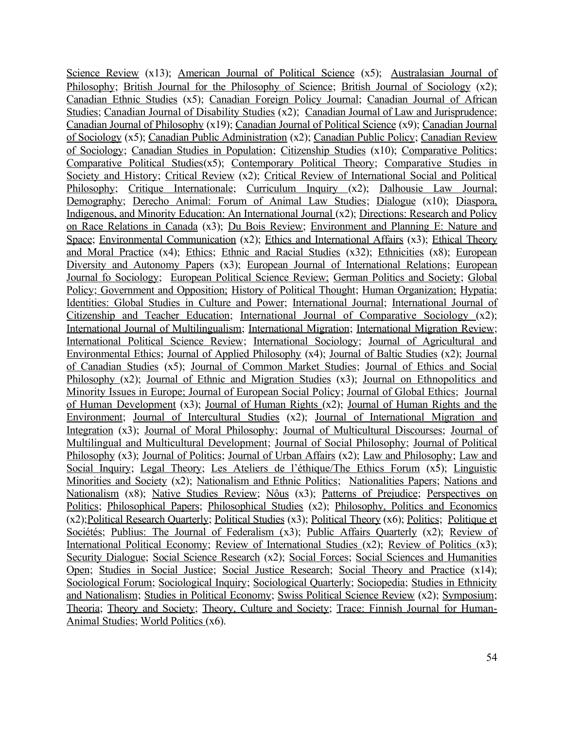Science Review (x13); American Journal of Political Science (x5); Australasian Journal of Philosophy; British Journal for the Philosophy of Science; British Journal of Sociology (x2); Canadian Ethnic Studies (x5); Canadian Foreign Policy Journal; Canadian Journal of African Studies; Canadian Journal of Disability Studies (x2); Canadian Journal of Law and Jurisprudence; Canadian Journal of Philosophy (x19); Canadian Journal of Political Science (x9); Canadian Journal of Sociology (x5); Canadian Public Administration (x2); Canadian Public Policy; Canadian Review of Sociology; Canadian Studies in Population; Citizenship Studies (x10); Comparative Politics; Comparative Political Studies(x5); Contemporary Political Theory; Comparative Studies in Society and History; Critical Review (x2); Critical Review of International Social and Political Philosophy; Critique Internationale; Curriculum Inquiry (x2); Dalhousie Law Journal; Demography; Derecho Animal: Forum of Animal Law Studies; Dialogue (x10); Diaspora, Indigenous, and Minority Education: An International Journal (x2); Directions: Research and Policy on Race Relations in Canada (x3); Du Bois Review; Environment and Planning E: Nature and Space; Environmental Communication (x2); Ethics and International Affairs (x3); Ethical Theory and Moral Practice (x4); Ethics; Ethnic and Racial Studies (x32); Ethnicities (x8); European Diversity and Autonomy Papers (x3); European Journal of International Relations; European Journal fo Sociology; European Political Science Review; German Politics and Society; Global Policy; Government and Opposition; History of Political Thought; Human Organization; Hypatia; Identities: Global Studies in Culture and Power; International Journal; International Journal of Citizenship and Teacher Education; International Journal of Comparative Sociology (x2); International Journal of Multilingualism; International Migration; International Migration Review; International Political Science Review; International Sociology; Journal of Agricultural and Environmental Ethics; Journal of Applied Philosophy (x4); Journal of Baltic Studies (x2); Journal of Canadian Studies (x5); Journal of Common Market Studies; Journal of Ethics and Social Philosophy (x2); Journal of Ethnic and Migration Studies (x3); Journal on Ethnopolitics and Minority Issues in Europe; Journal of European Social Policy; Journal of Global Ethics; Journal of Human Development (x3); Journal of Human Rights (x2); Journal of Human Rights and the Environment; Journal of Intercultural Studies (x2); Journal of International Migration and Integration (x3); Journal of Moral Philosophy; Journal of Multicultural Discourses; Journal of Multilingual and Multicultural Development; Journal of Social Philosophy; Journal of Political Philosophy (x3); Journal of Politics; Journal of Urban Affairs (x2); Law and Philosophy; Law and Social Inquiry; Legal Theory; Les Ateliers de l'éthique/The Ethics Forum (x5); Linguistic Minorities and Society (x2); Nationalism and Ethnic Politics; Nationalities Papers; Nations and Nationalism (x8); Native Studies Review; Nôus (x3); Patterns of Prejudice; Perspectives on Politics; Philosophical Papers; Philosophical Studies (x2); Philosophy, Politics and Economics (x2);Political Research Quarterly; Political Studies (x3); Political Theory (x6); Politics; Politique et Sociétés; Publius: The Journal of Federalism (x3); Public Affairs Quarterly (x2); Review of International Political Economy; Review of International Studies (x2); Review of Politics (x3); Security Dialogue; Social Science Research (x2); Social Forces; Social Sciences and Humanities Open; Studies in Social Justice; Social Justice Research; Social Theory and Practice (x14); Sociological Forum; Sociological Inquiry; Sociological Quarterly; Sociopedia; Studies in Ethnicity and Nationalism; Studies in Political Economy; Swiss Political Science Review (x2); Symposium; Theoria; Theory and Society; Theory, Culture and Society; Trace: Finnish Journal for Human-Animal Studies; World Politics (x6).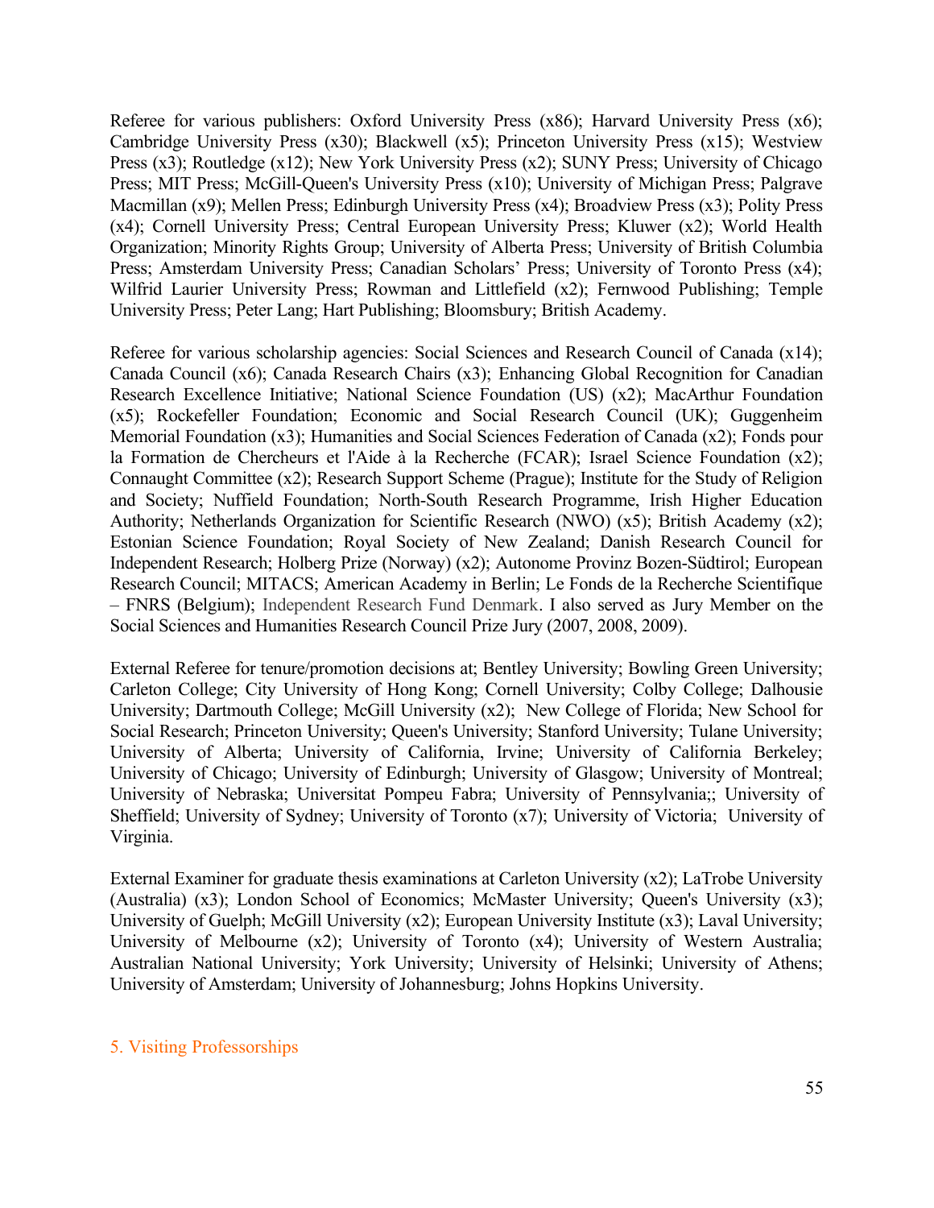Referee for various publishers: Oxford University Press (x86); Harvard University Press (x6); Cambridge University Press (x30); Blackwell (x5); Princeton University Press (x15); Westview Press (x3); Routledge (x12); New York University Press (x2); SUNY Press; University of Chicago Press; MIT Press; McGill-Queen's University Press (x10); University of Michigan Press; Palgrave Macmillan (x9); Mellen Press; Edinburgh University Press (x4); Broadview Press (x3); Polity Press (x4); Cornell University Press; Central European University Press; Kluwer (x2); World Health Organization; Minority Rights Group; University of Alberta Press; University of British Columbia Press; Amsterdam University Press; Canadian Scholars' Press; University of Toronto Press (x4); Wilfrid Laurier University Press; Rowman and Littlefield (x2); Fernwood Publishing; Temple University Press; Peter Lang; Hart Publishing; Bloomsbury; British Academy.

Referee for various scholarship agencies: Social Sciences and Research Council of Canada (x14); Canada Council (x6); Canada Research Chairs (x3); Enhancing Global Recognition for Canadian Research Excellence Initiative; National Science Foundation (US) (x2); MacArthur Foundation (x5); Rockefeller Foundation; Economic and Social Research Council (UK); Guggenheim Memorial Foundation (x3); Humanities and Social Sciences Federation of Canada (x2); Fonds pour la Formation de Chercheurs et l'Aide à la Recherche (FCAR); Israel Science Foundation (x2); Connaught Committee (x2); Research Support Scheme (Prague); Institute for the Study of Religion and Society; Nuffield Foundation; North-South Research Programme, Irish Higher Education Authority; Netherlands Organization for Scientific Research (NWO) (x5); British Academy (x2); Estonian Science Foundation; Royal Society of New Zealand; Danish Research Council for Independent Research; Holberg Prize (Norway) (x2); Autonome Provinz Bozen-Südtirol; European Research Council; MITACS; American Academy in Berlin; Le Fonds de la Recherche Scientifique – FNRS (Belgium); Independent Research Fund Denmark. I also served as Jury Member on the Social Sciences and Humanities Research Council Prize Jury (2007, 2008, 2009).

External Referee for tenure/promotion decisions at; Bentley University; Bowling Green University; Carleton College; City University of Hong Kong; Cornell University; Colby College; Dalhousie University; Dartmouth College; McGill University (x2); New College of Florida; New School for Social Research; Princeton University; Queen's University; Stanford University; Tulane University; University of Alberta; University of California, Irvine; University of California Berkeley; University of Chicago; University of Edinburgh; University of Glasgow; University of Montreal; University of Nebraska; Universitat Pompeu Fabra; University of Pennsylvania;; University of Sheffield; University of Sydney; University of Toronto (x7); University of Victoria; University of Virginia.

External Examiner for graduate thesis examinations at Carleton University (x2); LaTrobe University (Australia) (x3); London School of Economics; McMaster University; Queen's University (x3); University of Guelph; McGill University (x2); European University Institute (x3); Laval University; University of Melbourne (x2); University of Toronto (x4); University of Western Australia; Australian National University; York University; University of Helsinki; University of Athens; University of Amsterdam; University of Johannesburg; Johns Hopkins University.

## 5. Visiting Professorships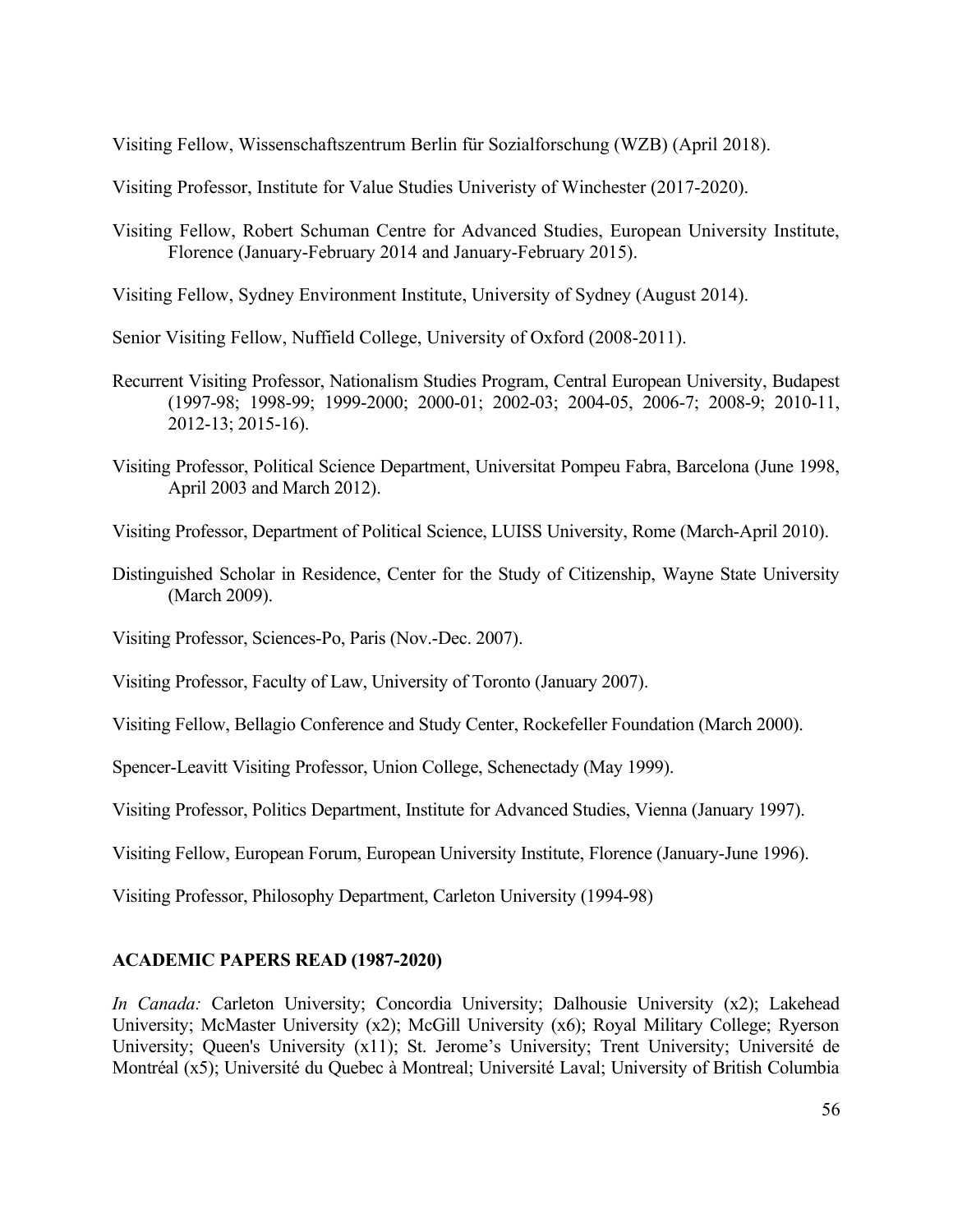Visiting Fellow, Wissenschaftszentrum Berlin für Sozialforschung (WZB) (April 2018).

Visiting Professor, Institute for Value Studies Univeristy of Winchester (2017-2020).

Visiting Fellow, Robert Schuman Centre for Advanced Studies, European University Institute, Florence (January-February 2014 and January-February 2015).

Visiting Fellow, Sydney Environment Institute, University of Sydney (August 2014).

Senior Visiting Fellow, Nuffield College, University of Oxford (2008-2011).

Recurrent Visiting Professor, Nationalism Studies Program, Central European University, Budapest (1997-98; 1998-99; 1999-2000; 2000-01; 2002-03; 2004-05, 2006-7; 2008-9; 2010-11, 2012-13; 2015-16).

Visiting Professor, Political Science Department, Universitat Pompeu Fabra, Barcelona (June 1998, April 2003 and March 2012).

Visiting Professor, Department of Political Science, LUISS University, Rome (March-April 2010).

Distinguished Scholar in Residence, Center for the Study of Citizenship, Wayne State University (March 2009).

Visiting Professor, Sciences-Po, Paris (Nov.-Dec. 2007).

Visiting Professor, Faculty of Law, University of Toronto (January 2007).

Visiting Fellow, Bellagio Conference and Study Center, Rockefeller Foundation (March 2000).

Spencer-Leavitt Visiting Professor, Union College, Schenectady (May 1999).

Visiting Professor, Politics Department, Institute for Advanced Studies, Vienna (January 1997).

Visiting Fellow, European Forum, European University Institute, Florence (January-June 1996).

Visiting Professor, Philosophy Department, Carleton University (1994-98)

## ACADEMIC PAPERS READ (1987-2020)

*In Canada:* Carleton University; Concordia University; Dalhousie University (x2); Lakehead University; McMaster University (x2); McGill University (x6); Royal Military College; Ryerson University; Queen's University (x11); St. Jerome's University; Trent University; Université de Montréal (x5); Université du Quebec à Montreal; Université Laval; University of British Columbia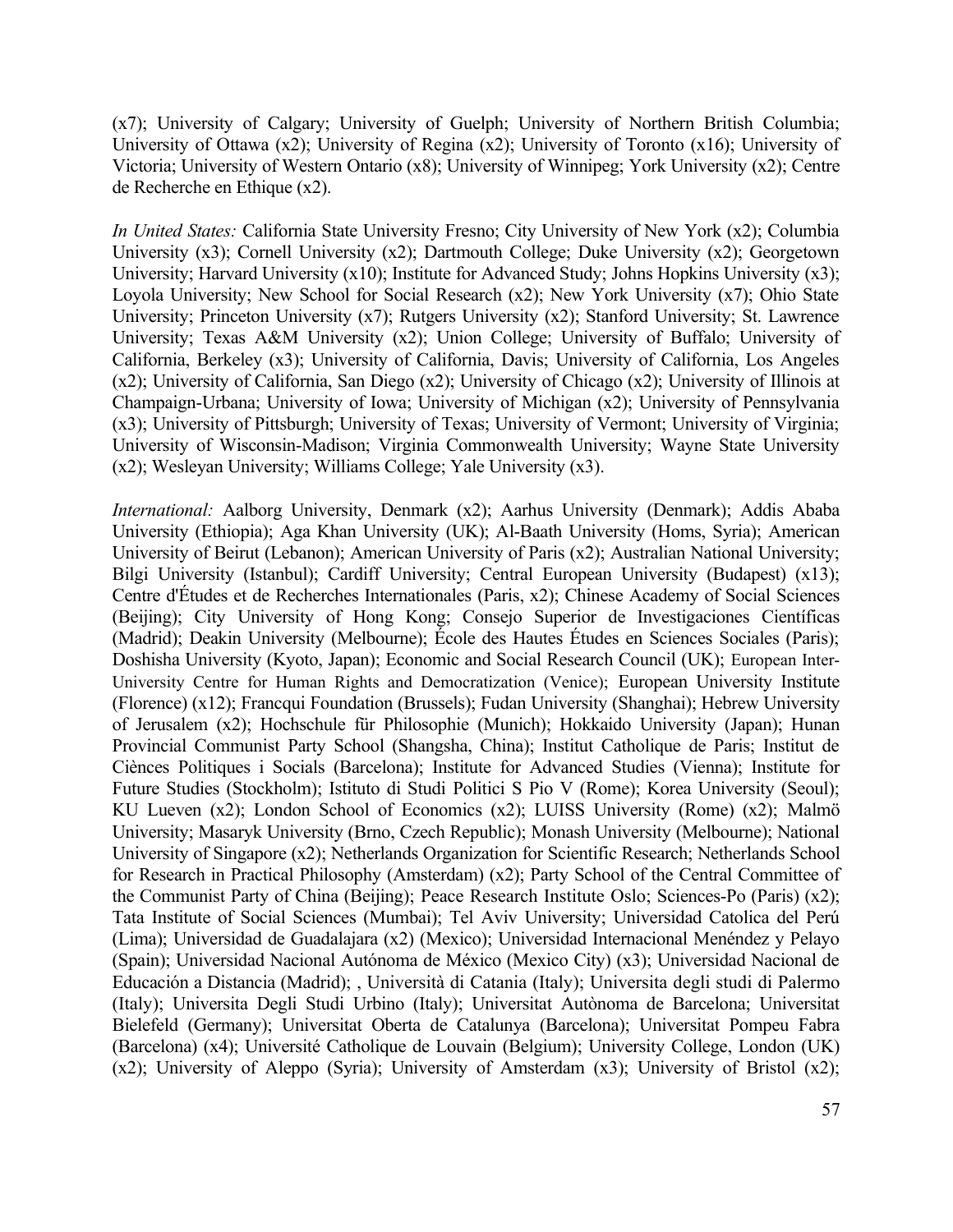(x7); University of Calgary; University of Guelph; University of Northern British Columbia; University of Ottawa (x2); University of Regina (x2); University of Toronto (x16); University of Victoria; University of Western Ontario (x8); University of Winnipeg; York University (x2); Centre de Recherche en Ethique (x2).

*In United States:* California State University Fresno; City University of New York (x2); Columbia University (x3); Cornell University (x2); Dartmouth College; Duke University (x2); Georgetown University; Harvard University (x10); Institute for Advanced Study; Johns Hopkins University (x3); Loyola University; New School for Social Research (x2); New York University (x7); Ohio State University; Princeton University (x7); Rutgers University (x2); Stanford University; St. Lawrence University; Texas A&M University (x2); Union College; University of Buffalo; University of California, Berkeley (x3); University of California, Davis; University of California, Los Angeles (x2); University of California, San Diego (x2); University of Chicago (x2); University of Illinois at Champaign-Urbana; University of Iowa; University of Michigan (x2); University of Pennsylvania (x3); University of Pittsburgh; University of Texas; University of Vermont; University of Virginia; University of Wisconsin-Madison; Virginia Commonwealth University; Wayne State University (x2); Wesleyan University; Williams College; Yale University (x3).

*International:* Aalborg University, Denmark (x2); Aarhus University (Denmark); Addis Ababa University (Ethiopia); Aga Khan University (UK); Al-Baath University (Homs, Syria); American University of Beirut (Lebanon); American University of Paris (x2); Australian National University; Bilgi University (Istanbul); Cardiff University; Central European University (Budapest) (x13); Centre d'Études et de Recherches Internationales (Paris, x2); Chinese Academy of Social Sciences (Beijing); City University of Hong Kong; Consejo Superior de Investigaciones Científicas (Madrid); Deakin University (Melbourne); École des Hautes Études en Sciences Sociales (Paris); Doshisha University (Kyoto, Japan); Economic and Social Research Council (UK); European Inter-University Centre for Human Rights and Democratization (Venice); European University Institute (Florence) (x12); Francqui Foundation (Brussels); Fudan University (Shanghai); Hebrew University of Jerusalem (x2); Hochschule für Philosophie (Munich); Hokkaido University (Japan); Hunan Provincial Communist Party School (Shangsha, China); Institut Catholique de Paris; Institut de Ciènces Politiques i Socials (Barcelona); Institute for Advanced Studies (Vienna); Institute for Future Studies (Stockholm); Istituto di Studi Politici S Pio V (Rome); Korea University (Seoul); KU Lueven (x2); London School of Economics (x2); LUISS University (Rome) (x2); Malmö University; Masaryk University (Brno, Czech Republic); Monash University (Melbourne); National University of Singapore (x2); Netherlands Organization for Scientific Research; Netherlands School for Research in Practical Philosophy (Amsterdam) (x2); Party School of the Central Committee of the Communist Party of China (Beijing); Peace Research Institute Oslo; Sciences-Po (Paris) (x2); Tata Institute of Social Sciences (Mumbai); Tel Aviv University; Universidad Catolica del Perú (Lima); Universidad de Guadalajara (x2) (Mexico); Universidad Internacional Menéndez y Pelayo (Spain); Universidad Nacional Autónoma de México (Mexico City) (x3); Universidad Nacional de Educación a Distancia (Madrid); , Università di Catania (Italy); Universita degli studi di Palermo (Italy); Universita Degli Studi Urbino (Italy); Universitat Autònoma de Barcelona; Universitat Bielefeld (Germany); Universitat Oberta de Catalunya (Barcelona); Universitat Pompeu Fabra (Barcelona) (x4); Université Catholique de Louvain (Belgium); University College, London (UK) (x2); University of Aleppo (Syria); University of Amsterdam (x3); University of Bristol (x2);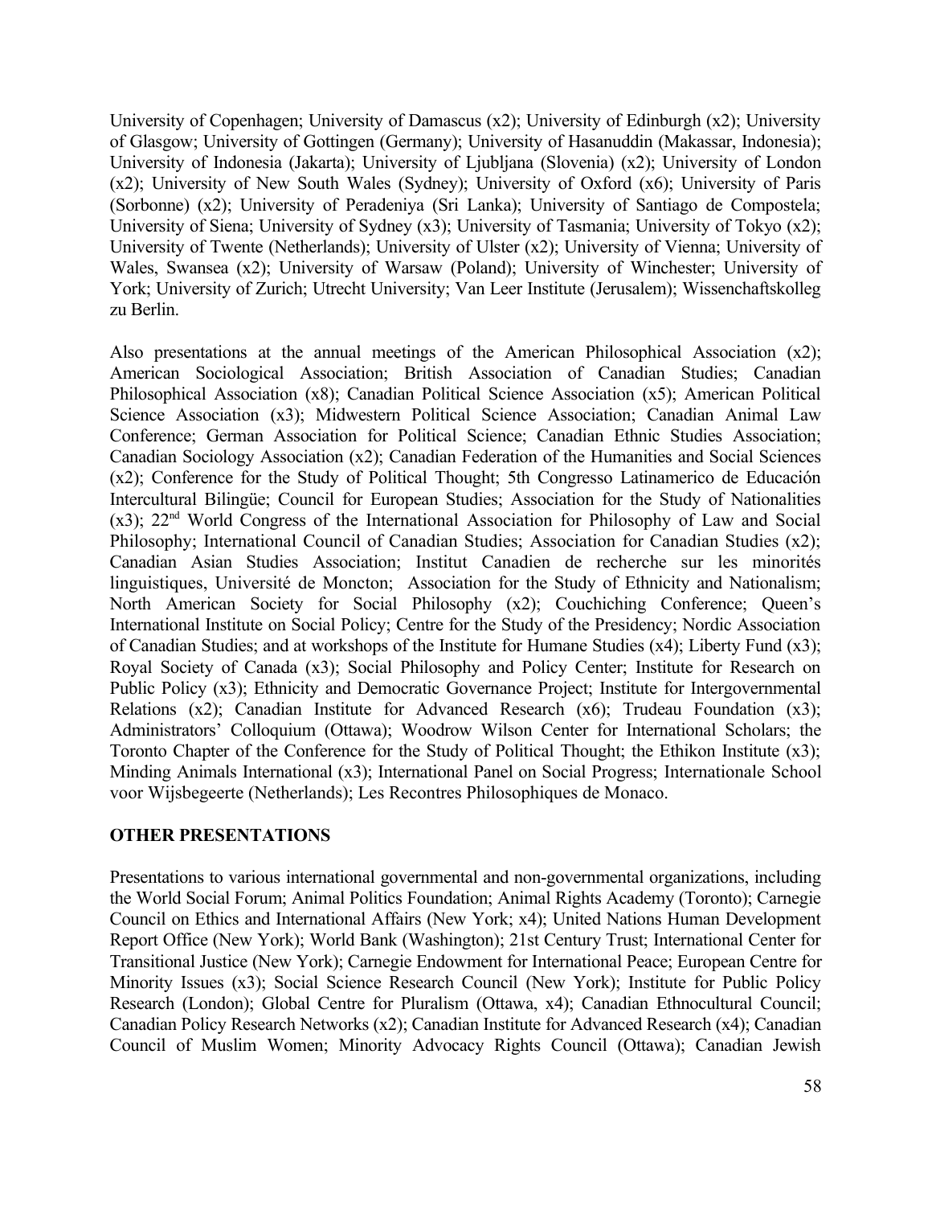University of Copenhagen; University of Damascus (x2); University of Edinburgh (x2); University of Glasgow; University of Gottingen (Germany); University of Hasanuddin (Makassar, Indonesia); University of Indonesia (Jakarta); University of Ljubljana (Slovenia) (x2); University of London (x2); University of New South Wales (Sydney); University of Oxford (x6); University of Paris (Sorbonne) (x2); University of Peradeniya (Sri Lanka); University of Santiago de Compostela; University of Siena; University of Sydney (x3); University of Tasmania; University of Tokyo (x2); University of Twente (Netherlands); University of Ulster (x2); University of Vienna; University of Wales, Swansea (x2); University of Warsaw (Poland); University of Winchester; University of York; University of Zurich; Utrecht University; Van Leer Institute (Jerusalem); Wissenchaftskolleg zu Berlin.

Also presentations at the annual meetings of the American Philosophical Association (x2); American Sociological Association; British Association of Canadian Studies; Canadian Philosophical Association (x8); Canadian Political Science Association (x5); American Political Science Association (x3); Midwestern Political Science Association; Canadian Animal Law Conference; German Association for Political Science; Canadian Ethnic Studies Association; Canadian Sociology Association (x2); Canadian Federation of the Humanities and Social Sciences (x2); Conference for the Study of Political Thought; 5th Congresso Latinamerico de Educación Intercultural Bilingüe; Council for European Studies; Association for the Study of Nationalities (x3); 22nd World Congress of the International Association for Philosophy of Law and Social Philosophy; International Council of Canadian Studies; Association for Canadian Studies (x2); Canadian Asian Studies Association; Institut Canadien de recherche sur les minorités linguistiques, Université de Moncton; Association for the Study of Ethnicity and Nationalism; North American Society for Social Philosophy (x2); Couchiching Conference; Queen's International Institute on Social Policy; Centre for the Study of the Presidency; Nordic Association of Canadian Studies; and at workshops of the Institute for Humane Studies (x4); Liberty Fund (x3); Royal Society of Canada (x3); Social Philosophy and Policy Center; Institute for Research on Public Policy (x3); Ethnicity and Democratic Governance Project; Institute for Intergovernmental Relations (x2); Canadian Institute for Advanced Research (x6); Trudeau Foundation (x3); Administrators' Colloquium (Ottawa); Woodrow Wilson Center for International Scholars; the Toronto Chapter of the Conference for the Study of Political Thought; the Ethikon Institute (x3); Minding Animals International (x3); International Panel on Social Progress; Internationale School voor Wijsbegeerte (Netherlands); Les Recontres Philosophiques de Monaco.

## OTHER PRESENTATIONS

Presentations to various international governmental and non-governmental organizations, including the World Social Forum; Animal Politics Foundation; Animal Rights Academy (Toronto); Carnegie Council on Ethics and International Affairs (New York; x4); United Nations Human Development Report Office (New York); World Bank (Washington); 21st Century Trust; International Center for Transitional Justice (New York); Carnegie Endowment for International Peace; European Centre for Minority Issues (x3); Social Science Research Council (New York); Institute for Public Policy Research (London); Global Centre for Pluralism (Ottawa, x4); Canadian Ethnocultural Council; Canadian Policy Research Networks (x2); Canadian Institute for Advanced Research (x4); Canadian Council of Muslim Women; Minority Advocacy Rights Council (Ottawa); Canadian Jewish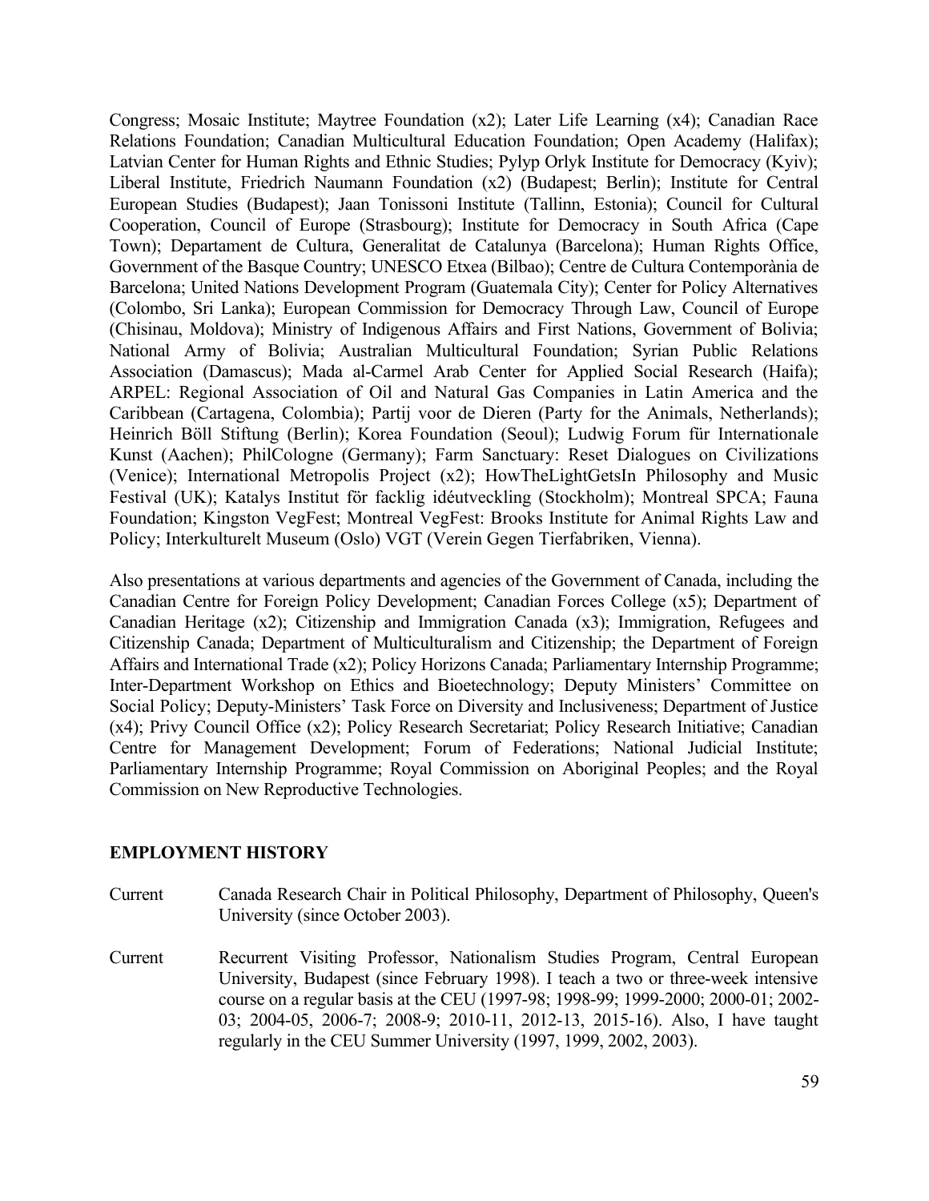Congress; Mosaic Institute; Maytree Foundation (x2); Later Life Learning (x4); Canadian Race Relations Foundation; Canadian Multicultural Education Foundation; Open Academy (Halifax); Latvian Center for Human Rights and Ethnic Studies; Pylyp Orlyk Institute for Democracy (Kyiv); Liberal Institute, Friedrich Naumann Foundation (x2) (Budapest; Berlin); Institute for Central European Studies (Budapest); Jaan Tonissoni Institute (Tallinn, Estonia); Council for Cultural Cooperation, Council of Europe (Strasbourg); Institute for Democracy in South Africa (Cape Town); Departament de Cultura, Generalitat de Catalunya (Barcelona); Human Rights Office, Government of the Basque Country; UNESCO Etxea (Bilbao); Centre de Cultura Contemporània de Barcelona; United Nations Development Program (Guatemala City); Center for Policy Alternatives (Colombo, Sri Lanka); European Commission for Democracy Through Law, Council of Europe (Chisinau, Moldova); Ministry of Indigenous Affairs and First Nations, Government of Bolivia; National Army of Bolivia; Australian Multicultural Foundation; Syrian Public Relations Association (Damascus); Mada al-Carmel Arab Center for Applied Social Research (Haifa); ARPEL: Regional Association of Oil and Natural Gas Companies in Latin America and the Caribbean (Cartagena, Colombia); Partij voor de Dieren (Party for the Animals, Netherlands); Heinrich Böll Stiftung (Berlin); Korea Foundation (Seoul); Ludwig Forum für Internationale Kunst (Aachen); PhilCologne (Germany); Farm Sanctuary: Reset Dialogues on Civilizations (Venice); International Metropolis Project (x2); HowTheLightGetsIn Philosophy and Music Festival (UK); Katalys Institut för facklig idéutveckling (Stockholm); Montreal SPCA; Fauna Foundation; Kingston VegFest; Montreal VegFest: Brooks Institute for Animal Rights Law and Policy; Interkulturelt Museum (Oslo) VGT (Verein Gegen Tierfabriken, Vienna).

Also presentations at various departments and agencies of the Government of Canada, including the Canadian Centre for Foreign Policy Development; Canadian Forces College (x5); Department of Canadian Heritage (x2); Citizenship and Immigration Canada (x3); Immigration, Refugees and Citizenship Canada; Department of Multiculturalism and Citizenship; the Department of Foreign Affairs and International Trade (x2); Policy Horizons Canada; Parliamentary Internship Programme; Inter-Department Workshop on Ethics and Bioetechnology; Deputy Ministers' Committee on Social Policy; Deputy-Ministers' Task Force on Diversity and Inclusiveness; Department of Justice (x4); Privy Council Office (x2); Policy Research Secretariat; Policy Research Initiative; Canadian Centre for Management Development; Forum of Federations; National Judicial Institute; Parliamentary Internship Programme; Royal Commission on Aboriginal Peoples; and the Royal Commission on New Reproductive Technologies.

## EMPLOYMENT HISTORY

Current — Canada Research Chair in Political Philosophy, Department of Philosophy, Queen's University (since October 2003).

Current — Recurrent Visiting Professor, Nationalism Studies Program, Central European University, Budapest (since February 1998). I teach a two or three-week intensive course on a regular basis at the CEU (1997-98; 1998-99; 1999-2000; 2000-01; 2002-03; 2004-05, 2006-7; 2008-9; 2010-11, 2012-13, 2015-16). Also, I have taught regularly in the CEU Summer University (1997, 1999, 2002, 2003).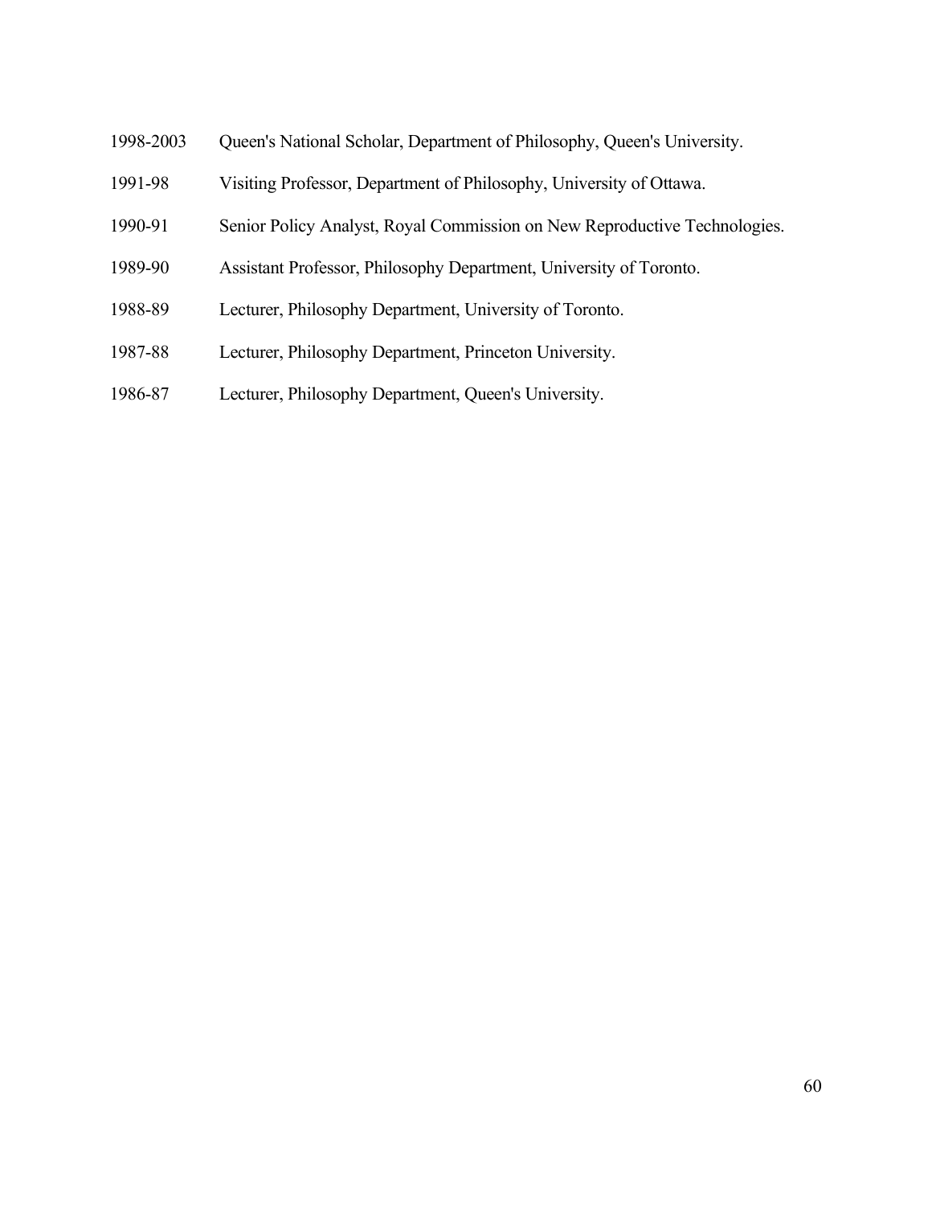1998-2003 Queen's National Scholar, Department of Philosophy, Queen's University.

1991-98 Visiting Professor, Department of Philosophy, University of Ottawa.

1990-91 Senior Policy Analyst, Royal Commission on New Reproductive Technologies.

1989-90 Assistant Professor, Philosophy Department, University of Toronto.

1988-89 Lecturer, Philosophy Department, University of Toronto.

1987-88 Lecturer, Philosophy Department, Princeton University.

1986-87 Lecturer, Philosophy Department, Queen's University.